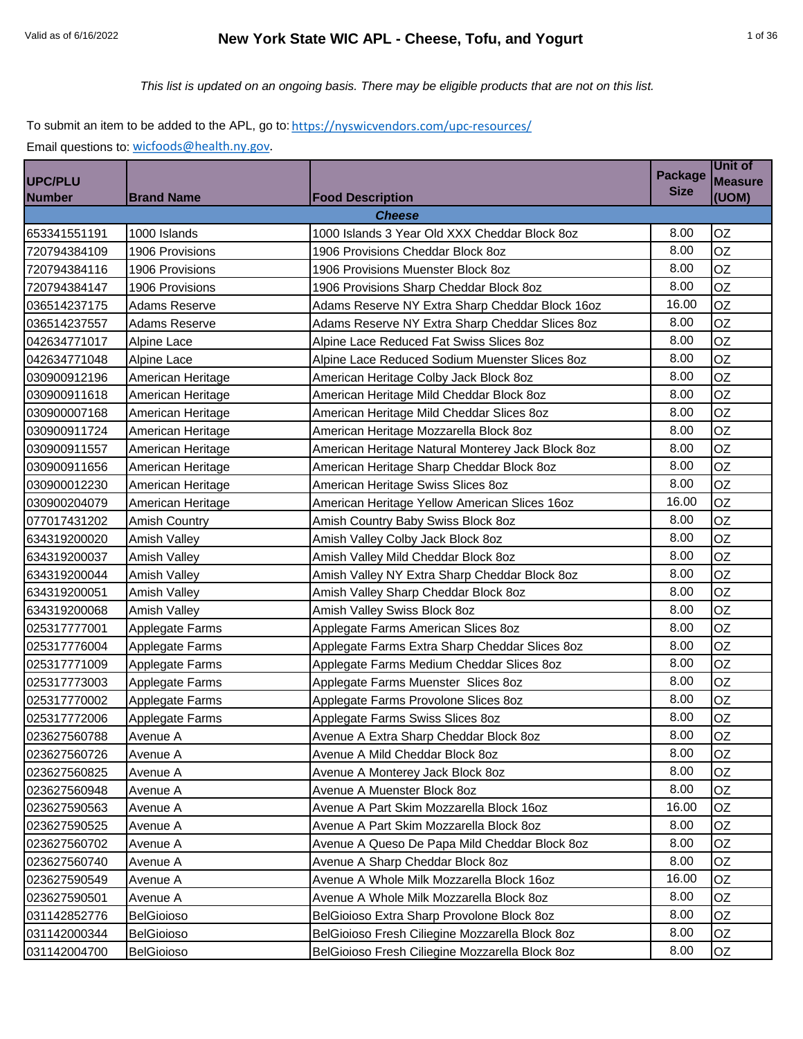# New York State WIC APL - Cheese, Tofu, and Yogurt

Valid as of 6/16/2022

*This list is updated on an ongoing basis. There may be eligible products that are not on this list.*

To submit an item to be added to the APL, go to: https://nyswicvendors.com/upc-resources/

Email questions to: wicfoods@health.ny.gov.

| UPC/PLU Number | Brand Name | Food Description | Package Size | Unit of Measure (UOM) |
|---|---|---|---|---|
| | | ***Cheese*** | | |
| 653341551191 | 1000 Islands | 1000 Islands 3 Year Old XXX Cheddar Block 8oz | 8.00 | OZ |
| 720794384109 | 1906 Provisions | 1906 Provisions Cheddar Block 8oz | 8.00 | OZ |
| 720794384116 | 1906 Provisions | 1906 Provisions Muenster Block 8oz | 8.00 | OZ |
| 720794384147 | 1906 Provisions | 1906 Provisions Sharp Cheddar Block 8oz | 8.00 | OZ |
| 036514237175 | Adams Reserve | Adams Reserve NY Extra Sharp Cheddar Block 16oz | 16.00 | OZ |
| 036514237557 | Adams Reserve | Adams Reserve NY Extra Sharp Cheddar Slices 8oz | 8.00 | OZ |
| 042634771017 | Alpine Lace | Alpine Lace Reduced Fat Swiss Slices 8oz | 8.00 | OZ |
| 042634771048 | Alpine Lace | Alpine Lace Reduced Sodium Muenster Slices 8oz | 8.00 | OZ |
| 030900912196 | American Heritage | American Heritage Colby Jack Block 8oz | 8.00 | OZ |
| 030900911618 | American Heritage | American Heritage Mild Cheddar Block 8oz | 8.00 | OZ |
| 030900007168 | American Heritage | American Heritage Mild Cheddar Slices 8oz | 8.00 | OZ |
| 030900911724 | American Heritage | American Heritage Mozzarella Block 8oz | 8.00 | OZ |
| 030900911557 | American Heritage | American Heritage Natural Monterey Jack Block 8oz | 8.00 | OZ |
| 030900911656 | American Heritage | American Heritage Sharp Cheddar Block 8oz | 8.00 | OZ |
| 030900012230 | American Heritage | American Heritage Swiss Slices 8oz | 8.00 | OZ |
| 030900204079 | American Heritage | American Heritage Yellow American Slices 16oz | 16.00 | OZ |
| 077017431202 | Amish Country | Amish Country Baby Swiss Block 8oz | 8.00 | OZ |
| 634319200020 | Amish Valley | Amish Valley Colby Jack Block 8oz | 8.00 | OZ |
| 634319200037 | Amish Valley | Amish Valley Mild Cheddar Block 8oz | 8.00 | OZ |
| 634319200044 | Amish Valley | Amish Valley NY Extra Sharp Cheddar Block 8oz | 8.00 | OZ |
| 634319200051 | Amish Valley | Amish Valley Sharp Cheddar Block 8oz | 8.00 | OZ |
| 634319200068 | Amish Valley | Amish Valley Swiss Block 8oz | 8.00 | OZ |
| 025317777001 | Applegate Farms | Applegate Farms American Slices 8oz | 8.00 | OZ |
| 025317776004 | Applegate Farms | Applegate Farms Extra Sharp Cheddar Slices 8oz | 8.00 | OZ |
| 025317771009 | Applegate Farms | Applegate Farms Medium Cheddar Slices 8oz | 8.00 | OZ |
| 025317773003 | Applegate Farms | Applegate Farms Muenster Slices 8oz | 8.00 | OZ |
| 025317770002 | Applegate Farms | Applegate Farms Provolone Slices 8oz | 8.00 | OZ |
| 025317772006 | Applegate Farms | Applegate Farms Swiss Slices 8oz | 8.00 | OZ |
| 023627560788 | Avenue A | Avenue A Extra Sharp Cheddar Block 8oz | 8.00 | OZ |
| 023627560726 | Avenue A | Avenue A Mild Cheddar Block 8oz | 8.00 | OZ |
| 023627560825 | Avenue A | Avenue A Monterey Jack Block 8oz | 8.00 | OZ |
| 023627560948 | Avenue A | Avenue A Muenster Block 8oz | 8.00 | OZ |
| 023627590563 | Avenue A | Avenue A Part Skim Mozzarella Block 16oz | 16.00 | OZ |
| 023627590525 | Avenue A | Avenue A Part Skim Mozzarella Block 8oz | 8.00 | OZ |
| 023627560702 | Avenue A | Avenue A Queso De Papa Mild Cheddar Block 8oz | 8.00 | OZ |
| 023627560740 | Avenue A | Avenue A Sharp Cheddar Block 8oz | 8.00 | OZ |
| 023627590549 | Avenue A | Avenue A Whole Milk Mozzarella Block 16oz | 16.00 | OZ |
| 023627590501 | Avenue A | Avenue A Whole Milk Mozzarella Block 8oz | 8.00 | OZ |
| 031142852776 | BelGioioso | BelGioioso Extra Sharp Provolone Block 8oz | 8.00 | OZ |
| 031142000344 | BelGioioso | BelGioioso Fresh Ciliegine Mozzarella Block 8oz | 8.00 | OZ |
| 031142004700 | BelGioioso | BelGioioso Fresh Ciliegine Mozzarella Block 8oz | 8.00 | OZ |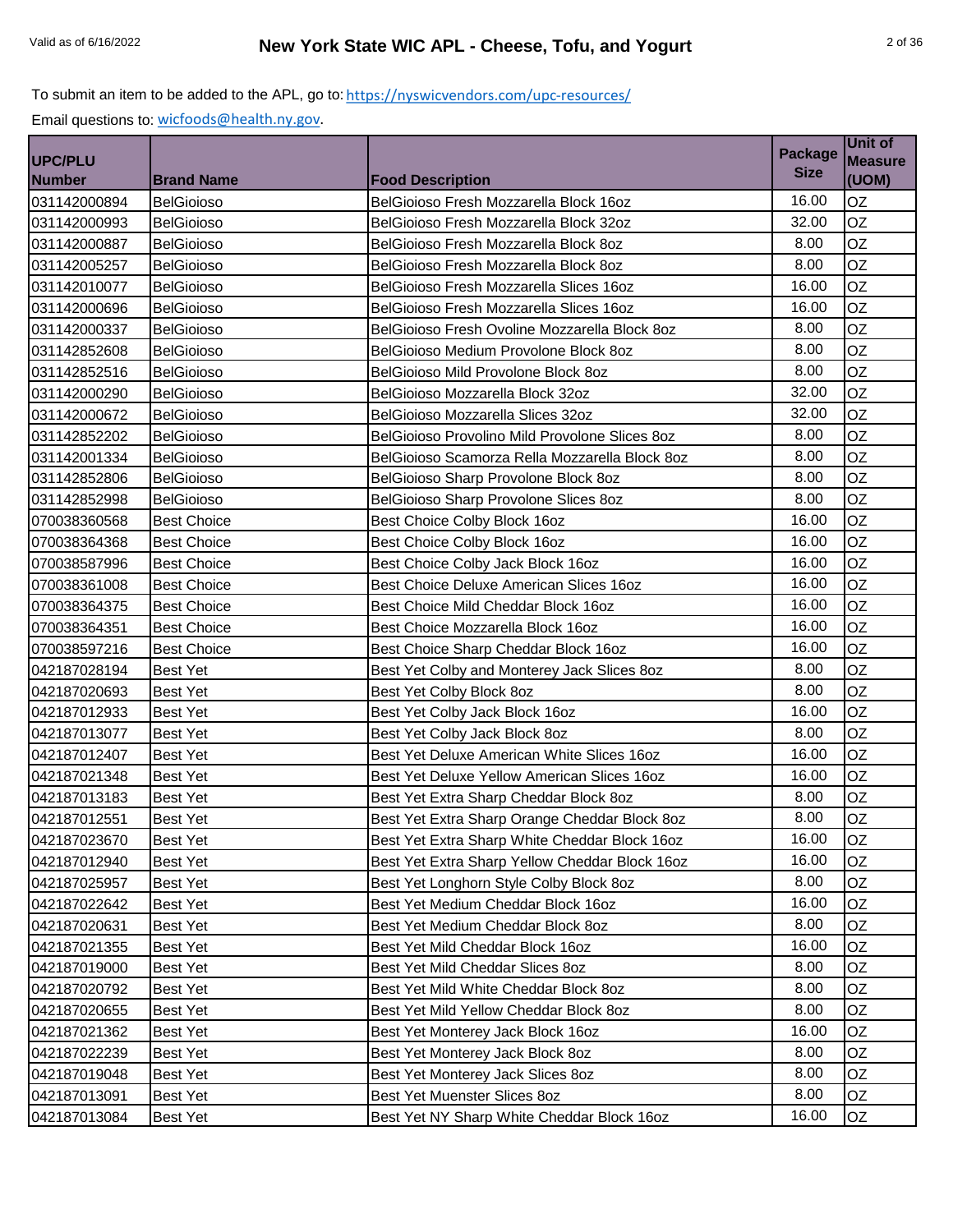To submit an item to be added to the APL, go to: https://nyswicvendors.com/upc-resources/

Email questions to: wicfoods@health.ny.gov.

| UPC/PLU Number | Brand Name | Food Description | Package Size | Unit of Measure (UOM) |
|---|---|---|---|---|
| 031142000894 | BelGioioso | BelGioioso Fresh Mozzarella Block 16oz | 16.00 | OZ |
| 031142000993 | BelGioioso | BelGioioso Fresh Mozzarella Block 32oz | 32.00 | OZ |
| 031142000887 | BelGioioso | BelGioioso Fresh Mozzarella Block 8oz | 8.00 | OZ |
| 031142005257 | BelGioioso | BelGioioso Fresh Mozzarella Block 8oz | 8.00 | OZ |
| 031142010077 | BelGioioso | BelGioioso Fresh Mozzarella Slices 16oz | 16.00 | OZ |
| 031142000696 | BelGioioso | BelGioioso Fresh Mozzarella Slices 16oz | 16.00 | OZ |
| 031142000337 | BelGioioso | BelGioioso Fresh Ovoline Mozzarella Block 8oz | 8.00 | OZ |
| 031142852608 | BelGioioso | BelGioioso Medium Provolone Block 8oz | 8.00 | OZ |
| 031142852516 | BelGioioso | BelGioioso Mild Provolone Block 8oz | 8.00 | OZ |
| 031142000290 | BelGioioso | BelGioioso Mozzarella Block 32oz | 32.00 | OZ |
| 031142000672 | BelGioioso | BelGioioso Mozzarella Slices 32oz | 32.00 | OZ |
| 031142852202 | BelGioioso | BelGioioso Provolino Mild Provolone Slices 8oz | 8.00 | OZ |
| 031142001334 | BelGioioso | BelGioioso Scamorza Rella Mozzarella Block 8oz | 8.00 | OZ |
| 031142852806 | BelGioioso | BelGioioso Sharp Provolone Block 8oz | 8.00 | OZ |
| 031142852998 | BelGioioso | BelGioioso Sharp Provolone Slices 8oz | 8.00 | OZ |
| 070038360568 | Best Choice | Best Choice Colby Block 16oz | 16.00 | OZ |
| 070038364368 | Best Choice | Best Choice Colby Block 16oz | 16.00 | OZ |
| 070038587996 | Best Choice | Best Choice Colby Jack Block 16oz | 16.00 | OZ |
| 070038361008 | Best Choice | Best Choice Deluxe American Slices 16oz | 16.00 | OZ |
| 070038364375 | Best Choice | Best Choice Mild Cheddar Block 16oz | 16.00 | OZ |
| 070038364351 | Best Choice | Best Choice Mozzarella Block 16oz | 16.00 | OZ |
| 070038597216 | Best Choice | Best Choice Sharp Cheddar Block 16oz | 16.00 | OZ |
| 042187028194 | Best Yet | Best Yet Colby and Monterey Jack Slices 8oz | 8.00 | OZ |
| 042187020693 | Best Yet | Best Yet Colby Block 8oz | 8.00 | OZ |
| 042187012933 | Best Yet | Best Yet Colby Jack Block 16oz | 16.00 | OZ |
| 042187013077 | Best Yet | Best Yet Colby Jack Block 8oz | 8.00 | OZ |
| 042187012407 | Best Yet | Best Yet Deluxe American White Slices 16oz | 16.00 | OZ |
| 042187021348 | Best Yet | Best Yet Deluxe Yellow American Slices 16oz | 16.00 | OZ |
| 042187013183 | Best Yet | Best Yet Extra Sharp Cheddar Block 8oz | 8.00 | OZ |
| 042187012551 | Best Yet | Best Yet Extra Sharp Orange Cheddar Block 8oz | 8.00 | OZ |
| 042187023670 | Best Yet | Best Yet Extra Sharp White Cheddar Block 16oz | 16.00 | OZ |
| 042187012940 | Best Yet | Best Yet Extra Sharp Yellow Cheddar Block 16oz | 16.00 | OZ |
| 042187025957 | Best Yet | Best Yet Longhorn Style Colby Block 8oz | 8.00 | OZ |
| 042187022642 | Best Yet | Best Yet Medium Cheddar Block 16oz | 16.00 | OZ |
| 042187020631 | Best Yet | Best Yet Medium Cheddar Block 8oz | 8.00 | OZ |
| 042187021355 | Best Yet | Best Yet Mild Cheddar Block 16oz | 16.00 | OZ |
| 042187019000 | Best Yet | Best Yet Mild Cheddar Slices 8oz | 8.00 | OZ |
| 042187020792 | Best Yet | Best Yet Mild White Cheddar Block 8oz | 8.00 | OZ |
| 042187020655 | Best Yet | Best Yet Mild Yellow Cheddar Block 8oz | 8.00 | OZ |
| 042187021362 | Best Yet | Best Yet Monterey Jack Block 16oz | 16.00 | OZ |
| 042187022239 | Best Yet | Best Yet Monterey Jack Block 8oz | 8.00 | OZ |
| 042187019048 | Best Yet | Best Yet Monterey Jack Slices 8oz | 8.00 | OZ |
| 042187013091 | Best Yet | Best Yet Muenster Slices 8oz | 8.00 | OZ |
| 042187013084 | Best Yet | Best Yet NY Sharp White Cheddar Block 16oz | 16.00 | OZ |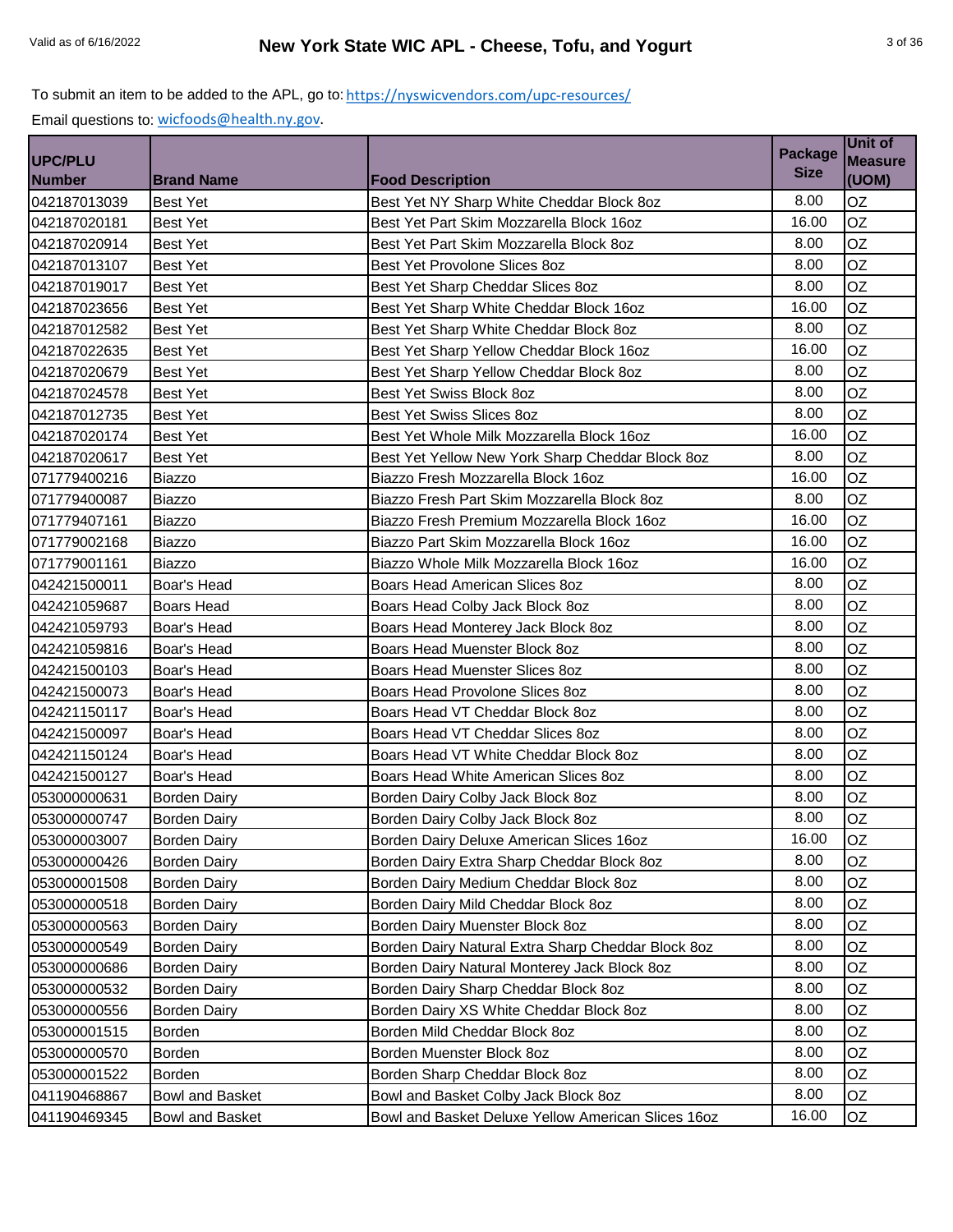To submit an item to be added to the APL, go to: https://nyswicvendors.com/upc-resources/

Email questions to: wicfoods@health.ny.gov.

| UPC/PLU Number | Brand Name | Food Description | Package Size | Unit of Measure (UOM) |
|---|---|---|---|---|
| 042187013039 | Best Yet | Best Yet NY Sharp White Cheddar Block 8oz | 8.00 | OZ |
| 042187020181 | Best Yet | Best Yet Part Skim Mozzarella Block 16oz | 16.00 | OZ |
| 042187020914 | Best Yet | Best Yet Part Skim Mozzarella Block 8oz | 8.00 | OZ |
| 042187013107 | Best Yet | Best Yet Provolone Slices 8oz | 8.00 | OZ |
| 042187019017 | Best Yet | Best Yet Sharp Cheddar Slices 8oz | 8.00 | OZ |
| 042187023656 | Best Yet | Best Yet Sharp White Cheddar Block 16oz | 16.00 | OZ |
| 042187012582 | Best Yet | Best Yet Sharp White Cheddar Block 8oz | 8.00 | OZ |
| 042187022635 | Best Yet | Best Yet Sharp Yellow Cheddar Block 16oz | 16.00 | OZ |
| 042187020679 | Best Yet | Best Yet Sharp Yellow Cheddar Block 8oz | 8.00 | OZ |
| 042187024578 | Best Yet | Best Yet Swiss Block 8oz | 8.00 | OZ |
| 042187012735 | Best Yet | Best Yet Swiss Slices 8oz | 8.00 | OZ |
| 042187020174 | Best Yet | Best Yet Whole Milk Mozzarella Block 16oz | 16.00 | OZ |
| 042187020617 | Best Yet | Best Yet Yellow New York Sharp Cheddar Block 8oz | 8.00 | OZ |
| 071779400216 | Biazzo | Biazzo Fresh Mozzarella Block 16oz | 16.00 | OZ |
| 071779400087 | Biazzo | Biazzo Fresh Part Skim Mozzarella Block 8oz | 8.00 | OZ |
| 071779407161 | Biazzo | Biazzo Fresh Premium Mozzarella Block 16oz | 16.00 | OZ |
| 071779002168 | Biazzo | Biazzo Part Skim Mozzarella Block 16oz | 16.00 | OZ |
| 071779001161 | Biazzo | Biazzo Whole Milk Mozzarella Block 16oz | 16.00 | OZ |
| 042421500011 | Boar's Head | Boars Head American Slices 8oz | 8.00 | OZ |
| 042421059687 | Boars Head | Boars Head Colby Jack Block 8oz | 8.00 | OZ |
| 042421059793 | Boar's Head | Boars Head Monterey Jack Block 8oz | 8.00 | OZ |
| 042421059816 | Boar's Head | Boars Head Muenster Block 8oz | 8.00 | OZ |
| 042421500103 | Boar's Head | Boars Head Muenster Slices 8oz | 8.00 | OZ |
| 042421500073 | Boar's Head | Boars Head Provolone Slices 8oz | 8.00 | OZ |
| 042421150117 | Boar's Head | Boars Head VT Cheddar Block 8oz | 8.00 | OZ |
| 042421500097 | Boar's Head | Boars Head VT Cheddar Slices 8oz | 8.00 | OZ |
| 042421150124 | Boar's Head | Boars Head VT White Cheddar Block 8oz | 8.00 | OZ |
| 042421500127 | Boar's Head | Boars Head White American Slices 8oz | 8.00 | OZ |
| 053000000631 | Borden Dairy | Borden Dairy Colby Jack Block 8oz | 8.00 | OZ |
| 053000000747 | Borden Dairy | Borden Dairy Colby Jack Block 8oz | 8.00 | OZ |
| 053000003007 | Borden Dairy | Borden Dairy Deluxe American Slices 16oz | 16.00 | OZ |
| 053000000426 | Borden Dairy | Borden Dairy Extra Sharp Cheddar Block 8oz | 8.00 | OZ |
| 053000001508 | Borden Dairy | Borden Dairy Medium Cheddar Block 8oz | 8.00 | OZ |
| 053000000518 | Borden Dairy | Borden Dairy Mild Cheddar Block 8oz | 8.00 | OZ |
| 053000000563 | Borden Dairy | Borden Dairy Muenster Block 8oz | 8.00 | OZ |
| 053000000549 | Borden Dairy | Borden Dairy Natural Extra Sharp Cheddar Block 8oz | 8.00 | OZ |
| 053000000686 | Borden Dairy | Borden Dairy Natural Monterey Jack Block 8oz | 8.00 | OZ |
| 053000000532 | Borden Dairy | Borden Dairy Sharp Cheddar Block 8oz | 8.00 | OZ |
| 053000000556 | Borden Dairy | Borden Dairy XS White Cheddar Block 8oz | 8.00 | OZ |
| 053000001515 | Borden | Borden Mild Cheddar Block 8oz | 8.00 | OZ |
| 053000000570 | Borden | Borden Muenster Block 8oz | 8.00 | OZ |
| 053000001522 | Borden | Borden Sharp Cheddar Block 8oz | 8.00 | OZ |
| 041190468867 | Bowl and Basket | Bowl and Basket Colby Jack Block 8oz | 8.00 | OZ |
| 041190469345 | Bowl and Basket | Bowl and Basket Deluxe Yellow American Slices 16oz | 16.00 | OZ |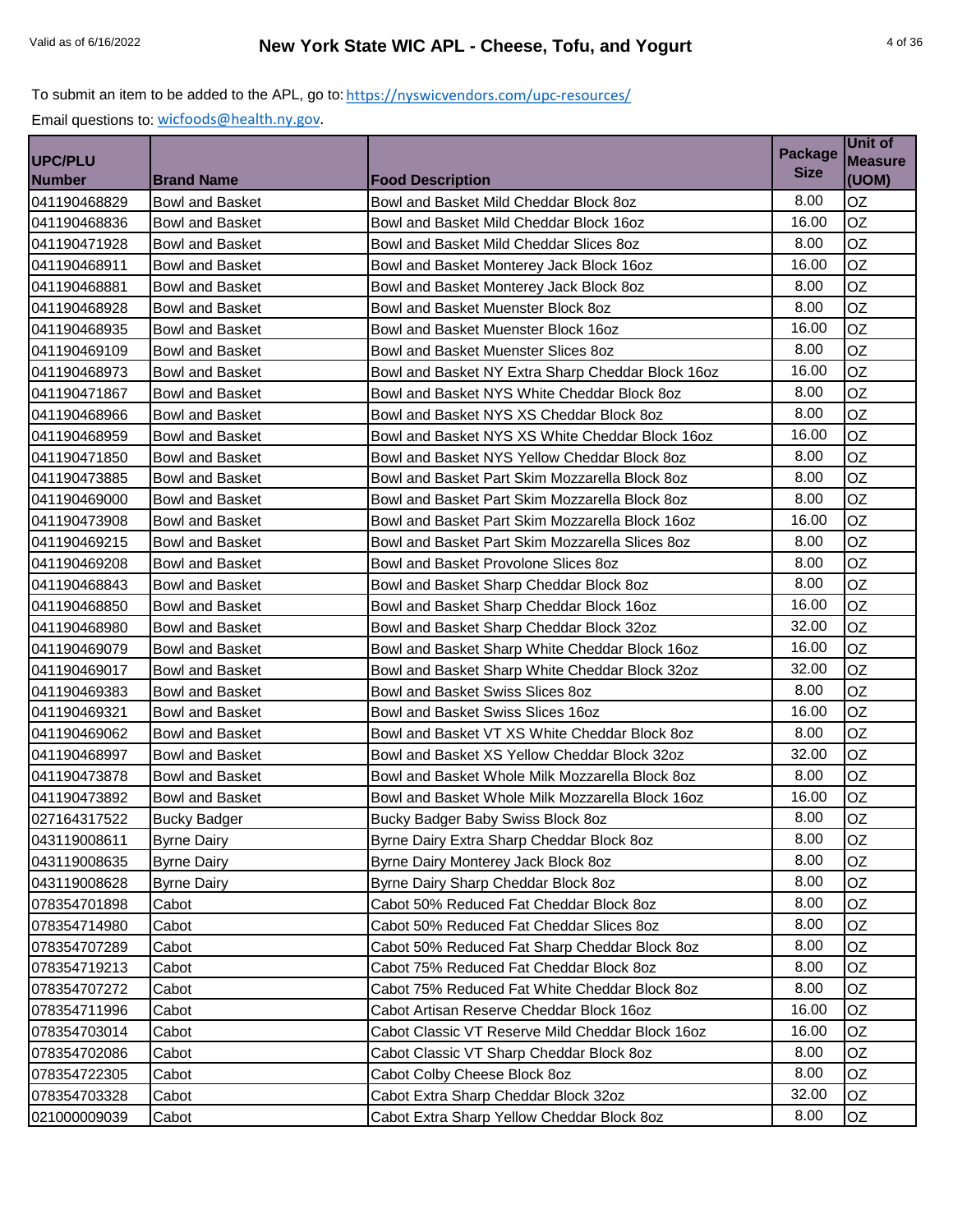To submit an item to be added to the APL, go to: https://nyswicvendors.com/upc-resources/

Email questions to: wicfoods@health.ny.gov.

| UPC/PLU Number | Brand Name | Food Description | Package Size | Unit of Measure (UOM) |
|---|---|---|---|---|
| 041190468829 | Bowl and Basket | Bowl and Basket Mild Cheddar Block 8oz | 8.00 | OZ |
| 041190468836 | Bowl and Basket | Bowl and Basket Mild Cheddar Block 16oz | 16.00 | OZ |
| 041190471928 | Bowl and Basket | Bowl and Basket Mild Cheddar Slices 8oz | 8.00 | OZ |
| 041190468911 | Bowl and Basket | Bowl and Basket Monterey Jack Block 16oz | 16.00 | OZ |
| 041190468881 | Bowl and Basket | Bowl and Basket Monterey Jack Block 8oz | 8.00 | OZ |
| 041190468928 | Bowl and Basket | Bowl and Basket Muenster Block 8oz | 8.00 | OZ |
| 041190468935 | Bowl and Basket | Bowl and Basket Muenster Block 16oz | 16.00 | OZ |
| 041190469109 | Bowl and Basket | Bowl and Basket Muenster Slices 8oz | 8.00 | OZ |
| 041190468973 | Bowl and Basket | Bowl and Basket NY Extra Sharp Cheddar Block 16oz | 16.00 | OZ |
| 041190471867 | Bowl and Basket | Bowl and Basket NYS White Cheddar Block 8oz | 8.00 | OZ |
| 041190468966 | Bowl and Basket | Bowl and Basket NYS XS Cheddar Block 8oz | 8.00 | OZ |
| 041190468959 | Bowl and Basket | Bowl and Basket NYS XS White Cheddar Block 16oz | 16.00 | OZ |
| 041190471850 | Bowl and Basket | Bowl and Basket NYS Yellow Cheddar Block 8oz | 8.00 | OZ |
| 041190473885 | Bowl and Basket | Bowl and Basket Part Skim Mozzarella Block 8oz | 8.00 | OZ |
| 041190469000 | Bowl and Basket | Bowl and Basket Part Skim Mozzarella Block 8oz | 8.00 | OZ |
| 041190473908 | Bowl and Basket | Bowl and Basket Part Skim Mozzarella Block 16oz | 16.00 | OZ |
| 041190469215 | Bowl and Basket | Bowl and Basket Part Skim Mozzarella Slices 8oz | 8.00 | OZ |
| 041190469208 | Bowl and Basket | Bowl and Basket Provolone Slices 8oz | 8.00 | OZ |
| 041190468843 | Bowl and Basket | Bowl and Basket Sharp Cheddar Block 8oz | 8.00 | OZ |
| 041190468850 | Bowl and Basket | Bowl and Basket Sharp Cheddar Block 16oz | 16.00 | OZ |
| 041190468980 | Bowl and Basket | Bowl and Basket Sharp Cheddar Block 32oz | 32.00 | OZ |
| 041190469079 | Bowl and Basket | Bowl and Basket Sharp White Cheddar Block 16oz | 16.00 | OZ |
| 041190469017 | Bowl and Basket | Bowl and Basket Sharp White Cheddar Block 32oz | 32.00 | OZ |
| 041190469383 | Bowl and Basket | Bowl and Basket Swiss Slices 8oz | 8.00 | OZ |
| 041190469321 | Bowl and Basket | Bowl and Basket Swiss Slices 16oz | 16.00 | OZ |
| 041190469062 | Bowl and Basket | Bowl and Basket VT XS White Cheddar Block 8oz | 8.00 | OZ |
| 041190468997 | Bowl and Basket | Bowl and Basket XS Yellow Cheddar Block 32oz | 32.00 | OZ |
| 041190473878 | Bowl and Basket | Bowl and Basket Whole Milk Mozzarella Block 8oz | 8.00 | OZ |
| 041190473892 | Bowl and Basket | Bowl and Basket Whole Milk Mozzarella Block 16oz | 16.00 | OZ |
| 027164317522 | Bucky Badger | Bucky Badger Baby Swiss Block 8oz | 8.00 | OZ |
| 043119008611 | Byrne Dairy | Byrne Dairy Extra Sharp Cheddar Block 8oz | 8.00 | OZ |
| 043119008635 | Byrne Dairy | Byrne Dairy Monterey Jack Block 8oz | 8.00 | OZ |
| 043119008628 | Byrne Dairy | Byrne Dairy Sharp Cheddar Block 8oz | 8.00 | OZ |
| 078354701898 | Cabot | Cabot 50% Reduced Fat Cheddar Block 8oz | 8.00 | OZ |
| 078354714980 | Cabot | Cabot 50% Reduced Fat Cheddar Slices 8oz | 8.00 | OZ |
| 078354707289 | Cabot | Cabot 50% Reduced Fat Sharp Cheddar Block 8oz | 8.00 | OZ |
| 078354719213 | Cabot | Cabot 75% Reduced Fat Cheddar Block 8oz | 8.00 | OZ |
| 078354707272 | Cabot | Cabot 75% Reduced Fat White Cheddar Block 8oz | 8.00 | OZ |
| 078354711996 | Cabot | Cabot Artisan Reserve Cheddar Block 16oz | 16.00 | OZ |
| 078354703014 | Cabot | Cabot Classic VT Reserve Mild Cheddar Block 16oz | 16.00 | OZ |
| 078354702086 | Cabot | Cabot Classic VT Sharp Cheddar Block 8oz | 8.00 | OZ |
| 078354722305 | Cabot | Cabot Colby Cheese Block 8oz | 8.00 | OZ |
| 078354703328 | Cabot | Cabot Extra Sharp Cheddar Block 32oz | 32.00 | OZ |
| 021000009039 | Cabot | Cabot Extra Sharp Yellow Cheddar Block 8oz | 8.00 | OZ |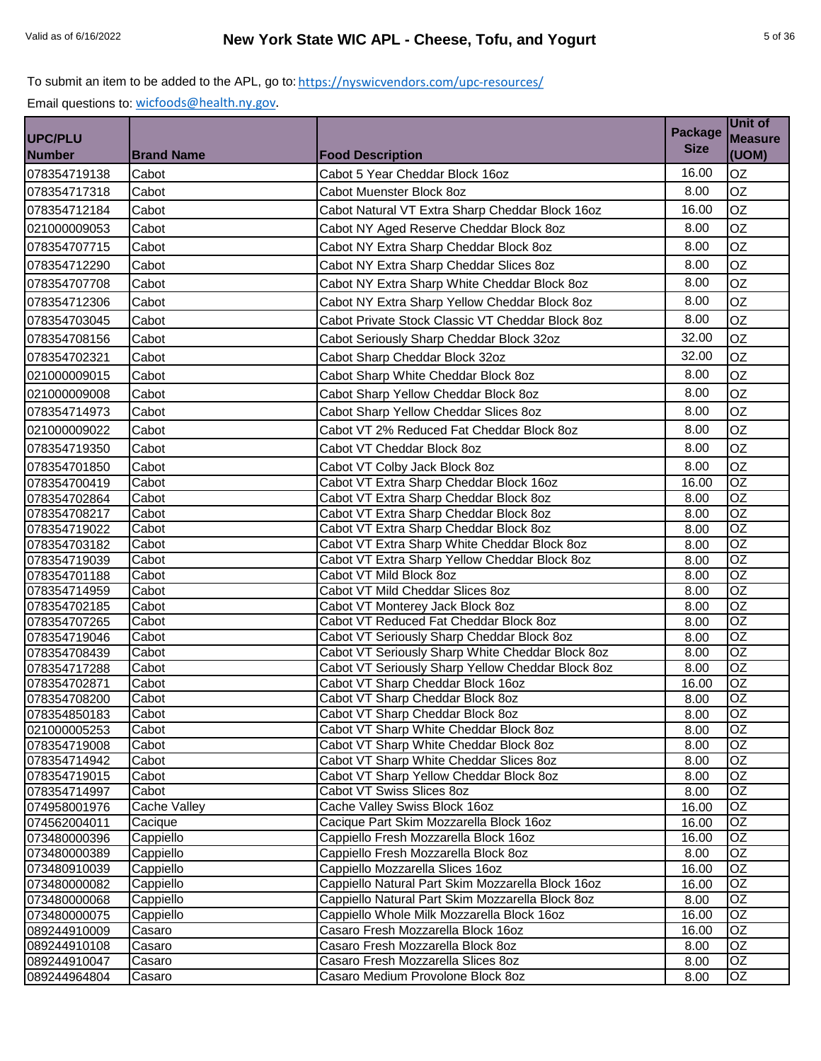To submit an item to be added to the APL, go to: https://nyswicvendors.com/upc-resources/

Email questions to: wicfoods@health.ny.gov.

| UPC/PLU Number | Brand Name | Food Description | Package Size | Unit of Measure (UOM) |
|---|---|---|---|---|
| 078354719138 | Cabot | Cabot 5 Year Cheddar Block 16oz | 16.00 | OZ |
| 078354717318 | Cabot | Cabot Muenster Block 8oz | 8.00 | OZ |
| 078354712184 | Cabot | Cabot Natural VT Extra Sharp Cheddar Block 16oz | 16.00 | OZ |
| 021000009053 | Cabot | Cabot NY Aged Reserve Cheddar Block 8oz | 8.00 | OZ |
| 078354707715 | Cabot | Cabot NY Extra Sharp Cheddar Block 8oz | 8.00 | OZ |
| 078354712290 | Cabot | Cabot NY Extra Sharp Cheddar Slices 8oz | 8.00 | OZ |
| 078354707708 | Cabot | Cabot NY Extra Sharp White Cheddar Block 8oz | 8.00 | OZ |
| 078354712306 | Cabot | Cabot NY Extra Sharp Yellow Cheddar Block 8oz | 8.00 | OZ |
| 078354703045 | Cabot | Cabot Private Stock Classic VT Cheddar Block 8oz | 8.00 | OZ |
| 078354708156 | Cabot | Cabot Seriously Sharp Cheddar Block 32oz | 32.00 | OZ |
| 078354702321 | Cabot | Cabot Sharp Cheddar Block 32oz | 32.00 | OZ |
| 021000009015 | Cabot | Cabot Sharp White Cheddar Block 8oz | 8.00 | OZ |
| 021000009008 | Cabot | Cabot Sharp Yellow Cheddar Block 8oz | 8.00 | OZ |
| 078354714973 | Cabot | Cabot Sharp Yellow Cheddar Slices 8oz | 8.00 | OZ |
| 021000009022 | Cabot | Cabot VT 2% Reduced Fat Cheddar Block 8oz | 8.00 | OZ |
| 078354719350 | Cabot | Cabot VT Cheddar Block 8oz | 8.00 | OZ |
| 078354701850 | Cabot | Cabot VT Colby Jack Block 8oz | 8.00 | OZ |
| 078354700419 | Cabot | Cabot VT Extra Sharp Cheddar Block 16oz | 16.00 | OZ |
| 078354702864 | Cabot | Cabot VT Extra Sharp Cheddar Block 8oz | 8.00 | OZ |
| 078354708217 | Cabot | Cabot VT Extra Sharp Cheddar Block 8oz | 8.00 | OZ |
| 078354719022 | Cabot | Cabot VT Extra Sharp Cheddar Block 8oz | 8.00 | OZ |
| 078354703182 | Cabot | Cabot VT Extra Sharp White Cheddar Block 8oz | 8.00 | OZ |
| 078354719039 | Cabot | Cabot VT Extra Sharp Yellow Cheddar Block 8oz | 8.00 | OZ |
| 078354701188 | Cabot | Cabot VT Mild Block 8oz | 8.00 | OZ |
| 078354714959 | Cabot | Cabot VT Mild Cheddar Slices 8oz | 8.00 | OZ |
| 078354702185 | Cabot | Cabot VT Monterey Jack Block 8oz | 8.00 | OZ |
| 078354707265 | Cabot | Cabot VT Reduced Fat Cheddar Block 8oz | 8.00 | OZ |
| 078354719046 | Cabot | Cabot VT Seriously Sharp Cheddar Block 8oz | 8.00 | OZ |
| 078354708439 | Cabot | Cabot VT Seriously Sharp White Cheddar Block 8oz | 8.00 | OZ |
| 078354717288 | Cabot | Cabot VT Seriously Sharp Yellow Cheddar Block 8oz | 8.00 | OZ |
| 078354702871 | Cabot | Cabot VT Sharp Cheddar Block 16oz | 16.00 | OZ |
| 078354708200 | Cabot | Cabot VT Sharp Cheddar Block 8oz | 8.00 | OZ |
| 078354850183 | Cabot | Cabot VT Sharp Cheddar Block 8oz | 8.00 | OZ |
| 021000005253 | Cabot | Cabot VT Sharp White Cheddar Block 8oz | 8.00 | OZ |
| 078354719008 | Cabot | Cabot VT Sharp White Cheddar Block 8oz | 8.00 | OZ |
| 078354714942 | Cabot | Cabot VT Sharp White Cheddar Slices 8oz | 8.00 | OZ |
| 078354719015 | Cabot | Cabot VT Sharp Yellow Cheddar Block 8oz | 8.00 | OZ |
| 078354714997 | Cabot | Cabot VT Swiss Slices 8oz | 8.00 | OZ |
| 074958001976 | Cache Valley | Cache Valley Swiss Block 16oz | 16.00 | OZ |
| 074562004011 | Cacique | Cacique Part Skim Mozzarella Block 16oz | 16.00 | OZ |
| 073480000396 | Cappiello | Cappiello Fresh Mozzarella Block 16oz | 16.00 | OZ |
| 073480000389 | Cappiello | Cappiello Fresh Mozzarella Block 8oz | 8.00 | OZ |
| 073480910039 | Cappiello | Cappiello Mozzarella Slices 16oz | 16.00 | OZ |
| 073480000082 | Cappiello | Cappiello Natural Part Skim Mozzarella Block 16oz | 16.00 | OZ |
| 073480000068 | Cappiello | Cappiello Natural Part Skim Mozzarella Block 8oz | 8.00 | OZ |
| 073480000075 | Cappiello | Cappiello Whole Milk Mozzarella Block 16oz | 16.00 | OZ |
| 089244910009 | Casaro | Casaro Fresh Mozzarella Block 16oz | 16.00 | OZ |
| 089244910108 | Casaro | Casaro Fresh Mozzarella Block 8oz | 8.00 | OZ |
| 089244910047 | Casaro | Casaro Fresh Mozzarella Slices 8oz | 8.00 | OZ |
| 089244964804 | Casaro | Casaro Medium Provolone Block 8oz | 8.00 | OZ |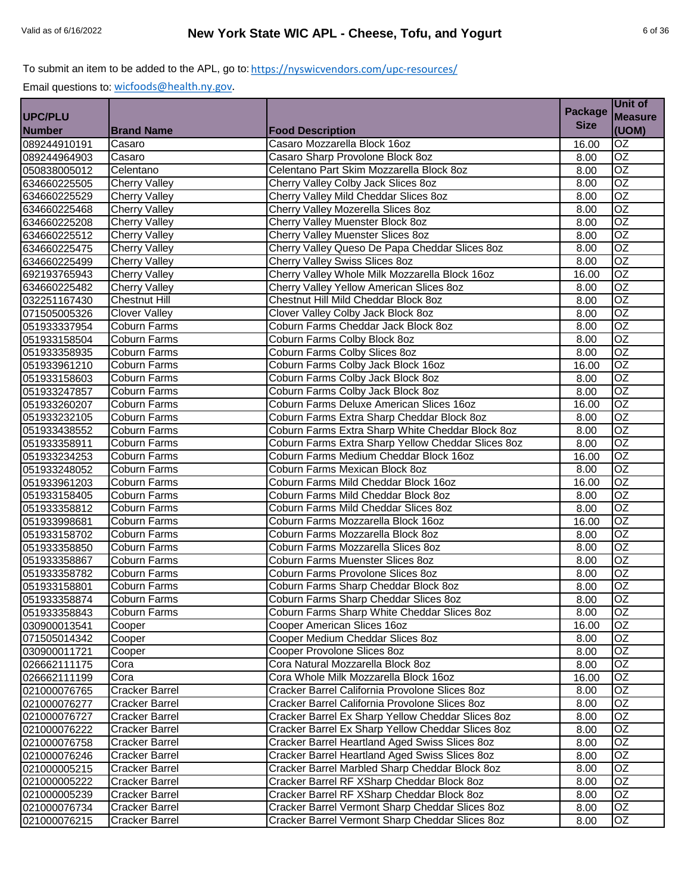To submit an item to be added to the APL, go to: https://nyswicvendors.com/upc-resources/

Email questions to: wicfoods@health.ny.gov.

| UPC/PLU Number | Brand Name | Food Description | Package Size | Unit of Measure (UOM) |
|---|---|---|---|---|
| 089244910191 | Casaro | Casaro Mozzarella Block 16oz | 16.00 | OZ |
| 089244964903 | Casaro | Casaro Sharp Provolone Block 8oz | 8.00 | OZ |
| 050838005012 | Celentano | Celentano Part Skim Mozzarella Block 8oz | 8.00 | OZ |
| 634660225505 | Cherry Valley | Cherry Valley Colby Jack Slices 8oz | 8.00 | OZ |
| 634660225529 | Cherry Valley | Cherry Valley Mild Cheddar Slices 8oz | 8.00 | OZ |
| 634660225468 | Cherry Valley | Cherry Valley Mozerella Slices 8oz | 8.00 | OZ |
| 634660225208 | Cherry Valley | Cherry Valley Muenster Block 8oz | 8.00 | OZ |
| 634660225512 | Cherry Valley | Cherry Valley Muenster Slices 8oz | 8.00 | OZ |
| 634660225475 | Cherry Valley | Cherry Valley Queso De Papa Cheddar Slices 8oz | 8.00 | OZ |
| 634660225499 | Cherry Valley | Cherry Valley Swiss Slices 8oz | 8.00 | OZ |
| 692193765943 | Cherry Valley | Cherry Valley Whole Milk Mozzarella Block 16oz | 16.00 | OZ |
| 634660225482 | Cherry Valley | Cherry Valley Yellow American Slices 8oz | 8.00 | OZ |
| 032251167430 | Chestnut Hill | Chestnut Hill Mild Cheddar Block 8oz | 8.00 | OZ |
| 071505005326 | Clover Valley | Clover Valley Colby Jack Block 8oz | 8.00 | OZ |
| 051933337954 | Coburn Farms | Coburn Farms Cheddar Jack Block 8oz | 8.00 | OZ |
| 051933158504 | Coburn Farms | Coburn Farms Colby Block 8oz | 8.00 | OZ |
| 051933358935 | Coburn Farms | Coburn Farms Colby Slices 8oz | 8.00 | OZ |
| 051933961210 | Coburn Farms | Coburn Farms Colby Jack Block 16oz | 16.00 | OZ |
| 051933158603 | Coburn Farms | Coburn Farms Colby Jack Block 8oz | 8.00 | OZ |
| 051933247857 | Coburn Farms | Coburn Farms Colby Jack Block 8oz | 8.00 | OZ |
| 051933260207 | Coburn Farms | Coburn Farms Deluxe American Slices 16oz | 16.00 | OZ |
| 051933232105 | Coburn Farms | Coburn Farms Extra Sharp Cheddar Block 8oz | 8.00 | OZ |
| 051933438552 | Coburn Farms | Coburn Farms Extra Sharp White Cheddar Block 8oz | 8.00 | OZ |
| 051933358911 | Coburn Farms | Coburn Farms Extra Sharp Yellow Cheddar Slices 8oz | 8.00 | OZ |
| 051933234253 | Coburn Farms | Coburn Farms Medium Cheddar Block 16oz | 16.00 | OZ |
| 051933248052 | Coburn Farms | Coburn Farms Mexican Block 8oz | 8.00 | OZ |
| 051933961203 | Coburn Farms | Coburn Farms Mild Cheddar Block 16oz | 16.00 | OZ |
| 051933158405 | Coburn Farms | Coburn Farms Mild Cheddar Block 8oz | 8.00 | OZ |
| 051933358812 | Coburn Farms | Coburn Farms Mild Cheddar Slices 8oz | 8.00 | OZ |
| 051933998681 | Coburn Farms | Coburn Farms Mozzarella Block 16oz | 16.00 | OZ |
| 051933158702 | Coburn Farms | Coburn Farms Mozzarella Block 8oz | 8.00 | OZ |
| 051933358850 | Coburn Farms | Coburn Farms Mozzarella Slices 8oz | 8.00 | OZ |
| 051933358867 | Coburn Farms | Coburn Farms Muenster Slices 8oz | 8.00 | OZ |
| 051933358782 | Coburn Farms | Coburn Farms Provolone Slices 8oz | 8.00 | OZ |
| 051933158801 | Coburn Farms | Coburn Farms Sharp Cheddar Block 8oz | 8.00 | OZ |
| 051933358874 | Coburn Farms | Coburn Farms Sharp Cheddar Slices 8oz | 8.00 | OZ |
| 051933358843 | Coburn Farms | Coburn Farms Sharp White Cheddar Slices 8oz | 8.00 | OZ |
| 030900013541 | Cooper | Cooper American Slices 16oz | 16.00 | OZ |
| 071505014342 | Cooper | Cooper Medium Cheddar Slices 8oz | 8.00 | OZ |
| 030900011721 | Cooper | Cooper Provolone Slices 8oz | 8.00 | OZ |
| 026662111175 | Cora | Cora Natural Mozzarella Block 8oz | 8.00 | OZ |
| 026662111199 | Cora | Cora Whole Milk Mozzarella Block 16oz | 16.00 | OZ |
| 021000076765 | Cracker Barrel | Cracker Barrel California Provolone Slices 8oz | 8.00 | OZ |
| 021000076277 | Cracker Barrel | Cracker Barrel California Provolone Slices 8oz | 8.00 | OZ |
| 021000076727 | Cracker Barrel | Cracker Barrel Ex Sharp Yellow Cheddar Slices 8oz | 8.00 | OZ |
| 021000076222 | Cracker Barrel | Cracker Barrel Ex Sharp Yellow Cheddar Slices 8oz | 8.00 | OZ |
| 021000076758 | Cracker Barrel | Cracker Barrel Heartland Aged Swiss Slices 8oz | 8.00 | OZ |
| 021000076246 | Cracker Barrel | Cracker Barrel Heartland Aged Swiss Slices 8oz | 8.00 | OZ |
| 021000005215 | Cracker Barrel | Cracker Barrel Marbled Sharp Cheddar Block 8oz | 8.00 | OZ |
| 021000005222 | Cracker Barrel | Cracker Barrel RF XSharp Cheddar Block 8oz | 8.00 | OZ |
| 021000005239 | Cracker Barrel | Cracker Barrel RF XSharp Cheddar Block 8oz | 8.00 | OZ |
| 021000076734 | Cracker Barrel | Cracker Barrel Vermont Sharp Cheddar Slices 8oz | 8.00 | OZ |
| 021000076215 | Cracker Barrel | Cracker Barrel Vermont Sharp Cheddar Slices 8oz | 8.00 | OZ |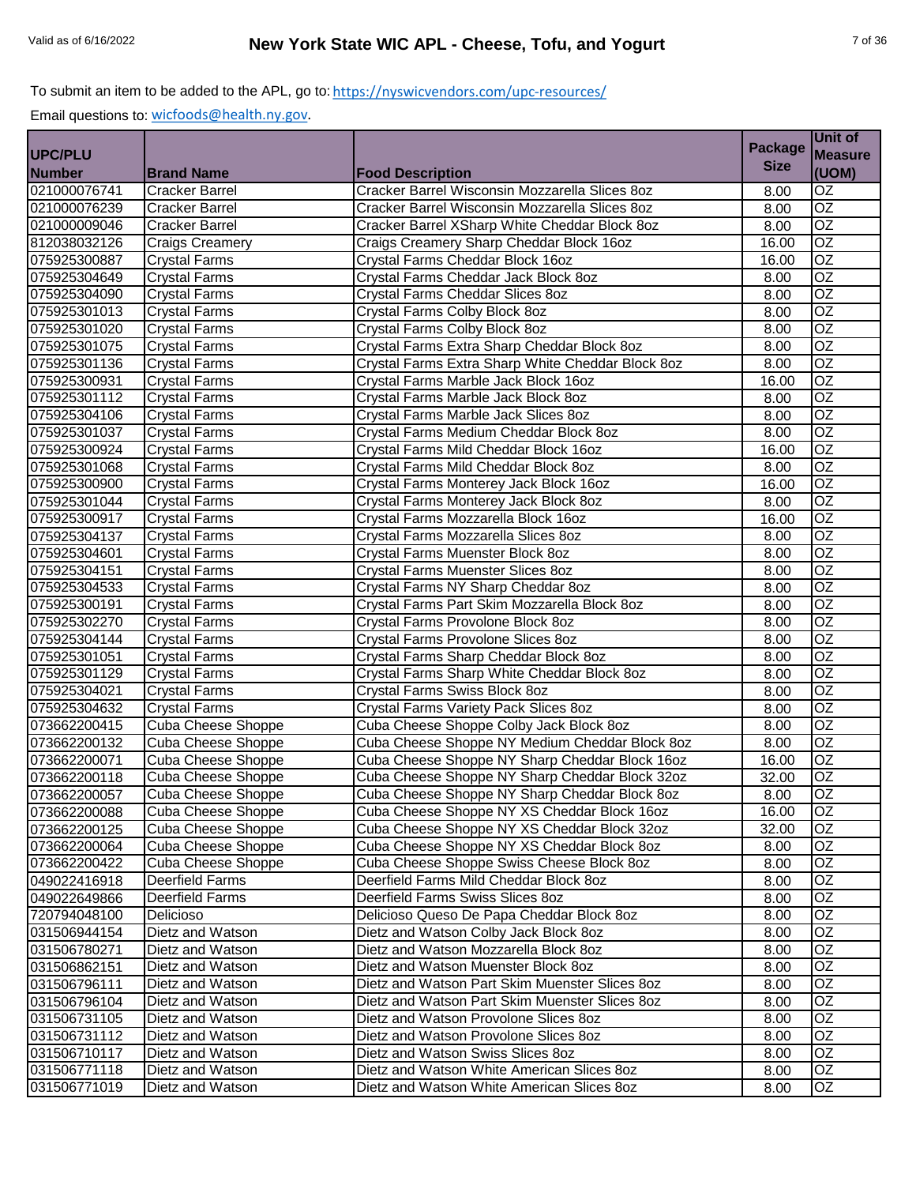To submit an item to be added to the APL, go to: https://nyswicvendors.com/upc-resources/

Email questions to: wicfoods@health.ny.gov.

| UPC/PLU Number | Brand Name | Food Description | Package Size | Unit of Measure (UOM) |
|---|---|---|---|---|
| 021000076741 | Cracker Barrel | Cracker Barrel Wisconsin Mozzarella Slices 8oz | 8.00 | OZ |
| 021000076239 | Cracker Barrel | Cracker Barrel Wisconsin Mozzarella Slices 8oz | 8.00 | OZ |
| 021000009046 | Cracker Barrel | Cracker Barrel XSharp White Cheddar Block 8oz | 8.00 | OZ |
| 812038032126 | Craigs Creamery | Craigs Creamery Sharp Cheddar Block 16oz | 16.00 | OZ |
| 075925300887 | Crystal Farms | Crystal Farms Cheddar Block 16oz | 16.00 | OZ |
| 075925304649 | Crystal Farms | Crystal Farms Cheddar Jack Block 8oz | 8.00 | OZ |
| 075925304090 | Crystal Farms | Crystal Farms Cheddar Slices 8oz | 8.00 | OZ |
| 075925301013 | Crystal Farms | Crystal Farms Colby Block 8oz | 8.00 | OZ |
| 075925301020 | Crystal Farms | Crystal Farms Colby Block 8oz | 8.00 | OZ |
| 075925301075 | Crystal Farms | Crystal Farms Extra Sharp Cheddar Block 8oz | 8.00 | OZ |
| 075925301136 | Crystal Farms | Crystal Farms Extra Sharp White Cheddar Block 8oz | 8.00 | OZ |
| 075925300931 | Crystal Farms | Crystal Farms Marble Jack Block 16oz | 16.00 | OZ |
| 075925301112 | Crystal Farms | Crystal Farms Marble Jack Block 8oz | 8.00 | OZ |
| 075925304106 | Crystal Farms | Crystal Farms Marble Jack Slices 8oz | 8.00 | OZ |
| 075925301037 | Crystal Farms | Crystal Farms Medium Cheddar Block 8oz | 8.00 | OZ |
| 075925300924 | Crystal Farms | Crystal Farms Mild Cheddar Block 16oz | 16.00 | OZ |
| 075925301068 | Crystal Farms | Crystal Farms Mild Cheddar Block 8oz | 8.00 | OZ |
| 075925300900 | Crystal Farms | Crystal Farms Monterey Jack Block 16oz | 16.00 | OZ |
| 075925301044 | Crystal Farms | Crystal Farms Monterey Jack Block 8oz | 8.00 | OZ |
| 075925300917 | Crystal Farms | Crystal Farms Mozzarella Block 16oz | 16.00 | OZ |
| 075925304137 | Crystal Farms | Crystal Farms Mozzarella Slices 8oz | 8.00 | OZ |
| 075925304601 | Crystal Farms | Crystal Farms Muenster Block 8oz | 8.00 | OZ |
| 075925304151 | Crystal Farms | Crystal Farms Muenster Slices 8oz | 8.00 | OZ |
| 075925304533 | Crystal Farms | Crystal Farms NY Sharp Cheddar 8oz | 8.00 | OZ |
| 075925300191 | Crystal Farms | Crystal Farms Part Skim Mozzarella Block 8oz | 8.00 | OZ |
| 075925302270 | Crystal Farms | Crystal Farms Provolone Block 8oz | 8.00 | OZ |
| 075925304144 | Crystal Farms | Crystal Farms Provolone Slices 8oz | 8.00 | OZ |
| 075925301051 | Crystal Farms | Crystal Farms Sharp Cheddar Block 8oz | 8.00 | OZ |
| 075925301129 | Crystal Farms | Crystal Farms Sharp White Cheddar Block 8oz | 8.00 | OZ |
| 075925304021 | Crystal Farms | Crystal Farms Swiss Block 8oz | 8.00 | OZ |
| 075925304632 | Crystal Farms | Crystal Farms Variety Pack Slices 8oz | 8.00 | OZ |
| 073662200415 | Cuba Cheese Shoppe | Cuba Cheese Shoppe Colby Jack Block 8oz | 8.00 | OZ |
| 073662200132 | Cuba Cheese Shoppe | Cuba Cheese Shoppe NY Medium Cheddar Block 8oz | 8.00 | OZ |
| 073662200071 | Cuba Cheese Shoppe | Cuba Cheese Shoppe NY Sharp Cheddar Block 16oz | 16.00 | OZ |
| 073662200118 | Cuba Cheese Shoppe | Cuba Cheese Shoppe NY Sharp Cheddar Block 32oz | 32.00 | OZ |
| 073662200057 | Cuba Cheese Shoppe | Cuba Cheese Shoppe NY Sharp Cheddar Block 8oz | 8.00 | OZ |
| 073662200088 | Cuba Cheese Shoppe | Cuba Cheese Shoppe NY XS Cheddar Block 16oz | 16.00 | OZ |
| 073662200125 | Cuba Cheese Shoppe | Cuba Cheese Shoppe NY XS Cheddar Block 32oz | 32.00 | OZ |
| 073662200064 | Cuba Cheese Shoppe | Cuba Cheese Shoppe NY XS Cheddar Block 8oz | 8.00 | OZ |
| 073662200422 | Cuba Cheese Shoppe | Cuba Cheese Shoppe Swiss Cheese Block 8oz | 8.00 | OZ |
| 049022416918 | Deerfield Farms | Deerfield Farms Mild Cheddar Block 8oz | 8.00 | OZ |
| 049022649866 | Deerfield Farms | Deerfield Farms Swiss Slices 8oz | 8.00 | OZ |
| 720794048100 | Delicioso | Delicioso Queso De Papa Cheddar Block 8oz | 8.00 | OZ |
| 031506944154 | Dietz and Watson | Dietz and Watson Colby Jack Block 8oz | 8.00 | OZ |
| 031506780271 | Dietz and Watson | Dietz and Watson Mozzarella Block 8oz | 8.00 | OZ |
| 031506862151 | Dietz and Watson | Dietz and Watson Muenster Block 8oz | 8.00 | OZ |
| 031506796111 | Dietz and Watson | Dietz and Watson Part Skim Muenster Slices 8oz | 8.00 | OZ |
| 031506796104 | Dietz and Watson | Dietz and Watson Part Skim Muenster Slices 8oz | 8.00 | OZ |
| 031506731105 | Dietz and Watson | Dietz and Watson Provolone Slices 8oz | 8.00 | OZ |
| 031506731112 | Dietz and Watson | Dietz and Watson Provolone Slices 8oz | 8.00 | OZ |
| 031506710117 | Dietz and Watson | Dietz and Watson Swiss Slices 8oz | 8.00 | OZ |
| 031506771118 | Dietz and Watson | Dietz and Watson White American Slices 8oz | 8.00 | OZ |
| 031506771019 | Dietz and Watson | Dietz and Watson White American Slices 8oz | 8.00 | OZ |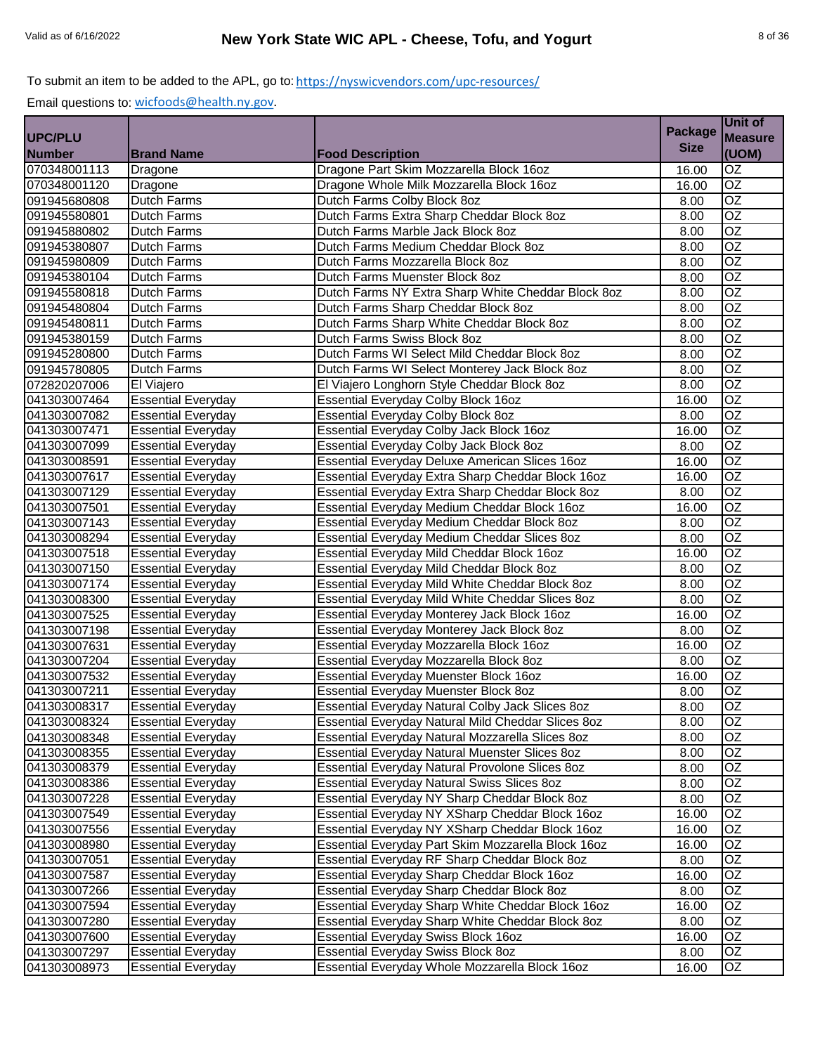To submit an item to be added to the APL, go to: https://nyswicvendors.com/upc-resources/

Email questions to: wicfoods@health.ny.gov.

| UPC/PLU Number | Brand Name | Food Description | Package Size | Unit of Measure (UOM) |
|---|---|---|---|---|
| 070348001113 | Dragone | Dragone Part Skim Mozzarella Block 16oz | 16.00 | OZ |
| 070348001120 | Dragone | Dragone Whole Milk Mozzarella Block 16oz | 16.00 | OZ |
| 091945680808 | Dutch Farms | Dutch Farms Colby Block 8oz | 8.00 | OZ |
| 091945580801 | Dutch Farms | Dutch Farms Extra Sharp Cheddar Block 8oz | 8.00 | OZ |
| 091945880802 | Dutch Farms | Dutch Farms Marble Jack Block 8oz | 8.00 | OZ |
| 091945380807 | Dutch Farms | Dutch Farms Medium Cheddar Block 8oz | 8.00 | OZ |
| 091945980809 | Dutch Farms | Dutch Farms Mozzarella Block 8oz | 8.00 | OZ |
| 091945380104 | Dutch Farms | Dutch Farms Muenster Block 8oz | 8.00 | OZ |
| 091945580818 | Dutch Farms | Dutch Farms NY Extra Sharp White Cheddar Block 8oz | 8.00 | OZ |
| 091945480804 | Dutch Farms | Dutch Farms Sharp Cheddar Block 8oz | 8.00 | OZ |
| 091945480811 | Dutch Farms | Dutch Farms Sharp White Cheddar Block 8oz | 8.00 | OZ |
| 091945380159 | Dutch Farms | Dutch Farms Swiss Block 8oz | 8.00 | OZ |
| 091945280800 | Dutch Farms | Dutch Farms WI Select Mild Cheddar Block 8oz | 8.00 | OZ |
| 091945780805 | Dutch Farms | Dutch Farms WI Select Monterey Jack Block 8oz | 8.00 | OZ |
| 072820207006 | El Viajero | El Viajero Longhorn Style Cheddar Block 8oz | 8.00 | OZ |
| 041303007464 | Essential Everyday | Essential Everyday Colby Block 16oz | 16.00 | OZ |
| 041303007082 | Essential Everyday | Essential Everyday Colby Block 8oz | 8.00 | OZ |
| 041303007471 | Essential Everyday | Essential Everyday Colby Jack Block 16oz | 16.00 | OZ |
| 041303007099 | Essential Everyday | Essential Everyday Colby Jack Block 8oz | 8.00 | OZ |
| 041303008591 | Essential Everyday | Essential Everyday Deluxe American Slices 16oz | 16.00 | OZ |
| 041303007617 | Essential Everyday | Essential Everyday Extra Sharp Cheddar Block 16oz | 16.00 | OZ |
| 041303007129 | Essential Everyday | Essential Everyday Extra Sharp Cheddar Block 8oz | 8.00 | OZ |
| 041303007501 | Essential Everyday | Essential Everyday Medium Cheddar Block 16oz | 16.00 | OZ |
| 041303007143 | Essential Everyday | Essential Everyday Medium Cheddar Block 8oz | 8.00 | OZ |
| 041303008294 | Essential Everyday | Essential Everyday Medium Cheddar Slices 8oz | 8.00 | OZ |
| 041303007518 | Essential Everyday | Essential Everyday Mild Cheddar Block 16oz | 16.00 | OZ |
| 041303007150 | Essential Everyday | Essential Everyday Mild Cheddar Block 8oz | 8.00 | OZ |
| 041303007174 | Essential Everyday | Essential Everyday Mild White Cheddar Block 8oz | 8.00 | OZ |
| 041303008300 | Essential Everyday | Essential Everyday Mild White Cheddar Slices 8oz | 8.00 | OZ |
| 041303007525 | Essential Everyday | Essential Everyday Monterey Jack Block 16oz | 16.00 | OZ |
| 041303007198 | Essential Everyday | Essential Everyday Monterey Jack Block 8oz | 8.00 | OZ |
| 041303007631 | Essential Everyday | Essential Everyday Mozzarella Block 16oz | 16.00 | OZ |
| 041303007204 | Essential Everyday | Essential Everyday Mozzarella Block 8oz | 8.00 | OZ |
| 041303007532 | Essential Everyday | Essential Everyday Muenster Block 16oz | 16.00 | OZ |
| 041303007211 | Essential Everyday | Essential Everyday Muenster Block 8oz | 8.00 | OZ |
| 041303008317 | Essential Everyday | Essential Everyday Natural Colby Jack Slices 8oz | 8.00 | OZ |
| 041303008324 | Essential Everyday | Essential Everyday Natural Mild Cheddar Slices 8oz | 8.00 | OZ |
| 041303008348 | Essential Everyday | Essential Everyday Natural Mozzarella Slices 8oz | 8.00 | OZ |
| 041303008355 | Essential Everyday | Essential Everyday Natural Muenster Slices 8oz | 8.00 | OZ |
| 041303008379 | Essential Everyday | Essential Everyday Natural Provolone Slices 8oz | 8.00 | OZ |
| 041303008386 | Essential Everyday | Essential Everyday Natural Swiss Slices 8oz | 8.00 | OZ |
| 041303007228 | Essential Everyday | Essential Everyday NY Sharp Cheddar Block 8oz | 8.00 | OZ |
| 041303007549 | Essential Everyday | Essential Everyday NY XSharp Cheddar Block 16oz | 16.00 | OZ |
| 041303007556 | Essential Everyday | Essential Everyday NY XSharp Cheddar Block 16oz | 16.00 | OZ |
| 041303008980 | Essential Everyday | Essential Everyday Part Skim Mozzarella Block 16oz | 16.00 | OZ |
| 041303007051 | Essential Everyday | Essential Everyday RF Sharp Cheddar Block 8oz | 8.00 | OZ |
| 041303007587 | Essential Everyday | Essential Everyday Sharp Cheddar Block 16oz | 16.00 | OZ |
| 041303007266 | Essential Everyday | Essential Everyday Sharp Cheddar Block 8oz | 8.00 | OZ |
| 041303007594 | Essential Everyday | Essential Everyday Sharp White Cheddar Block 16oz | 16.00 | OZ |
| 041303007280 | Essential Everyday | Essential Everyday Sharp White Cheddar Block 8oz | 8.00 | OZ |
| 041303007600 | Essential Everyday | Essential Everyday Swiss Block 16oz | 16.00 | OZ |
| 041303007297 | Essential Everyday | Essential Everyday Swiss Block 8oz | 8.00 | OZ |
| 041303008973 | Essential Everyday | Essential Everyday Whole Mozzarella Block 16oz | 16.00 | OZ |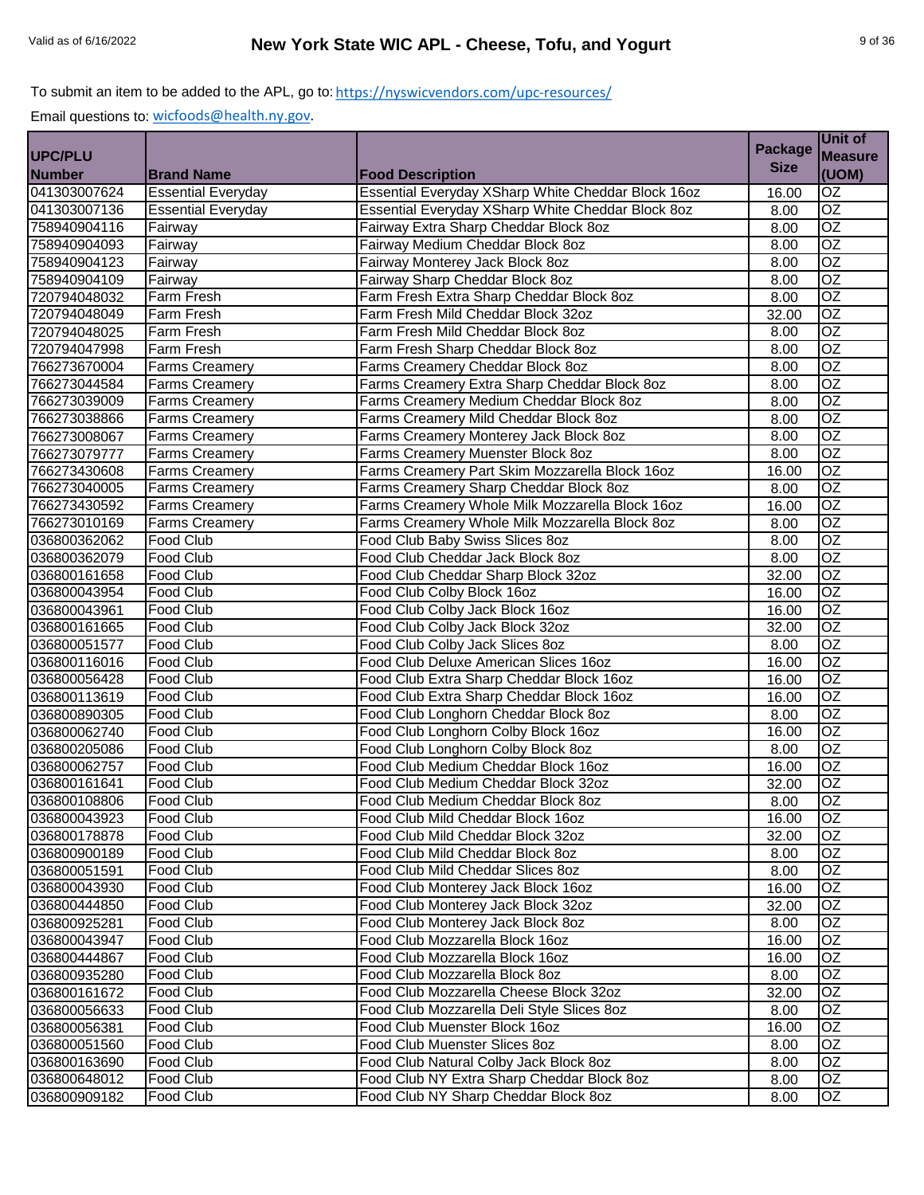To submit an item to be added to the APL, go to: https://nyswicvendors.com/upc-resources/

Email questions to: wicfoods@health.ny.gov.

| UPC/PLU Number | Brand Name | Food Description | Package Size | Unit of Measure (UOM) |
|---|---|---|---|---|
| 041303007624 | Essential Everyday | Essential Everyday XSharp White Cheddar Block 16oz | 16.00 | OZ |
| 041303007136 | Essential Everyday | Essential Everyday XSharp White Cheddar Block 8oz | 8.00 | OZ |
| 758940904116 | Fairway | Fairway Extra Sharp Cheddar Block 8oz | 8.00 | OZ |
| 758940904093 | Fairway | Fairway Medium Cheddar Block 8oz | 8.00 | OZ |
| 758940904123 | Fairway | Fairway Monterey Jack Block 8oz | 8.00 | OZ |
| 758940904109 | Fairway | Fairway Sharp Cheddar Block 8oz | 8.00 | OZ |
| 720794048032 | Farm Fresh | Farm Fresh Extra Sharp Cheddar Block 8oz | 8.00 | OZ |
| 720794048049 | Farm Fresh | Farm Fresh Mild Cheddar Block 32oz | 32.00 | OZ |
| 720794048025 | Farm Fresh | Farm Fresh Mild Cheddar Block 8oz | 8.00 | OZ |
| 720794047998 | Farm Fresh | Farm Fresh Sharp Cheddar Block 8oz | 8.00 | OZ |
| 766273670004 | Farms Creamery | Farms Creamery Cheddar Block 8oz | 8.00 | OZ |
| 766273044584 | Farms Creamery | Farms Creamery Extra Sharp Cheddar Block 8oz | 8.00 | OZ |
| 766273039009 | Farms Creamery | Farms Creamery Medium Cheddar Block 8oz | 8.00 | OZ |
| 766273038866 | Farms Creamery | Farms Creamery Mild Cheddar Block 8oz | 8.00 | OZ |
| 766273008067 | Farms Creamery | Farms Creamery Monterey Jack Block 8oz | 8.00 | OZ |
| 766273079777 | Farms Creamery | Farms Creamery Muenster Block 8oz | 8.00 | OZ |
| 766273430608 | Farms Creamery | Farms Creamery Part Skim Mozzarella Block 16oz | 16.00 | OZ |
| 766273040005 | Farms Creamery | Farms Creamery Sharp Cheddar Block 8oz | 8.00 | OZ |
| 766273430592 | Farms Creamery | Farms Creamery Whole Milk Mozzarella Block 16oz | 16.00 | OZ |
| 766273010169 | Farms Creamery | Farms Creamery Whole Milk Mozzarella Block 8oz | 8.00 | OZ |
| 036800362062 | Food Club | Food Club Baby Swiss Slices 8oz | 8.00 | OZ |
| 036800362079 | Food Club | Food Club Cheddar Jack Block 8oz | 8.00 | OZ |
| 036800161658 | Food Club | Food Club Cheddar Sharp Block 32oz | 32.00 | OZ |
| 036800043954 | Food Club | Food Club Colby Block 16oz | 16.00 | OZ |
| 036800043961 | Food Club | Food Club Colby Jack Block 16oz | 16.00 | OZ |
| 036800161665 | Food Club | Food Club Colby Jack Block 32oz | 32.00 | OZ |
| 036800051577 | Food Club | Food Club Colby Jack Slices 8oz | 8.00 | OZ |
| 036800116016 | Food Club | Food Club Deluxe American Slices 16oz | 16.00 | OZ |
| 036800056428 | Food Club | Food Club Extra Sharp Cheddar Block 16oz | 16.00 | OZ |
| 036800113619 | Food Club | Food Club Extra Sharp Cheddar Block 16oz | 16.00 | OZ |
| 036800890305 | Food Club | Food Club Longhorn Cheddar Block 8oz | 8.00 | OZ |
| 036800062740 | Food Club | Food Club Longhorn Colby Block 16oz | 16.00 | OZ |
| 036800205086 | Food Club | Food Club Longhorn Colby Block 8oz | 8.00 | OZ |
| 036800062757 | Food Club | Food Club Medium Cheddar Block 16oz | 16.00 | OZ |
| 036800161641 | Food Club | Food Club Medium Cheddar Block 32oz | 32.00 | OZ |
| 036800108806 | Food Club | Food Club Medium Cheddar Block 8oz | 8.00 | OZ |
| 036800043923 | Food Club | Food Club Mild Cheddar Block 16oz | 16.00 | OZ |
| 036800178878 | Food Club | Food Club Mild Cheddar Block 32oz | 32.00 | OZ |
| 036800900189 | Food Club | Food Club Mild Cheddar Block 8oz | 8.00 | OZ |
| 036800051591 | Food Club | Food Club Mild Cheddar Slices 8oz | 8.00 | OZ |
| 036800043930 | Food Club | Food Club Monterey Jack Block 16oz | 16.00 | OZ |
| 036800444850 | Food Club | Food Club Monterey Jack Block 32oz | 32.00 | OZ |
| 036800925281 | Food Club | Food Club Monterey Jack Block 8oz | 8.00 | OZ |
| 036800043947 | Food Club | Food Club Mozzarella Block 16oz | 16.00 | OZ |
| 036800444867 | Food Club | Food Club Mozzarella Block 16oz | 16.00 | OZ |
| 036800935280 | Food Club | Food Club Mozzarella Block 8oz | 8.00 | OZ |
| 036800161672 | Food Club | Food Club Mozzarella Cheese Block 32oz | 32.00 | OZ |
| 036800056633 | Food Club | Food Club Mozzarella Deli Style Slices 8oz | 8.00 | OZ |
| 036800056381 | Food Club | Food Club Muenster Block 16oz | 16.00 | OZ |
| 036800051560 | Food Club | Food Club Muenster Slices 8oz | 8.00 | OZ |
| 036800163690 | Food Club | Food Club Natural Colby Jack Block 8oz | 8.00 | OZ |
| 036800648012 | Food Club | Food Club NY Extra Sharp Cheddar Block 8oz | 8.00 | OZ |
| 036800909182 | Food Club | Food Club NY Sharp Cheddar Block 8oz | 8.00 | OZ |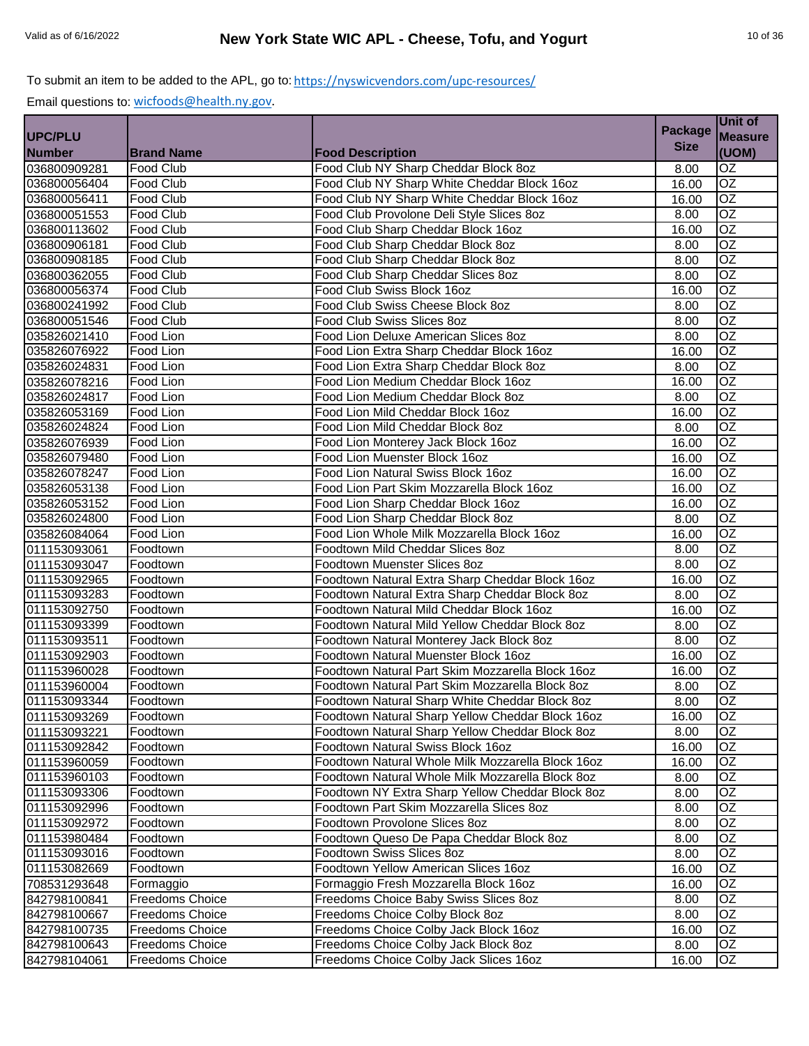To submit an item to be added to the APL, go to: https://nyswicvendors.com/upc-resources/

Email questions to: wicfoods@health.ny.gov.

| UPC/PLU Number | Brand Name | Food Description | Package Size | Unit of Measure (UOM) |
|---|---|---|---|---|
| 036800909281 | Food Club | Food Club NY Sharp Cheddar Block 8oz | 8.00 | OZ |
| 036800056404 | Food Club | Food Club NY Sharp White Cheddar Block 16oz | 16.00 | OZ |
| 036800056411 | Food Club | Food Club NY Sharp White Cheddar Block 16oz | 16.00 | OZ |
| 036800051553 | Food Club | Food Club Provolone Deli Style Slices 8oz | 8.00 | OZ |
| 036800113602 | Food Club | Food Club Sharp Cheddar Block 16oz | 16.00 | OZ |
| 036800906181 | Food Club | Food Club Sharp Cheddar Block 8oz | 8.00 | OZ |
| 036800908185 | Food Club | Food Club Sharp Cheddar Block 8oz | 8.00 | OZ |
| 036800362055 | Food Club | Food Club Sharp Cheddar Slices 8oz | 8.00 | OZ |
| 036800056374 | Food Club | Food Club Swiss Block 16oz | 16.00 | OZ |
| 036800241992 | Food Club | Food Club Swiss Cheese Block 8oz | 8.00 | OZ |
| 036800051546 | Food Club | Food Club Swiss Slices 8oz | 8.00 | OZ |
| 035826021410 | Food Lion | Food Lion Deluxe American Slices 8oz | 8.00 | OZ |
| 035826076922 | Food Lion | Food Lion Extra Sharp Cheddar Block 16oz | 16.00 | OZ |
| 035826024831 | Food Lion | Food Lion Extra Sharp Cheddar Block 8oz | 8.00 | OZ |
| 035826078216 | Food Lion | Food Lion Medium Cheddar Block 16oz | 16.00 | OZ |
| 035826024817 | Food Lion | Food Lion Medium Cheddar Block 8oz | 8.00 | OZ |
| 035826053169 | Food Lion | Food Lion Mild Cheddar Block 16oz | 16.00 | OZ |
| 035826024824 | Food Lion | Food Lion Mild Cheddar Block 8oz | 8.00 | OZ |
| 035826076939 | Food Lion | Food Lion Monterey Jack Block 16oz | 16.00 | OZ |
| 035826079480 | Food Lion | Food Lion Muenster Block 16oz | 16.00 | OZ |
| 035826078247 | Food Lion | Food Lion Natural Swiss Block 16oz | 16.00 | OZ |
| 035826053138 | Food Lion | Food Lion Part Skim Mozzarella Block 16oz | 16.00 | OZ |
| 035826053152 | Food Lion | Food Lion Sharp Cheddar Block 16oz | 16.00 | OZ |
| 035826024800 | Food Lion | Food Lion Sharp Cheddar Block 8oz | 8.00 | OZ |
| 035826084064 | Food Lion | Food Lion Whole Milk Mozzarella Block 16oz | 16.00 | OZ |
| 011153093061 | Foodtown | Foodtown Mild Cheddar Slices 8oz | 8.00 | OZ |
| 011153093047 | Foodtown | Foodtown Muenster Slices 8oz | 8.00 | OZ |
| 011153092965 | Foodtown | Foodtown Natural Extra Sharp Cheddar Block 16oz | 16.00 | OZ |
| 011153093283 | Foodtown | Foodtown Natural Extra Sharp Cheddar Block 8oz | 8.00 | OZ |
| 011153092750 | Foodtown | Foodtown Natural Mild Cheddar Block 16oz | 16.00 | OZ |
| 011153093399 | Foodtown | Foodtown Natural Mild Yellow Cheddar Block 8oz | 8.00 | OZ |
| 011153093511 | Foodtown | Foodtown Natural Monterey Jack Block 8oz | 8.00 | OZ |
| 011153092903 | Foodtown | Foodtown Natural Muenster Block 16oz | 16.00 | OZ |
| 011153960028 | Foodtown | Foodtown Natural Part Skim Mozzarella Block 16oz | 16.00 | OZ |
| 011153960004 | Foodtown | Foodtown Natural Part Skim Mozzarella Block 8oz | 8.00 | OZ |
| 011153093344 | Foodtown | Foodtown Natural Sharp White Cheddar Block 8oz | 8.00 | OZ |
| 011153093269 | Foodtown | Foodtown Natural Sharp Yellow Cheddar Block 16oz | 16.00 | OZ |
| 011153093221 | Foodtown | Foodtown Natural Sharp Yellow Cheddar Block 8oz | 8.00 | OZ |
| 011153092842 | Foodtown | Foodtown Natural Swiss Block 16oz | 16.00 | OZ |
| 011153960059 | Foodtown | Foodtown Natural Whole Milk Mozzarella Block 16oz | 16.00 | OZ |
| 011153960103 | Foodtown | Foodtown Natural Whole Milk Mozzarella Block 8oz | 8.00 | OZ |
| 011153093306 | Foodtown | Foodtown NY Extra Sharp Yellow Cheddar Block 8oz | 8.00 | OZ |
| 011153092996 | Foodtown | Foodtown Part Skim Mozzarella Slices 8oz | 8.00 | OZ |
| 011153092972 | Foodtown | Foodtown Provolone Slices 8oz | 8.00 | OZ |
| 011153980484 | Foodtown | Foodtown Queso De Papa Cheddar Block 8oz | 8.00 | OZ |
| 011153093016 | Foodtown | Foodtown Swiss Slices 8oz | 8.00 | OZ |
| 011153082669 | Foodtown | Foodtown Yellow American Slices 16oz | 16.00 | OZ |
| 708531293648 | Formaggio | Formaggio Fresh Mozzarella Block 16oz | 16.00 | OZ |
| 842798100841 | Freedoms Choice | Freedoms Choice Baby Swiss Slices 8oz | 8.00 | OZ |
| 842798100667 | Freedoms Choice | Freedoms Choice Colby Block 8oz | 8.00 | OZ |
| 842798100735 | Freedoms Choice | Freedoms Choice Colby Jack Block 16oz | 16.00 | OZ |
| 842798100643 | Freedoms Choice | Freedoms Choice Colby Jack Block 8oz | 8.00 | OZ |
| 842798104061 | Freedoms Choice | Freedoms Choice Colby Jack Slices 16oz | 16.00 | OZ |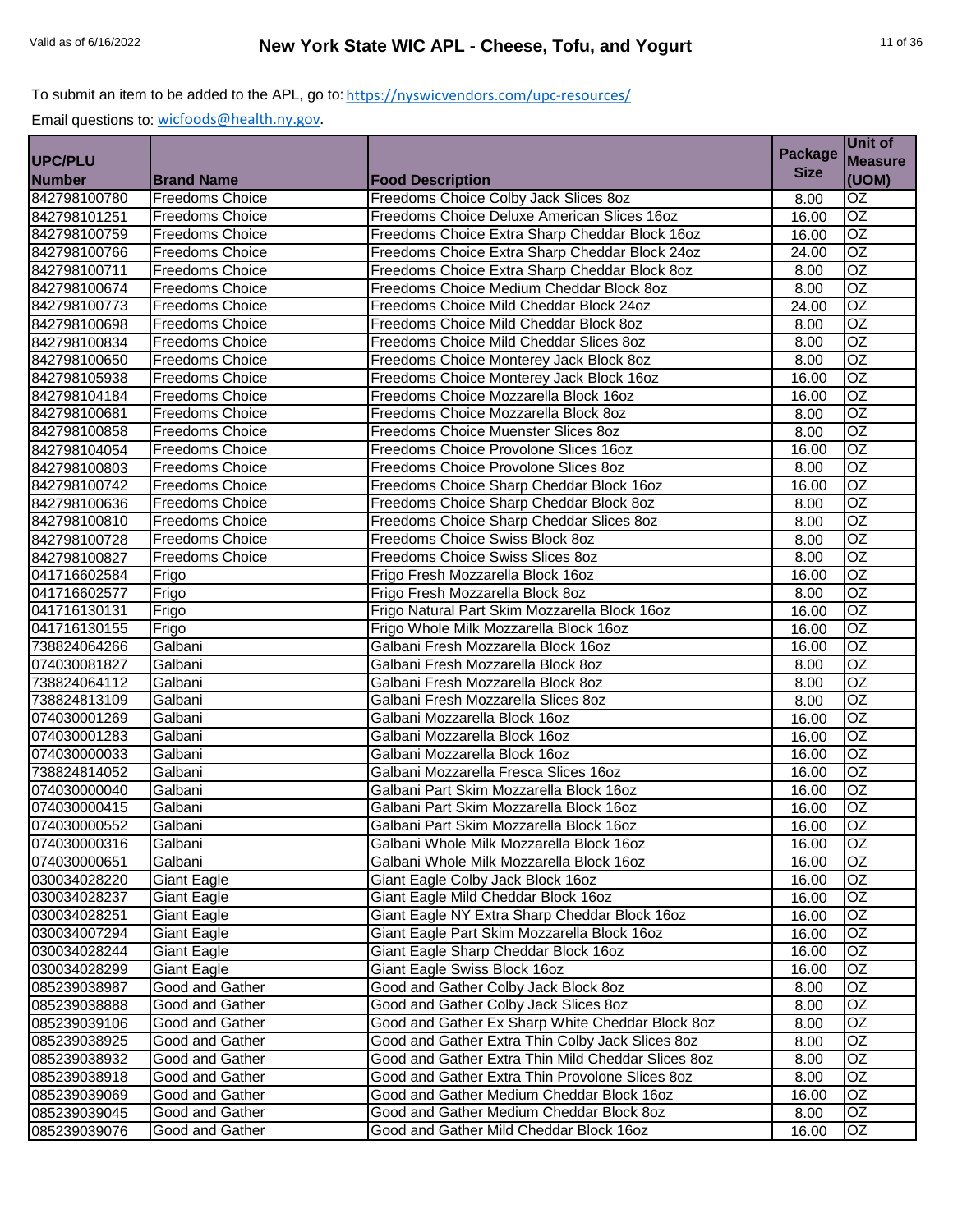To submit an item to be added to the APL, go to: https://nyswicvendors.com/upc-resources/

Email questions to: wicfoods@health.ny.gov.

| UPC/PLU Number | Brand Name | Food Description | Package Size | Unit of Measure (UOM) |
|---|---|---|---|---|
| 842798100780 | Freedoms Choice | Freedoms Choice Colby Jack Slices 8oz | 8.00 | OZ |
| 842798101251 | Freedoms Choice | Freedoms Choice Deluxe American Slices 16oz | 16.00 | OZ |
| 842798100759 | Freedoms Choice | Freedoms Choice Extra Sharp Cheddar Block 16oz | 16.00 | OZ |
| 842798100766 | Freedoms Choice | Freedoms Choice Extra Sharp Cheddar Block 24oz | 24.00 | OZ |
| 842798100711 | Freedoms Choice | Freedoms Choice Extra Sharp Cheddar Block 8oz | 8.00 | OZ |
| 842798100674 | Freedoms Choice | Freedoms Choice Medium Cheddar Block 8oz | 8.00 | OZ |
| 842798100773 | Freedoms Choice | Freedoms Choice Mild Cheddar Block 24oz | 24.00 | OZ |
| 842798100698 | Freedoms Choice | Freedoms Choice Mild Cheddar Block 8oz | 8.00 | OZ |
| 842798100834 | Freedoms Choice | Freedoms Choice Mild Cheddar Slices 8oz | 8.00 | OZ |
| 842798100650 | Freedoms Choice | Freedoms Choice Monterey Jack Block 8oz | 8.00 | OZ |
| 842798105938 | Freedoms Choice | Freedoms Choice Monterey Jack Block 16oz | 16.00 | OZ |
| 842798104184 | Freedoms Choice | Freedoms Choice Mozzarella Block 16oz | 16.00 | OZ |
| 842798100681 | Freedoms Choice | Freedoms Choice Mozzarella Block 8oz | 8.00 | OZ |
| 842798100858 | Freedoms Choice | Freedoms Choice Muenster Slices 8oz | 8.00 | OZ |
| 842798104054 | Freedoms Choice | Freedoms Choice Provolone Slices 16oz | 16.00 | OZ |
| 842798100803 | Freedoms Choice | Freedoms Choice Provolone Slices 8oz | 8.00 | OZ |
| 842798100742 | Freedoms Choice | Freedoms Choice Sharp Cheddar Block 16oz | 16.00 | OZ |
| 842798100636 | Freedoms Choice | Freedoms Choice Sharp Cheddar Block 8oz | 8.00 | OZ |
| 842798100810 | Freedoms Choice | Freedoms Choice Sharp Cheddar Slices 8oz | 8.00 | OZ |
| 842798100728 | Freedoms Choice | Freedoms Choice Swiss Block 8oz | 8.00 | OZ |
| 842798100827 | Freedoms Choice | Freedoms Choice Swiss Slices 8oz | 8.00 | OZ |
| 041716602584 | Frigo | Frigo Fresh Mozzarella Block 16oz | 16.00 | OZ |
| 041716602577 | Frigo | Frigo Fresh Mozzarella Block 8oz | 8.00 | OZ |
| 041716130131 | Frigo | Frigo Natural Part Skim Mozzarella Block 16oz | 16.00 | OZ |
| 041716130155 | Frigo | Frigo Whole Milk Mozzarella Block 16oz | 16.00 | OZ |
| 738824064266 | Galbani | Galbani Fresh Mozzarella Block 16oz | 16.00 | OZ |
| 074030081827 | Galbani | Galbani Fresh Mozzarella Block 8oz | 8.00 | OZ |
| 738824064112 | Galbani | Galbani Fresh Mozzarella Block 8oz | 8.00 | OZ |
| 738824813109 | Galbani | Galbani Fresh Mozzarella Slices 8oz | 8.00 | OZ |
| 074030001269 | Galbani | Galbani Mozzarella Block 16oz | 16.00 | OZ |
| 074030001283 | Galbani | Galbani Mozzarella Block 16oz | 16.00 | OZ |
| 074030000033 | Galbani | Galbani Mozzarella Block 16oz | 16.00 | OZ |
| 738824814052 | Galbani | Galbani Mozzarella Fresca Slices 16oz | 16.00 | OZ |
| 074030000040 | Galbani | Galbani Part Skim Mozzarella Block 16oz | 16.00 | OZ |
| 074030000415 | Galbani | Galbani Part Skim Mozzarella Block 16oz | 16.00 | OZ |
| 074030000552 | Galbani | Galbani Part Skim Mozzarella Block 16oz | 16.00 | OZ |
| 074030000316 | Galbani | Galbani Whole Milk Mozzarella Block 16oz | 16.00 | OZ |
| 074030000651 | Galbani | Galbani Whole Milk Mozzarella Block 16oz | 16.00 | OZ |
| 030034028220 | Giant Eagle | Giant Eagle Colby Jack Block 16oz | 16.00 | OZ |
| 030034028237 | Giant Eagle | Giant Eagle Mild Cheddar Block 16oz | 16.00 | OZ |
| 030034028251 | Giant Eagle | Giant Eagle NY Extra Sharp Cheddar Block 16oz | 16.00 | OZ |
| 030034007294 | Giant Eagle | Giant Eagle Part Skim Mozzarella Block 16oz | 16.00 | OZ |
| 030034028244 | Giant Eagle | Giant Eagle Sharp Cheddar Block 16oz | 16.00 | OZ |
| 030034028299 | Giant Eagle | Giant Eagle Swiss Block 16oz | 16.00 | OZ |
| 085239038987 | Good and Gather | Good and Gather Colby Jack Block 8oz | 8.00 | OZ |
| 085239038888 | Good and Gather | Good and Gather Colby Jack Slices 8oz | 8.00 | OZ |
| 085239039106 | Good and Gather | Good and Gather Ex Sharp White Cheddar Block 8oz | 8.00 | OZ |
| 085239038925 | Good and Gather | Good and Gather Extra Thin Colby Jack Slices 8oz | 8.00 | OZ |
| 085239038932 | Good and Gather | Good and Gather Extra Thin Mild Cheddar Slices 8oz | 8.00 | OZ |
| 085239038918 | Good and Gather | Good and Gather Extra Thin Provolone Slices 8oz | 8.00 | OZ |
| 085239039069 | Good and Gather | Good and Gather Medium Cheddar Block 16oz | 16.00 | OZ |
| 085239039045 | Good and Gather | Good and Gather Medium Cheddar Block 8oz | 8.00 | OZ |
| 085239039076 | Good and Gather | Good and Gather Mild Cheddar Block 16oz | 16.00 | OZ |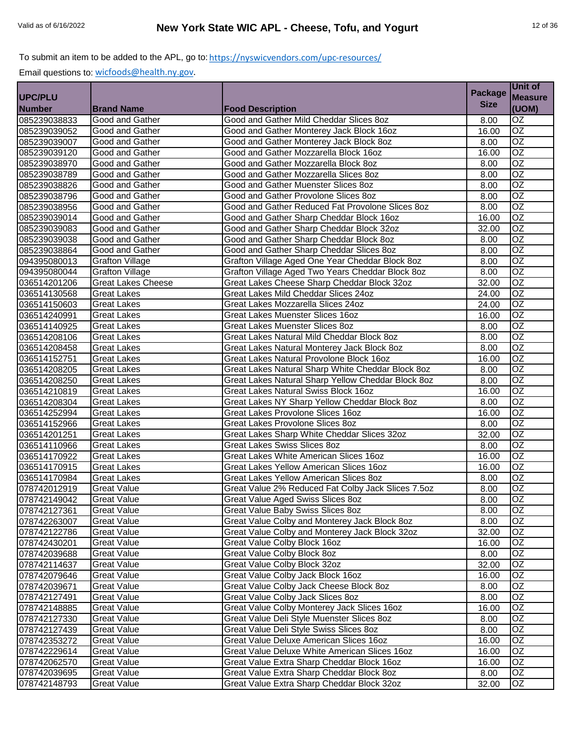To submit an item to be added to the APL, go to: https://nyswicvendors.com/upc-resources/

Email questions to: wicfoods@health.ny.gov.

| UPC/PLU Number | Brand Name | Food Description | Package Size | Unit of Measure (UOM) |
|---|---|---|---|---|
| 085239038833 | Good and Gather | Good and Gather Mild Cheddar Slices 8oz | 8.00 | OZ |
| 085239039052 | Good and Gather | Good and Gather Monterey Jack Block 16oz | 16.00 | OZ |
| 085239039007 | Good and Gather | Good and Gather Monterey Jack Block 8oz | 8.00 | OZ |
| 085239039120 | Good and Gather | Good and Gather Mozzarella Block 16oz | 16.00 | OZ |
| 085239038970 | Good and Gather | Good and Gather Mozzarella Block 8oz | 8.00 | OZ |
| 085239038789 | Good and Gather | Good and Gather Mozzarella Slices 8oz | 8.00 | OZ |
| 085239038826 | Good and Gather | Good and Gather Muenster Slices 8oz | 8.00 | OZ |
| 085239038796 | Good and Gather | Good and Gather Provolone Slices 8oz | 8.00 | OZ |
| 085239038956 | Good and Gather | Good and Gather Reduced Fat Provolone Slices 8oz | 8.00 | OZ |
| 085239039014 | Good and Gather | Good and Gather Sharp Cheddar Block 16oz | 16.00 | OZ |
| 085239039083 | Good and Gather | Good and Gather Sharp Cheddar Block 32oz | 32.00 | OZ |
| 085239039038 | Good and Gather | Good and Gather Sharp Cheddar Block 8oz | 8.00 | OZ |
| 085239038864 | Good and Gather | Good and Gather Sharp Cheddar Slices 8oz | 8.00 | OZ |
| 094395080013 | Grafton Village | Grafton Village Aged One Year Cheddar Block 8oz | 8.00 | OZ |
| 094395080044 | Grafton Village | Grafton Village Aged Two Years Cheddar Block 8oz | 8.00 | OZ |
| 036514201206 | Great Lakes Cheese | Great Lakes Cheese Sharp Cheddar Block 32oz | 32.00 | OZ |
| 036514130568 | Great Lakes | Great Lakes Mild Cheddar Slices 24oz | 24.00 | OZ |
| 036514150603 | Great Lakes | Great Lakes Mozzarella Slices 24oz | 24.00 | OZ |
| 036514240991 | Great Lakes | Great Lakes Muenster Slices 16oz | 16.00 | OZ |
| 036514140925 | Great Lakes | Great Lakes Muenster Slices 8oz | 8.00 | OZ |
| 036514208106 | Great Lakes | Great Lakes Natural Mild Cheddar Block 8oz | 8.00 | OZ |
| 036514208458 | Great Lakes | Great Lakes Natural Monterey Jack Block 8oz | 8.00 | OZ |
| 036514152751 | Great Lakes | Great Lakes Natural Provolone Block 16oz | 16.00 | OZ |
| 036514208205 | Great Lakes | Great Lakes Natural Sharp White Cheddar Block 8oz | 8.00 | OZ |
| 036514208250 | Great Lakes | Great Lakes Natural Sharp Yellow Cheddar Block 8oz | 8.00 | OZ |
| 036514210819 | Great Lakes | Great Lakes Natural Swiss Block 16oz | 16.00 | OZ |
| 036514208304 | Great Lakes | Great Lakes NY Sharp Yellow Cheddar Block 8oz | 8.00 | OZ |
| 036514252994 | Great Lakes | Great Lakes Provolone Slices 16oz | 16.00 | OZ |
| 036514152966 | Great Lakes | Great Lakes Provolone Slices 8oz | 8.00 | OZ |
| 036514201251 | Great Lakes | Great Lakes Sharp White Cheddar Slices 32oz | 32.00 | OZ |
| 036514110966 | Great Lakes | Great Lakes Swiss Slices 8oz | 8.00 | OZ |
| 036514170922 | Great Lakes | Great Lakes White American Slices 16oz | 16.00 | OZ |
| 036514170915 | Great Lakes | Great Lakes Yellow American Slices 16oz | 16.00 | OZ |
| 036514170984 | Great Lakes | Great Lakes Yellow American Slices 8oz | 8.00 | OZ |
| 078742012919 | Great Value | Great Value 2% Reduced Fat Colby Jack Slices 7.5oz | 8.00 | OZ |
| 078742149042 | Great Value | Great Value Aged Swiss Slices 8oz | 8.00 | OZ |
| 078742127361 | Great Value | Great Value Baby Swiss Slices 8oz | 8.00 | OZ |
| 078742263007 | Great Value | Great Value Colby and Monterey Jack Block 8oz | 8.00 | OZ |
| 078742122786 | Great Value | Great Value Colby and Monterey Jack Block 32oz | 32.00 | OZ |
| 078742430201 | Great Value | Great Value Colby Block 16oz | 16.00 | OZ |
| 078742039688 | Great Value | Great Value Colby Block 8oz | 8.00 | OZ |
| 078742114637 | Great Value | Great Value Colby Block 32oz | 32.00 | OZ |
| 078742079646 | Great Value | Great Value Colby Jack Block 16oz | 16.00 | OZ |
| 078742039671 | Great Value | Great Value Colby Jack Cheese Block 8oz | 8.00 | OZ |
| 078742127491 | Great Value | Great Value Colby Jack Slices 8oz | 8.00 | OZ |
| 078742148885 | Great Value | Great Value Colby Monterey Jack Slices 16oz | 16.00 | OZ |
| 078742127330 | Great Value | Great Value Deli Style Muenster Slices 8oz | 8.00 | OZ |
| 078742127439 | Great Value | Great Value Deli Style Swiss Slices 8oz | 8.00 | OZ |
| 078742353272 | Great Value | Great Value Deluxe American Slices 16oz | 16.00 | OZ |
| 078742229614 | Great Value | Great Value Deluxe White American Slices 16oz | 16.00 | OZ |
| 078742062570 | Great Value | Great Value Extra Sharp Cheddar Block 16oz | 16.00 | OZ |
| 078742039695 | Great Value | Great Value Extra Sharp Cheddar Block 8oz | 8.00 | OZ |
| 078742148793 | Great Value | Great Value Extra Sharp Cheddar Block 32oz | 32.00 | OZ |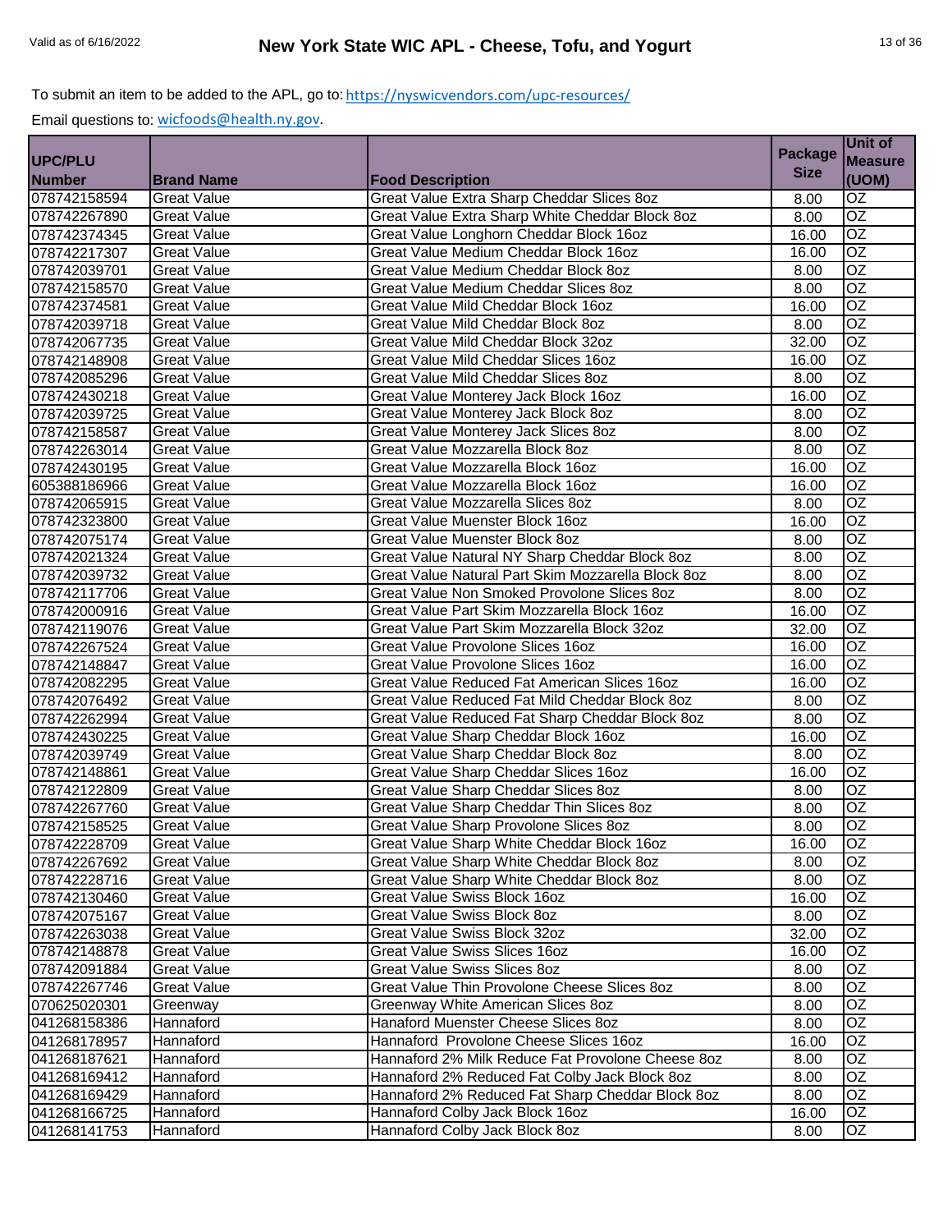To submit an item to be added to the APL, go to: https://nyswicvendors.com/upc-resources/

Email questions to: wicfoods@health.ny.gov.

| UPC/PLU Number | Brand Name | Food Description | Package Size | Unit of Measure (UOM) |
|---|---|---|---|---|
| 078742158594 | Great Value | Great Value Extra Sharp Cheddar Slices 8oz | 8.00 | OZ |
| 078742267890 | Great Value | Great Value Extra Sharp White Cheddar Block 8oz | 8.00 | OZ |
| 078742374345 | Great Value | Great Value Longhorn Cheddar Block 16oz | 16.00 | OZ |
| 078742217307 | Great Value | Great Value Medium Cheddar Block 16oz | 16.00 | OZ |
| 078742039701 | Great Value | Great Value Medium Cheddar Block 8oz | 8.00 | OZ |
| 078742158570 | Great Value | Great Value Medium Cheddar Slices 8oz | 8.00 | OZ |
| 078742374581 | Great Value | Great Value Mild Cheddar Block 16oz | 16.00 | OZ |
| 078742039718 | Great Value | Great Value Mild Cheddar Block 8oz | 8.00 | OZ |
| 078742067735 | Great Value | Great Value Mild Cheddar Block 32oz | 32.00 | OZ |
| 078742148908 | Great Value | Great Value Mild Cheddar Slices 16oz | 16.00 | OZ |
| 078742085296 | Great Value | Great Value Mild Cheddar Slices 8oz | 8.00 | OZ |
| 078742430218 | Great Value | Great Value Monterey Jack Block 16oz | 16.00 | OZ |
| 078742039725 | Great Value | Great Value Monterey Jack Block 8oz | 8.00 | OZ |
| 078742158587 | Great Value | Great Value Monterey Jack Slices 8oz | 8.00 | OZ |
| 078742263014 | Great Value | Great Value Mozzarella Block 8oz | 8.00 | OZ |
| 078742430195 | Great Value | Great Value Mozzarella Block 16oz | 16.00 | OZ |
| 605388186966 | Great Value | Great Value Mozzarella Block 16oz | 16.00 | OZ |
| 078742065915 | Great Value | Great Value Mozzarella Slices 8oz | 8.00 | OZ |
| 078742323800 | Great Value | Great Value Muenster Block 16oz | 16.00 | OZ |
| 078742075174 | Great Value | Great Value Muenster Block 8oz | 8.00 | OZ |
| 078742021324 | Great Value | Great Value Natural NY Sharp Cheddar Block 8oz | 8.00 | OZ |
| 078742039732 | Great Value | Great Value Natural Part Skim Mozzarella Block 8oz | 8.00 | OZ |
| 078742117706 | Great Value | Great Value Non Smoked Provolone Slices 8oz | 8.00 | OZ |
| 078742000916 | Great Value | Great Value Part Skim Mozzarella Block 16oz | 16.00 | OZ |
| 078742119076 | Great Value | Great Value Part Skim Mozzarella Block 32oz | 32.00 | OZ |
| 078742267524 | Great Value | Great Value Provolone Slices 16oz | 16.00 | OZ |
| 078742148847 | Great Value | Great Value Provolone Slices 16oz | 16.00 | OZ |
| 078742082295 | Great Value | Great Value Reduced Fat American Slices 16oz | 16.00 | OZ |
| 078742076492 | Great Value | Great Value Reduced Fat Mild Cheddar Block 8oz | 8.00 | OZ |
| 078742262994 | Great Value | Great Value Reduced Fat Sharp Cheddar Block 8oz | 8.00 | OZ |
| 078742430225 | Great Value | Great Value Sharp Cheddar Block 16oz | 16.00 | OZ |
| 078742039749 | Great Value | Great Value Sharp Cheddar Block 8oz | 8.00 | OZ |
| 078742148861 | Great Value | Great Value Sharp Cheddar Slices 16oz | 16.00 | OZ |
| 078742122809 | Great Value | Great Value Sharp Cheddar Slices 8oz | 8.00 | OZ |
| 078742267760 | Great Value | Great Value Sharp Cheddar Thin Slices 8oz | 8.00 | OZ |
| 078742158525 | Great Value | Great Value Sharp Provolone Slices 8oz | 8.00 | OZ |
| 078742228709 | Great Value | Great Value Sharp White Cheddar Block 16oz | 16.00 | OZ |
| 078742267692 | Great Value | Great Value Sharp White Cheddar Block 8oz | 8.00 | OZ |
| 078742228716 | Great Value | Great Value Sharp White Cheddar Block 8oz | 8.00 | OZ |
| 078742130460 | Great Value | Great Value Swiss Block 16oz | 16.00 | OZ |
| 078742075167 | Great Value | Great Value Swiss Block 8oz | 8.00 | OZ |
| 078742263038 | Great Value | Great Value Swiss Block 32oz | 32.00 | OZ |
| 078742148878 | Great Value | Great Value Swiss Slices 16oz | 16.00 | OZ |
| 078742091884 | Great Value | Great Value Swiss Slices 8oz | 8.00 | OZ |
| 078742267746 | Great Value | Great Value Thin Provolone Cheese Slices 8oz | 8.00 | OZ |
| 070625020301 | Greenway | Greenway White American Slices 8oz | 8.00 | OZ |
| 041268158386 | Hannaford | Hanaford Muenster Cheese Slices 8oz | 8.00 | OZ |
| 041268178957 | Hannaford | Hannaford  Provolone Cheese Slices 16oz | 16.00 | OZ |
| 041268187621 | Hannaford | Hannaford 2% Milk Reduce Fat Provolone Cheese 8oz | 8.00 | OZ |
| 041268169412 | Hannaford | Hannaford 2% Reduced Fat Colby Jack Block 8oz | 8.00 | OZ |
| 041268169429 | Hannaford | Hannaford 2% Reduced Fat Sharp Cheddar Block 8oz | 8.00 | OZ |
| 041268166725 | Hannaford | Hannaford Colby Jack Block 16oz | 16.00 | OZ |
| 041268141753 | Hannaford | Hannaford Colby Jack Block 8oz | 8.00 | OZ |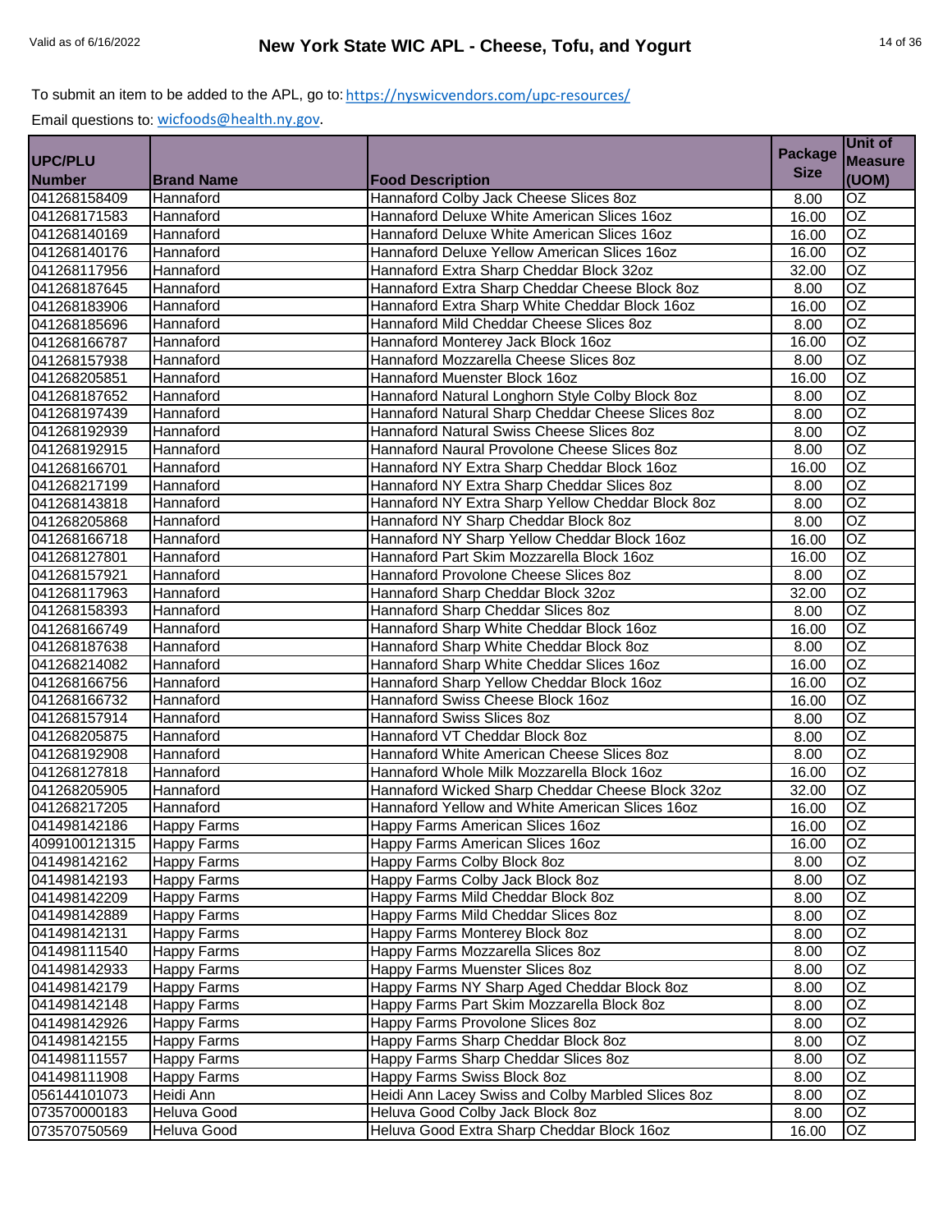# New York State WIC APL - Cheese, Tofu, and Yogurt

Valid as of 6/16/2022

To submit an item to be added to the APL, go to: https://nyswicvendors.com/upc-resources/

Email questions to: wicfoods@health.ny.gov.

| UPC/PLU Number | Brand Name | Food Description | Package Size | Unit of Measure (UOM) |
|---|---|---|---|---|
| 041268158409 | Hannaford | Hannaford Colby Jack Cheese Slices 8oz | 8.00 | OZ |
| 041268171583 | Hannaford | Hannaford Deluxe White American Slices 16oz | 16.00 | OZ |
| 041268140169 | Hannaford | Hannaford Deluxe White American Slices 16oz | 16.00 | OZ |
| 041268140176 | Hannaford | Hannaford Deluxe Yellow American Slices 16oz | 16.00 | OZ |
| 041268117956 | Hannaford | Hannaford Extra Sharp Cheddar Block 32oz | 32.00 | OZ |
| 041268187645 | Hannaford | Hannaford Extra Sharp Cheddar Cheese Block 8oz | 8.00 | OZ |
| 041268183906 | Hannaford | Hannaford Extra Sharp White Cheddar Block 16oz | 16.00 | OZ |
| 041268185696 | Hannaford | Hannaford Mild Cheddar Cheese Slices 8oz | 8.00 | OZ |
| 041268166787 | Hannaford | Hannaford Monterey Jack Block 16oz | 16.00 | OZ |
| 041268157938 | Hannaford | Hannaford Mozzarella Cheese Slices 8oz | 8.00 | OZ |
| 041268205851 | Hannaford | Hannaford Muenster Block 16oz | 16.00 | OZ |
| 041268187652 | Hannaford | Hannaford Natural Longhorn Style Colby Block 8oz | 8.00 | OZ |
| 041268197439 | Hannaford | Hannaford Natural Sharp Cheddar Cheese Slices 8oz | 8.00 | OZ |
| 041268192939 | Hannaford | Hannaford Natural Swiss Cheese Slices 8oz | 8.00 | OZ |
| 041268192915 | Hannaford | Hannaford Naural Provolone Cheese Slices 8oz | 8.00 | OZ |
| 041268166701 | Hannaford | Hannaford NY Extra Sharp Cheddar Block 16oz | 16.00 | OZ |
| 041268217199 | Hannaford | Hannaford NY Extra Sharp Cheddar Slices 8oz | 8.00 | OZ |
| 041268143818 | Hannaford | Hannaford NY Extra Sharp Yellow Cheddar Block 8oz | 8.00 | OZ |
| 041268205868 | Hannaford | Hannaford NY Sharp Cheddar Block 8oz | 8.00 | OZ |
| 041268166718 | Hannaford | Hannaford NY Sharp Yellow Cheddar Block 16oz | 16.00 | OZ |
| 041268127801 | Hannaford | Hannaford Part Skim Mozzarella Block 16oz | 16.00 | OZ |
| 041268157921 | Hannaford | Hannaford Provolone Cheese Slices 8oz | 8.00 | OZ |
| 041268117963 | Hannaford | Hannaford Sharp Cheddar Block 32oz | 32.00 | OZ |
| 041268158393 | Hannaford | Hannaford Sharp Cheddar Slices 8oz | 8.00 | OZ |
| 041268166749 | Hannaford | Hannaford Sharp White Cheddar Block 16oz | 16.00 | OZ |
| 041268187638 | Hannaford | Hannaford Sharp White Cheddar Block 8oz | 8.00 | OZ |
| 041268214082 | Hannaford | Hannaford Sharp White Cheddar Slices 16oz | 16.00 | OZ |
| 041268166756 | Hannaford | Hannaford Sharp Yellow Cheddar Block 16oz | 16.00 | OZ |
| 041268166732 | Hannaford | Hannaford Swiss Cheese Block 16oz | 16.00 | OZ |
| 041268157914 | Hannaford | Hannaford Swiss Slices 8oz | 8.00 | OZ |
| 041268205875 | Hannaford | Hannaford VT Cheddar Block 8oz | 8.00 | OZ |
| 041268192908 | Hannaford | Hannaford White American Cheese Slices 8oz | 8.00 | OZ |
| 041268127818 | Hannaford | Hannaford Whole Milk Mozzarella Block 16oz | 16.00 | OZ |
| 041268205905 | Hannaford | Hannaford Wicked Sharp Cheddar Cheese Block 32oz | 32.00 | OZ |
| 041268217205 | Hannaford | Hannaford Yellow and White American Slices 16oz | 16.00 | OZ |
| 041498142186 | Happy Farms | Happy Farms American Slices 16oz | 16.00 | OZ |
| 4099100121315 | Happy Farms | Happy Farms American Slices 16oz | 16.00 | OZ |
| 041498142162 | Happy Farms | Happy Farms Colby Block 8oz | 8.00 | OZ |
| 041498142193 | Happy Farms | Happy Farms Colby Jack Block 8oz | 8.00 | OZ |
| 041498142209 | Happy Farms | Happy Farms Mild Cheddar Block 8oz | 8.00 | OZ |
| 041498142889 | Happy Farms | Happy Farms Mild Cheddar Slices 8oz | 8.00 | OZ |
| 041498142131 | Happy Farms | Happy Farms Monterey Block 8oz | 8.00 | OZ |
| 041498111540 | Happy Farms | Happy Farms Mozzarella Slices 8oz | 8.00 | OZ |
| 041498142933 | Happy Farms | Happy Farms Muenster Slices 8oz | 8.00 | OZ |
| 041498142179 | Happy Farms | Happy Farms NY Sharp Aged Cheddar Block 8oz | 8.00 | OZ |
| 041498142148 | Happy Farms | Happy Farms Part Skim Mozzarella Block 8oz | 8.00 | OZ |
| 041498142926 | Happy Farms | Happy Farms Provolone Slices 8oz | 8.00 | OZ |
| 041498142155 | Happy Farms | Happy Farms Sharp Cheddar Block 8oz | 8.00 | OZ |
| 041498111557 | Happy Farms | Happy Farms Sharp Cheddar Slices 8oz | 8.00 | OZ |
| 041498111908 | Happy Farms | Happy Farms Swiss Block 8oz | 8.00 | OZ |
| 056144101073 | Heidi Ann | Heidi Ann Lacey Swiss and Colby Marbled Slices 8oz | 8.00 | OZ |
| 073570000183 | Heluva Good | Heluva Good Colby Jack Block 8oz | 8.00 | OZ |
| 073570750569 | Heluva Good | Heluva Good Extra Sharp Cheddar Block 16oz | 16.00 | OZ |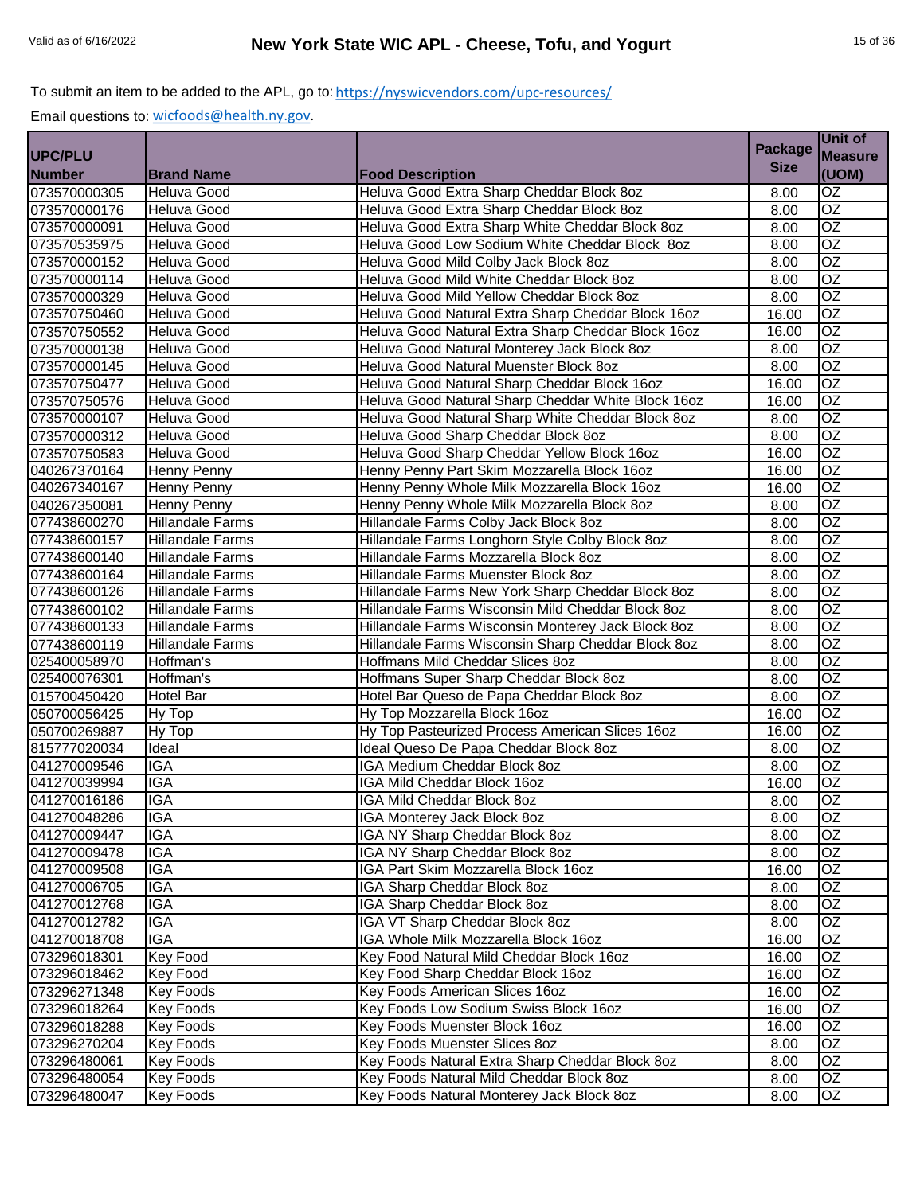To submit an item to be added to the APL, go to: https://nyswicvendors.com/upc-resources/

Email questions to: wicfoods@health.ny.gov.

| UPC/PLU Number | Brand Name | Food Description | Package Size | Unit of Measure (UOM) |
|---|---|---|---|---|
| 073570000305 | Heluva Good | Heluva Good Extra Sharp Cheddar Block 8oz | 8.00 | OZ |
| 073570000176 | Heluva Good | Heluva Good Extra Sharp Cheddar Block 8oz | 8.00 | OZ |
| 073570000091 | Heluva Good | Heluva Good Extra Sharp White Cheddar Block 8oz | 8.00 | OZ |
| 073570535975 | Heluva Good | Heluva Good Low Sodium White Cheddar Block 8oz | 8.00 | OZ |
| 073570000152 | Heluva Good | Heluva Good Mild Colby Jack Block 8oz | 8.00 | OZ |
| 073570000114 | Heluva Good | Heluva Good Mild White Cheddar Block 8oz | 8.00 | OZ |
| 073570000329 | Heluva Good | Heluva Good Mild Yellow Cheddar Block 8oz | 8.00 | OZ |
| 073570750460 | Heluva Good | Heluva Good Natural Extra Sharp Cheddar Block 16oz | 16.00 | OZ |
| 073570750552 | Heluva Good | Heluva Good Natural Extra Sharp Cheddar Block 16oz | 16.00 | OZ |
| 073570000138 | Heluva Good | Heluva Good Natural Monterey Jack Block 8oz | 8.00 | OZ |
| 073570000145 | Heluva Good | Heluva Good Natural Muenster Block 8oz | 8.00 | OZ |
| 073570750477 | Heluva Good | Heluva Good Natural Sharp Cheddar Block 16oz | 16.00 | OZ |
| 073570750576 | Heluva Good | Heluva Good Natural Sharp Cheddar White Block 16oz | 16.00 | OZ |
| 073570000107 | Heluva Good | Heluva Good Natural Sharp White Cheddar Block 8oz | 8.00 | OZ |
| 073570000312 | Heluva Good | Heluva Good Sharp Cheddar Block 8oz | 8.00 | OZ |
| 073570750583 | Heluva Good | Heluva Good Sharp Cheddar Yellow Block 16oz | 16.00 | OZ |
| 040267370164 | Henny Penny | Henny Penny Part Skim Mozzarella Block 16oz | 16.00 | OZ |
| 040267340167 | Henny Penny | Henny Penny Whole Milk Mozzarella Block 16oz | 16.00 | OZ |
| 040267350081 | Henny Penny | Henny Penny Whole Milk Mozzarella Block 8oz | 8.00 | OZ |
| 077438600270 | Hillandale Farms | Hillandale Farms Colby Jack Block 8oz | 8.00 | OZ |
| 077438600157 | Hillandale Farms | Hillandale Farms Longhorn Style Colby Block 8oz | 8.00 | OZ |
| 077438600140 | Hillandale Farms | Hillandale Farms Mozzarella Block 8oz | 8.00 | OZ |
| 077438600164 | Hillandale Farms | Hillandale Farms Muenster Block 8oz | 8.00 | OZ |
| 077438600126 | Hillandale Farms | Hillandale Farms New York Sharp Cheddar Block 8oz | 8.00 | OZ |
| 077438600102 | Hillandale Farms | Hillandale Farms Wisconsin Mild Cheddar Block 8oz | 8.00 | OZ |
| 077438600133 | Hillandale Farms | Hillandale Farms Wisconsin Monterey Jack Block 8oz | 8.00 | OZ |
| 077438600119 | Hillandale Farms | Hillandale Farms Wisconsin Sharp Cheddar Block 8oz | 8.00 | OZ |
| 025400058970 | Hoffman's | Hoffmans Mild Cheddar Slices 8oz | 8.00 | OZ |
| 025400076301 | Hoffman's | Hoffmans Super Sharp Cheddar Block 8oz | 8.00 | OZ |
| 015700450420 | Hotel Bar | Hotel Bar Queso de Papa Cheddar Block 8oz | 8.00 | OZ |
| 050700056425 | Hy Top | Hy Top Mozzarella Block 16oz | 16.00 | OZ |
| 050700269887 | Hy Top | Hy Top Pasteurized Process American Slices 16oz | 16.00 | OZ |
| 815777020034 | Ideal | Ideal Queso De Papa Cheddar Block 8oz | 8.00 | OZ |
| 041270009546 | IGA | IGA Medium Cheddar Block 8oz | 8.00 | OZ |
| 041270039994 | IGA | IGA Mild Cheddar Block 16oz | 16.00 | OZ |
| 041270016186 | IGA | IGA Mild Cheddar Block 8oz | 8.00 | OZ |
| 041270048286 | IGA | IGA Monterey Jack Block 8oz | 8.00 | OZ |
| 041270009447 | IGA | IGA NY Sharp Cheddar Block 8oz | 8.00 | OZ |
| 041270009478 | IGA | IGA NY Sharp Cheddar Block 8oz | 8.00 | OZ |
| 041270009508 | IGA | IGA Part Skim Mozzarella Block 16oz | 16.00 | OZ |
| 041270006705 | IGA | IGA Sharp Cheddar Block 8oz | 8.00 | OZ |
| 041270012768 | IGA | IGA Sharp Cheddar Block 8oz | 8.00 | OZ |
| 041270012782 | IGA | IGA VT Sharp Cheddar Block 8oz | 8.00 | OZ |
| 041270018708 | IGA | IGA Whole Milk Mozzarella Block 16oz | 16.00 | OZ |
| 073296018301 | Key Food | Key Food Natural Mild Cheddar Block 16oz | 16.00 | OZ |
| 073296018462 | Key Food | Key Food Sharp Cheddar Block 16oz | 16.00 | OZ |
| 073296271348 | Key Foods | Key Foods American Slices 16oz | 16.00 | OZ |
| 073296018264 | Key Foods | Key Foods Low Sodium Swiss Block 16oz | 16.00 | OZ |
| 073296018288 | Key Foods | Key Foods Muenster Block 16oz | 16.00 | OZ |
| 073296270204 | Key Foods | Key Foods Muenster Slices 8oz | 8.00 | OZ |
| 073296480061 | Key Foods | Key Foods Natural Extra Sharp Cheddar Block 8oz | 8.00 | OZ |
| 073296480054 | Key Foods | Key Foods Natural Mild Cheddar Block 8oz | 8.00 | OZ |
| 073296480047 | Key Foods | Key Foods Natural Monterey Jack Block 8oz | 8.00 | OZ |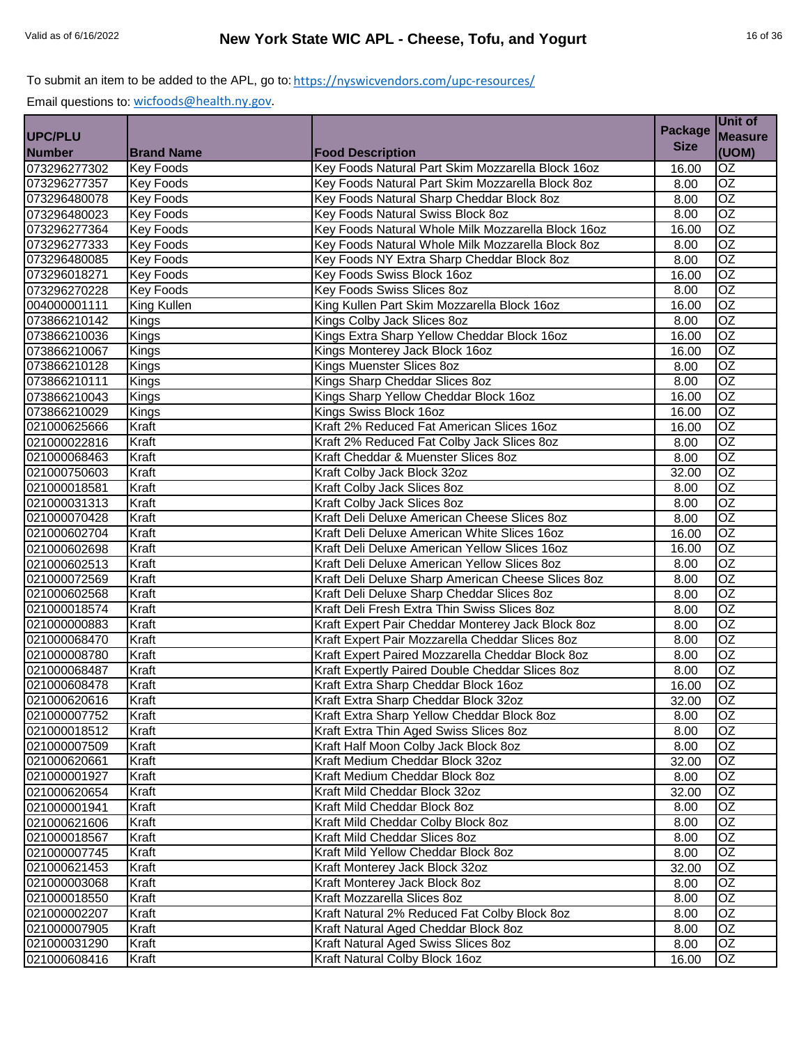To submit an item to be added to the APL, go to: https://nyswicvendors.com/upc-resources/

Email questions to: wicfoods@health.ny.gov.

| UPC/PLU Number | Brand Name | Food Description | Package Size | Unit of Measure (UOM) |
|---|---|---|---|---|
| 073296277302 | Key Foods | Key Foods Natural Part Skim Mozzarella Block 16oz | 16.00 | OZ |
| 073296277357 | Key Foods | Key Foods Natural Part Skim Mozzarella Block 8oz | 8.00 | OZ |
| 073296480078 | Key Foods | Key Foods Natural Sharp Cheddar Block 8oz | 8.00 | OZ |
| 073296480023 | Key Foods | Key Foods Natural Swiss Block 8oz | 8.00 | OZ |
| 073296277364 | Key Foods | Key Foods Natural Whole Milk Mozzarella Block 16oz | 16.00 | OZ |
| 073296277333 | Key Foods | Key Foods Natural Whole Milk Mozzarella Block 8oz | 8.00 | OZ |
| 073296480085 | Key Foods | Key Foods NY Extra Sharp Cheddar Block 8oz | 8.00 | OZ |
| 073296018271 | Key Foods | Key Foods Swiss Block 16oz | 16.00 | OZ |
| 073296270228 | Key Foods | Key Foods Swiss Slices 8oz | 8.00 | OZ |
| 004000001111 | King Kullen | King Kullen Part Skim Mozzarella Block 16oz | 16.00 | OZ |
| 073866210142 | Kings | Kings Colby Jack Slices 8oz | 8.00 | OZ |
| 073866210036 | Kings | Kings Extra Sharp Yellow Cheddar Block 16oz | 16.00 | OZ |
| 073866210067 | Kings | Kings Monterey Jack Block 16oz | 16.00 | OZ |
| 073866210128 | Kings | Kings Muenster Slices 8oz | 8.00 | OZ |
| 073866210111 | Kings | Kings Sharp Cheddar Slices 8oz | 8.00 | OZ |
| 073866210043 | Kings | Kings Sharp Yellow Cheddar Block 16oz | 16.00 | OZ |
| 073866210029 | Kings | Kings Swiss Block 16oz | 16.00 | OZ |
| 021000625666 | Kraft | Kraft 2% Reduced Fat American Slices 16oz | 16.00 | OZ |
| 021000022816 | Kraft | Kraft 2% Reduced Fat Colby Jack Slices 8oz | 8.00 | OZ |
| 021000068463 | Kraft | Kraft Cheddar & Muenster Slices 8oz | 8.00 | OZ |
| 021000750603 | Kraft | Kraft Colby Jack Block 32oz | 32.00 | OZ |
| 021000018581 | Kraft | Kraft Colby Jack Slices 8oz | 8.00 | OZ |
| 021000031313 | Kraft | Kraft Colby Jack Slices 8oz | 8.00 | OZ |
| 021000070428 | Kraft | Kraft Deli Deluxe American Cheese Slices 8oz | 8.00 | OZ |
| 021000602704 | Kraft | Kraft Deli Deluxe American White Slices 16oz | 16.00 | OZ |
| 021000602698 | Kraft | Kraft Deli Deluxe American Yellow Slices 16oz | 16.00 | OZ |
| 021000602513 | Kraft | Kraft Deli Deluxe American Yellow Slices 8oz | 8.00 | OZ |
| 021000072569 | Kraft | Kraft Deli Deluxe Sharp American Cheese Slices 8oz | 8.00 | OZ |
| 021000602568 | Kraft | Kraft Deli Deluxe Sharp Cheddar Slices 8oz | 8.00 | OZ |
| 021000018574 | Kraft | Kraft Deli Fresh Extra Thin Swiss Slices 8oz | 8.00 | OZ |
| 021000000883 | Kraft | Kraft Expert Pair Cheddar Monterey Jack Block 8oz | 8.00 | OZ |
| 021000068470 | Kraft | Kraft Expert Pair Mozzarella Cheddar Slices 8oz | 8.00 | OZ |
| 021000008780 | Kraft | Kraft Expert Paired Mozzarella Cheddar Block 8oz | 8.00 | OZ |
| 021000068487 | Kraft | Kraft Expertly Paired Double Cheddar Slices 8oz | 8.00 | OZ |
| 021000608478 | Kraft | Kraft Extra Sharp Cheddar Block 16oz | 16.00 | OZ |
| 021000620616 | Kraft | Kraft Extra Sharp Cheddar Block 32oz | 32.00 | OZ |
| 021000007752 | Kraft | Kraft Extra Sharp Yellow Cheddar Block 8oz | 8.00 | OZ |
| 021000018512 | Kraft | Kraft Extra Thin Aged Swiss Slices 8oz | 8.00 | OZ |
| 021000007509 | Kraft | Kraft Half Moon Colby Jack Block 8oz | 8.00 | OZ |
| 021000620661 | Kraft | Kraft Medium Cheddar Block 32oz | 32.00 | OZ |
| 021000001927 | Kraft | Kraft Medium Cheddar Block 8oz | 8.00 | OZ |
| 021000620654 | Kraft | Kraft Mild Cheddar Block 32oz | 32.00 | OZ |
| 021000001941 | Kraft | Kraft Mild Cheddar Block 8oz | 8.00 | OZ |
| 021000621606 | Kraft | Kraft Mild Cheddar Colby Block 8oz | 8.00 | OZ |
| 021000018567 | Kraft | Kraft Mild Cheddar Slices 8oz | 8.00 | OZ |
| 021000007745 | Kraft | Kraft Mild Yellow Cheddar Block 8oz | 8.00 | OZ |
| 021000621453 | Kraft | Kraft Monterey Jack Block 32oz | 32.00 | OZ |
| 021000003068 | Kraft | Kraft Monterey Jack Block 8oz | 8.00 | OZ |
| 021000018550 | Kraft | Kraft Mozzarella Slices 8oz | 8.00 | OZ |
| 021000002207 | Kraft | Kraft Natural 2% Reduced Fat Colby Block 8oz | 8.00 | OZ |
| 021000007905 | Kraft | Kraft Natural Aged Cheddar Block 8oz | 8.00 | OZ |
| 021000031290 | Kraft | Kraft Natural Aged Swiss Slices 8oz | 8.00 | OZ |
| 021000608416 | Kraft | Kraft Natural Colby Block 16oz | 16.00 | OZ |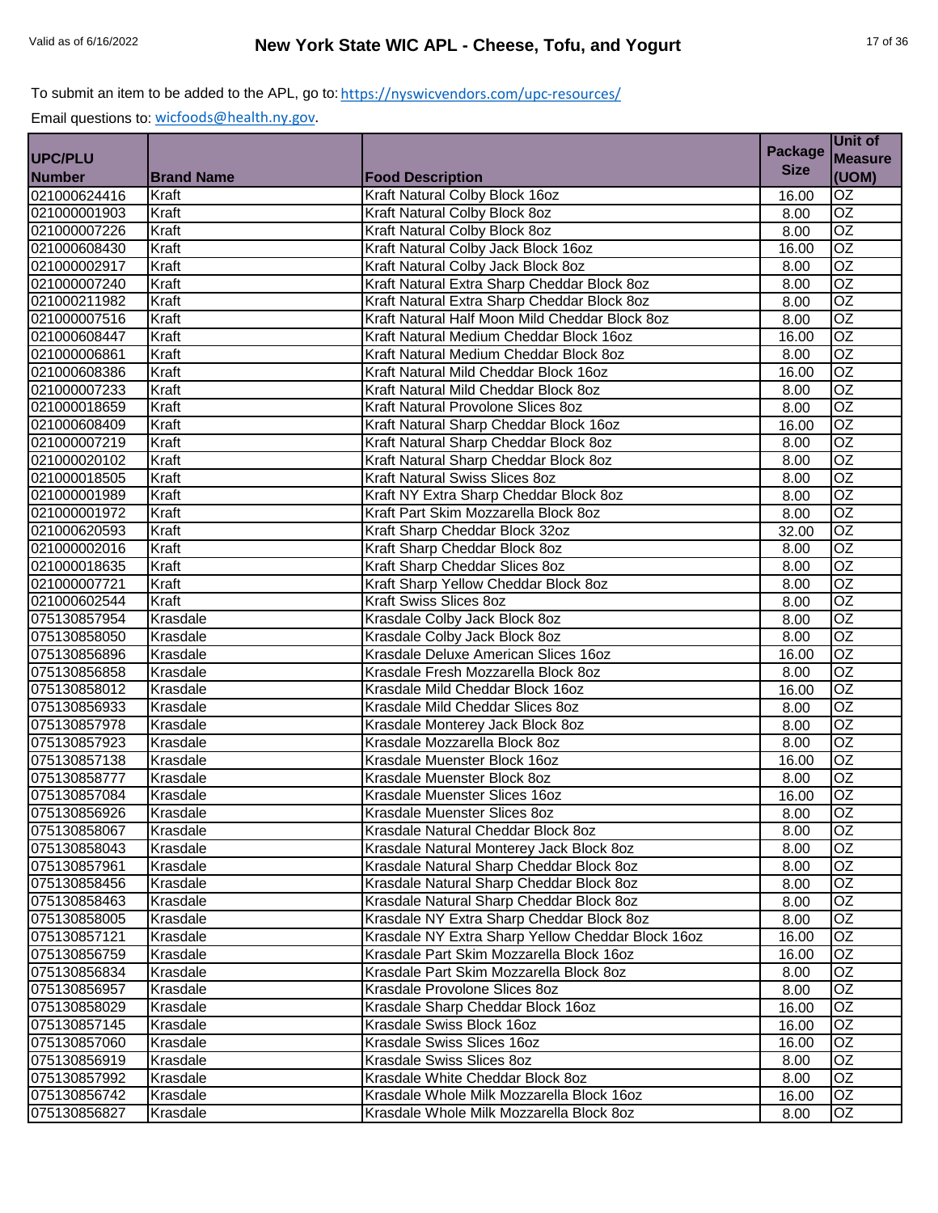To submit an item to be added to the APL, go to: https://nyswicvendors.com/upc-resources/

Email questions to: wicfoods@health.ny.gov.

| UPC/PLU Number | Brand Name | Food Description | Package Size | Unit of Measure (UOM) |
|---|---|---|---|---|
| 021000624416 | Kraft | Kraft Natural Colby Block 16oz | 16.00 | OZ |
| 021000001903 | Kraft | Kraft Natural Colby Block 8oz | 8.00 | OZ |
| 021000007226 | Kraft | Kraft Natural Colby Block 8oz | 8.00 | OZ |
| 021000608430 | Kraft | Kraft Natural Colby Jack Block 16oz | 16.00 | OZ |
| 021000002917 | Kraft | Kraft Natural Colby Jack Block 8oz | 8.00 | OZ |
| 021000007240 | Kraft | Kraft Natural Extra Sharp Cheddar Block 8oz | 8.00 | OZ |
| 021000211982 | Kraft | Kraft Natural Extra Sharp Cheddar Block 8oz | 8.00 | OZ |
| 021000007516 | Kraft | Kraft Natural Half Moon Mild Cheddar Block 8oz | 8.00 | OZ |
| 021000608447 | Kraft | Kraft Natural Medium Cheddar Block 16oz | 16.00 | OZ |
| 021000006861 | Kraft | Kraft Natural Medium Cheddar Block 8oz | 8.00 | OZ |
| 021000608386 | Kraft | Kraft Natural Mild Cheddar Block 16oz | 16.00 | OZ |
| 021000007233 | Kraft | Kraft Natural Mild Cheddar Block 8oz | 8.00 | OZ |
| 021000018659 | Kraft | Kraft Natural Provolone Slices 8oz | 8.00 | OZ |
| 021000608409 | Kraft | Kraft Natural Sharp Cheddar Block 16oz | 16.00 | OZ |
| 021000007219 | Kraft | Kraft Natural Sharp Cheddar Block 8oz | 8.00 | OZ |
| 021000020102 | Kraft | Kraft Natural Sharp Cheddar Block 8oz | 8.00 | OZ |
| 021000018505 | Kraft | Kraft Natural Swiss Slices 8oz | 8.00 | OZ |
| 021000001989 | Kraft | Kraft NY Extra Sharp Cheddar Block 8oz | 8.00 | OZ |
| 021000001972 | Kraft | Kraft Part Skim Mozzarella Block 8oz | 8.00 | OZ |
| 021000620593 | Kraft | Kraft Sharp Cheddar Block 32oz | 32.00 | OZ |
| 021000002016 | Kraft | Kraft Sharp Cheddar Block 8oz | 8.00 | OZ |
| 021000018635 | Kraft | Kraft Sharp Cheddar Slices 8oz | 8.00 | OZ |
| 021000007721 | Kraft | Kraft Sharp Yellow Cheddar Block 8oz | 8.00 | OZ |
| 021000602544 | Kraft | Kraft Swiss Slices 8oz | 8.00 | OZ |
| 075130857954 | Krasdale | Krasdale Colby Jack Block 8oz | 8.00 | OZ |
| 075130858050 | Krasdale | Krasdale Colby Jack Block 8oz | 8.00 | OZ |
| 075130856896 | Krasdale | Krasdale Deluxe American Slices 16oz | 16.00 | OZ |
| 075130856858 | Krasdale | Krasdale Fresh Mozzarella Block 8oz | 8.00 | OZ |
| 075130858012 | Krasdale | Krasdale Mild Cheddar Block 16oz | 16.00 | OZ |
| 075130856933 | Krasdale | Krasdale Mild Cheddar Slices 8oz | 8.00 | OZ |
| 075130857978 | Krasdale | Krasdale Monterey Jack Block 8oz | 8.00 | OZ |
| 075130857923 | Krasdale | Krasdale Mozzarella Block 8oz | 8.00 | OZ |
| 075130857138 | Krasdale | Krasdale Muenster Block 16oz | 16.00 | OZ |
| 075130858777 | Krasdale | Krasdale Muenster Block 8oz | 8.00 | OZ |
| 075130857084 | Krasdale | Krasdale Muenster Slices 16oz | 16.00 | OZ |
| 075130856926 | Krasdale | Krasdale Muenster Slices 8oz | 8.00 | OZ |
| 075130858067 | Krasdale | Krasdale Natural Cheddar Block 8oz | 8.00 | OZ |
| 075130858043 | Krasdale | Krasdale Natural Monterey Jack Block 8oz | 8.00 | OZ |
| 075130857961 | Krasdale | Krasdale Natural Sharp Cheddar Block 8oz | 8.00 | OZ |
| 075130858456 | Krasdale | Krasdale Natural Sharp Cheddar Block 8oz | 8.00 | OZ |
| 075130858463 | Krasdale | Krasdale Natural Sharp Cheddar Block 8oz | 8.00 | OZ |
| 075130858005 | Krasdale | Krasdale NY Extra Sharp Cheddar Block 8oz | 8.00 | OZ |
| 075130857121 | Krasdale | Krasdale NY Extra Sharp Yellow Cheddar Block 16oz | 16.00 | OZ |
| 075130856759 | Krasdale | Krasdale Part Skim Mozzarella Block 16oz | 16.00 | OZ |
| 075130856834 | Krasdale | Krasdale Part Skim Mozzarella Block 8oz | 8.00 | OZ |
| 075130856957 | Krasdale | Krasdale Provolone Slices 8oz | 8.00 | OZ |
| 075130858029 | Krasdale | Krasdale Sharp Cheddar Block 16oz | 16.00 | OZ |
| 075130857145 | Krasdale | Krasdale Swiss Block 16oz | 16.00 | OZ |
| 075130857060 | Krasdale | Krasdale Swiss Slices 16oz | 16.00 | OZ |
| 075130856919 | Krasdale | Krasdale Swiss Slices 8oz | 8.00 | OZ |
| 075130857992 | Krasdale | Krasdale White Cheddar Block 8oz | 8.00 | OZ |
| 075130856742 | Krasdale | Krasdale Whole Milk Mozzarella Block 16oz | 16.00 | OZ |
| 075130856827 | Krasdale | Krasdale Whole Milk Mozzarella Block 8oz | 8.00 | OZ |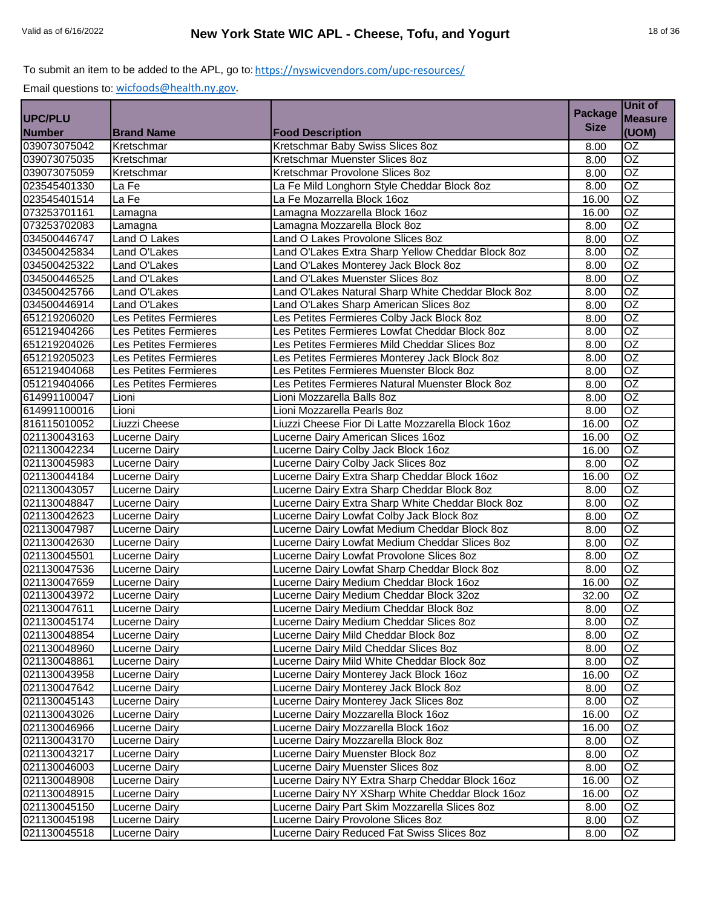Valid as of 6/16/2022

# New York State WIC APL - Cheese, Tofu, and Yogurt

To submit an item to be added to the APL, go to: https://nyswicvendors.com/upc-resources/

Email questions to: wicfoods@health.ny.gov.

| UPC/PLU Number | Brand Name | Food Description | Package Size | Unit of Measure (UOM) |
|---|---|---|---|---|
| 039073075042 | Kretschmar | Kretschmar Baby Swiss Slices 8oz | 8.00 | OZ |
| 039073075035 | Kretschmar | Kretschmar Muenster Slices 8oz | 8.00 | OZ |
| 039073075059 | Kretschmar | Kretschmar Provolone Slices 8oz | 8.00 | OZ |
| 023545401330 | La Fe | La Fe Mild Longhorn Style Cheddar Block 8oz | 8.00 | OZ |
| 023545401514 | La Fe | La Fe Mozarrella Block 16oz | 16.00 | OZ |
| 073253701161 | Lamagna | Lamagna Mozzarella Block 16oz | 16.00 | OZ |
| 073253702083 | Lamagna | Lamagna Mozzarella Block 8oz | 8.00 | OZ |
| 034500446747 | Land O Lakes | Land O Lakes Provolone Slices 8oz | 8.00 | OZ |
| 034500425834 | Land O'Lakes | Land O'Lakes Extra Sharp Yellow Cheddar Block 8oz | 8.00 | OZ |
| 034500425322 | Land O'Lakes | Land O'Lakes Monterey Jack Block 8oz | 8.00 | OZ |
| 034500446525 | Land O'Lakes | Land O'Lakes Muenster Slices 8oz | 8.00 | OZ |
| 034500425766 | Land O'Lakes | Land O'Lakes Natural Sharp White Cheddar Block 8oz | 8.00 | OZ |
| 034500446914 | Land O'Lakes | Land O'Lakes Sharp American Slices 8oz | 8.00 | OZ |
| 651219206020 | Les Petites Fermieres | Les Petites Fermieres Colby Jack Block 8oz | 8.00 | OZ |
| 651219404266 | Les Petites Fermieres | Les Petites Fermieres Lowfat Cheddar Block 8oz | 8.00 | OZ |
| 651219204026 | Les Petites Fermieres | Les Petites Fermieres Mild Cheddar Slices 8oz | 8.00 | OZ |
| 651219205023 | Les Petites Fermieres | Les Petites Fermieres Monterey Jack Block 8oz | 8.00 | OZ |
| 651219404068 | Les Petites Fermieres | Les Petites Fermieres Muenster Block 8oz | 8.00 | OZ |
| 051219404066 | Les Petites Fermieres | Les Petites Fermieres Natural Muenster Block 8oz | 8.00 | OZ |
| 614991100047 | Lioni | Lioni Mozzarella Balls 8oz | 8.00 | OZ |
| 614991100016 | Lioni | Lioni Mozzarella Pearls 8oz | 8.00 | OZ |
| 816115010052 | Liuzzi Cheese | Liuzzi Cheese Fior Di Latte Mozzarella Block 16oz | 16.00 | OZ |
| 021130043163 | Lucerne Dairy | Lucerne Dairy American Slices 16oz | 16.00 | OZ |
| 021130042234 | Lucerne Dairy | Lucerne Dairy Colby Jack Block 16oz | 16.00 | OZ |
| 021130045983 | Lucerne Dairy | Lucerne Dairy Colby Jack Slices 8oz | 8.00 | OZ |
| 021130044184 | Lucerne Dairy | Lucerne Dairy Extra Sharp Cheddar Block 16oz | 16.00 | OZ |
| 021130043057 | Lucerne Dairy | Lucerne Dairy Extra Sharp Cheddar Block 8oz | 8.00 | OZ |
| 021130048847 | Lucerne Dairy | Lucerne Dairy Extra Sharp White Cheddar Block 8oz | 8.00 | OZ |
| 021130042623 | Lucerne Dairy | Lucerne Dairy Lowfat Colby Jack Block 8oz | 8.00 | OZ |
| 021130047987 | Lucerne Dairy | Lucerne Dairy Lowfat Medium Cheddar Block 8oz | 8.00 | OZ |
| 021130042630 | Lucerne Dairy | Lucerne Dairy Lowfat Medium Cheddar Slices 8oz | 8.00 | OZ |
| 021130045501 | Lucerne Dairy | Lucerne Dairy Lowfat Provolone Slices 8oz | 8.00 | OZ |
| 021130047536 | Lucerne Dairy | Lucerne Dairy Lowfat Sharp Cheddar Block 8oz | 8.00 | OZ |
| 021130047659 | Lucerne Dairy | Lucerne Dairy Medium Cheddar Block 16oz | 16.00 | OZ |
| 021130043972 | Lucerne Dairy | Lucerne Dairy Medium Cheddar Block 32oz | 32.00 | OZ |
| 021130047611 | Lucerne Dairy | Lucerne Dairy Medium Cheddar Block 8oz | 8.00 | OZ |
| 021130045174 | Lucerne Dairy | Lucerne Dairy Medium Cheddar Slices 8oz | 8.00 | OZ |
| 021130048854 | Lucerne Dairy | Lucerne Dairy Mild Cheddar Block 8oz | 8.00 | OZ |
| 021130048960 | Lucerne Dairy | Lucerne Dairy Mild Cheddar Slices 8oz | 8.00 | OZ |
| 021130048861 | Lucerne Dairy | Lucerne Dairy Mild White Cheddar Block 8oz | 8.00 | OZ |
| 021130043958 | Lucerne Dairy | Lucerne Dairy Monterey Jack Block 16oz | 16.00 | OZ |
| 021130047642 | Lucerne Dairy | Lucerne Dairy Monterey Jack Block 8oz | 8.00 | OZ |
| 021130045143 | Lucerne Dairy | Lucerne Dairy Monterey Jack Slices 8oz | 8.00 | OZ |
| 021130043026 | Lucerne Dairy | Lucerne Dairy Mozzarella Block 16oz | 16.00 | OZ |
| 021130046966 | Lucerne Dairy | Lucerne Dairy Mozzarella Block 16oz | 16.00 | OZ |
| 021130043170 | Lucerne Dairy | Lucerne Dairy Mozzarella Block 8oz | 8.00 | OZ |
| 021130043217 | Lucerne Dairy | Lucerne Dairy Muenster Block 8oz | 8.00 | OZ |
| 021130046003 | Lucerne Dairy | Lucerne Dairy Muenster Slices 8oz | 8.00 | OZ |
| 021130048908 | Lucerne Dairy | Lucerne Dairy NY Extra Sharp Cheddar Block 16oz | 16.00 | OZ |
| 021130048915 | Lucerne Dairy | Lucerne Dairy NY XSharp White Cheddar Block 16oz | 16.00 | OZ |
| 021130045150 | Lucerne Dairy | Lucerne Dairy Part Skim Mozzarella Slices 8oz | 8.00 | OZ |
| 021130045198 | Lucerne Dairy | Lucerne Dairy Provolone Slices 8oz | 8.00 | OZ |
| 021130045518 | Lucerne Dairy | Lucerne Dairy Reduced Fat Swiss Slices 8oz | 8.00 | OZ |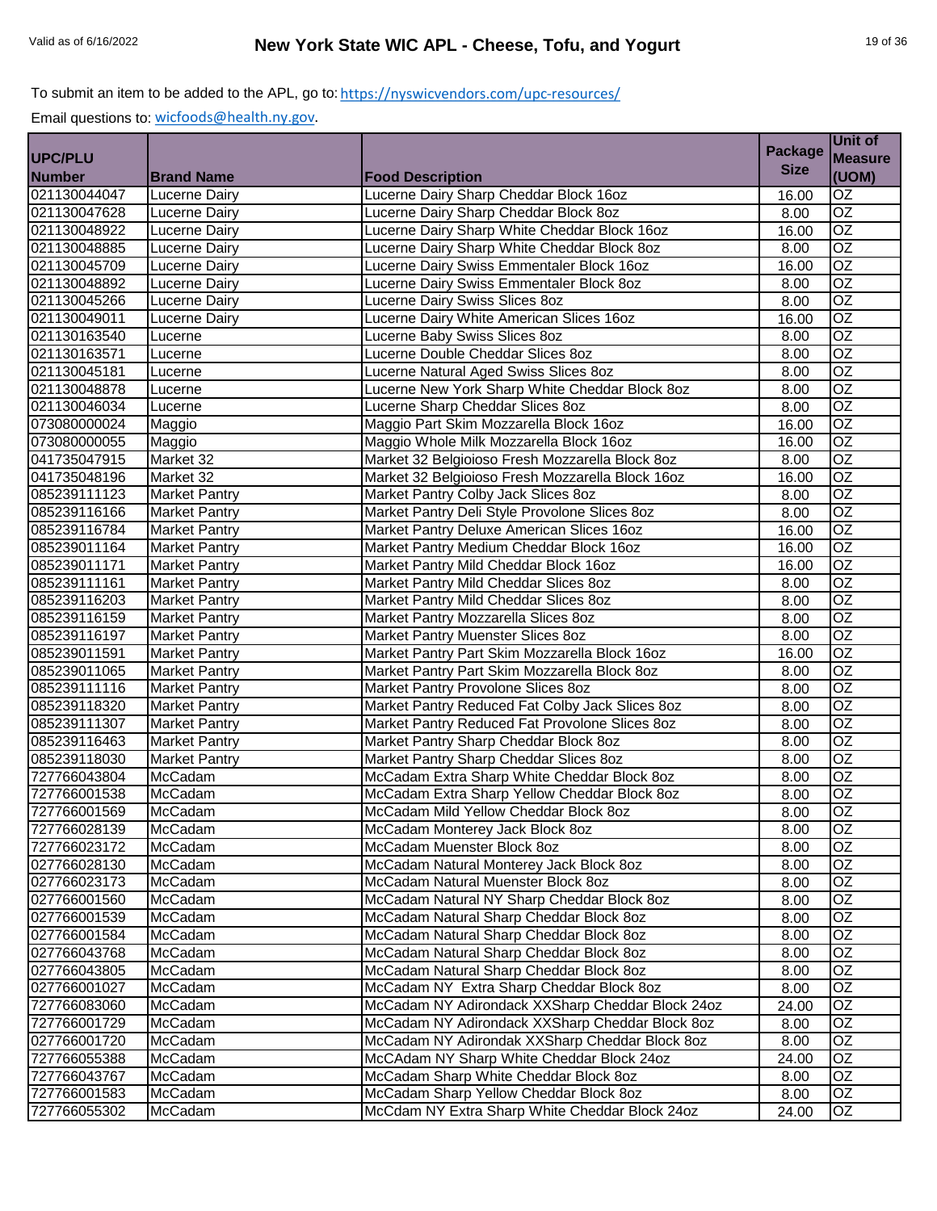To submit an item to be added to the APL, go to: https://nyswicvendors.com/upc-resources/

Email questions to: wicfoods@health.ny.gov.

| UPC/PLU Number | Brand Name | Food Description | Package Size | Unit of Measure (UOM) |
|---|---|---|---|---|
| 021130044047 | Lucerne Dairy | Lucerne Dairy Sharp Cheddar Block 16oz | 16.00 | OZ |
| 021130047628 | Lucerne Dairy | Lucerne Dairy Sharp Cheddar Block 8oz | 8.00 | OZ |
| 021130048922 | Lucerne Dairy | Lucerne Dairy Sharp White Cheddar Block 16oz | 16.00 | OZ |
| 021130048885 | Lucerne Dairy | Lucerne Dairy Sharp White Cheddar Block 8oz | 8.00 | OZ |
| 021130045709 | Lucerne Dairy | Lucerne Dairy Swiss Emmentaler Block 16oz | 16.00 | OZ |
| 021130048892 | Lucerne Dairy | Lucerne Dairy Swiss Emmentaler Block 8oz | 8.00 | OZ |
| 021130045266 | Lucerne Dairy | Lucerne Dairy Swiss Slices 8oz | 8.00 | OZ |
| 021130049011 | Lucerne Dairy | Lucerne Dairy White American Slices 16oz | 16.00 | OZ |
| 021130163540 | Lucerne | Lucerne Baby Swiss Slices 8oz | 8.00 | OZ |
| 021130163571 | Lucerne | Lucerne Double Cheddar Slices 8oz | 8.00 | OZ |
| 021130045181 | Lucerne | Lucerne Natural Aged Swiss Slices 8oz | 8.00 | OZ |
| 021130048878 | Lucerne | Lucerne New York Sharp White Cheddar Block 8oz | 8.00 | OZ |
| 021130046034 | Lucerne | Lucerne Sharp Cheddar Slices 8oz | 8.00 | OZ |
| 073080000024 | Maggio | Maggio Part Skim Mozzarella Block 16oz | 16.00 | OZ |
| 073080000055 | Maggio | Maggio Whole Milk Mozzarella Block 16oz | 16.00 | OZ |
| 041735047915 | Market 32 | Market 32 Belgioioso Fresh Mozzarella Block 8oz | 8.00 | OZ |
| 041735048196 | Market 32 | Market 32 Belgioioso Fresh Mozzarella Block 16oz | 16.00 | OZ |
| 085239111123 | Market Pantry | Market Pantry Colby Jack Slices 8oz | 8.00 | OZ |
| 085239116166 | Market Pantry | Market Pantry Deli Style Provolone Slices 8oz | 8.00 | OZ |
| 085239116784 | Market Pantry | Market Pantry Deluxe American Slices 16oz | 16.00 | OZ |
| 085239011164 | Market Pantry | Market Pantry Medium Cheddar Block 16oz | 16.00 | OZ |
| 085239011171 | Market Pantry | Market Pantry Mild Cheddar Block 16oz | 16.00 | OZ |
| 085239111161 | Market Pantry | Market Pantry Mild Cheddar Slices 8oz | 8.00 | OZ |
| 085239116203 | Market Pantry | Market Pantry Mild Cheddar Slices 8oz | 8.00 | OZ |
| 085239116159 | Market Pantry | Market Pantry Mozzarella Slices 8oz | 8.00 | OZ |
| 085239116197 | Market Pantry | Market Pantry Muenster Slices 8oz | 8.00 | OZ |
| 085239011591 | Market Pantry | Market Pantry Part Skim Mozzarella Block 16oz | 16.00 | OZ |
| 085239011065 | Market Pantry | Market Pantry Part Skim Mozzarella Block 8oz | 8.00 | OZ |
| 085239111116 | Market Pantry | Market Pantry Provolone Slices 8oz | 8.00 | OZ |
| 085239118320 | Market Pantry | Market Pantry Reduced Fat Colby Jack Slices 8oz | 8.00 | OZ |
| 085239111307 | Market Pantry | Market Pantry Reduced Fat Provolone Slices 8oz | 8.00 | OZ |
| 085239116463 | Market Pantry | Market Pantry Sharp Cheddar Block 8oz | 8.00 | OZ |
| 085239118030 | Market Pantry | Market Pantry Sharp Cheddar Slices 8oz | 8.00 | OZ |
| 727766043804 | McCadam | McCadam Extra Sharp White Cheddar Block 8oz | 8.00 | OZ |
| 727766001538 | McCadam | McCadam Extra Sharp Yellow Cheddar Block 8oz | 8.00 | OZ |
| 727766001569 | McCadam | McCadam Mild Yellow Cheddar Block 8oz | 8.00 | OZ |
| 727766028139 | McCadam | McCadam Monterey Jack Block 8oz | 8.00 | OZ |
| 727766023172 | McCadam | McCadam Muenster Block 8oz | 8.00 | OZ |
| 027766028130 | McCadam | McCadam Natural Monterey Jack Block 8oz | 8.00 | OZ |
| 027766023173 | McCadam | McCadam Natural Muenster Block 8oz | 8.00 | OZ |
| 027766001560 | McCadam | McCadam Natural NY Sharp Cheddar Block 8oz | 8.00 | OZ |
| 027766001539 | McCadam | McCadam Natural Sharp Cheddar Block 8oz | 8.00 | OZ |
| 027766001584 | McCadam | McCadam Natural Sharp Cheddar Block 8oz | 8.00 | OZ |
| 027766043768 | McCadam | McCadam Natural Sharp Cheddar Block 8oz | 8.00 | OZ |
| 027766043805 | McCadam | McCadam Natural Sharp Cheddar Block 8oz | 8.00 | OZ |
| 027766001027 | McCadam | McCadam NY  Extra Sharp Cheddar Block 8oz | 8.00 | OZ |
| 727766083060 | McCadam | McCadam NY Adirondack XXSharp Cheddar Block 24oz | 24.00 | OZ |
| 727766001729 | McCadam | McCadam NY Adirondack XXSharp Cheddar Block 8oz | 8.00 | OZ |
| 027766001720 | McCadam | McCadam NY Adirondak XXSharp Cheddar Block 8oz | 8.00 | OZ |
| 727766055388 | McCadam | McCAdam NY Sharp White Cheddar Block 24oz | 24.00 | OZ |
| 727766043767 | McCadam | McCadam Sharp White Cheddar Block 8oz | 8.00 | OZ |
| 727766001583 | McCadam | McCadam Sharp Yellow Cheddar Block 8oz | 8.00 | OZ |
| 727766055302 | McCadam | McCdam NY Extra Sharp White Cheddar Block 24oz | 24.00 | OZ |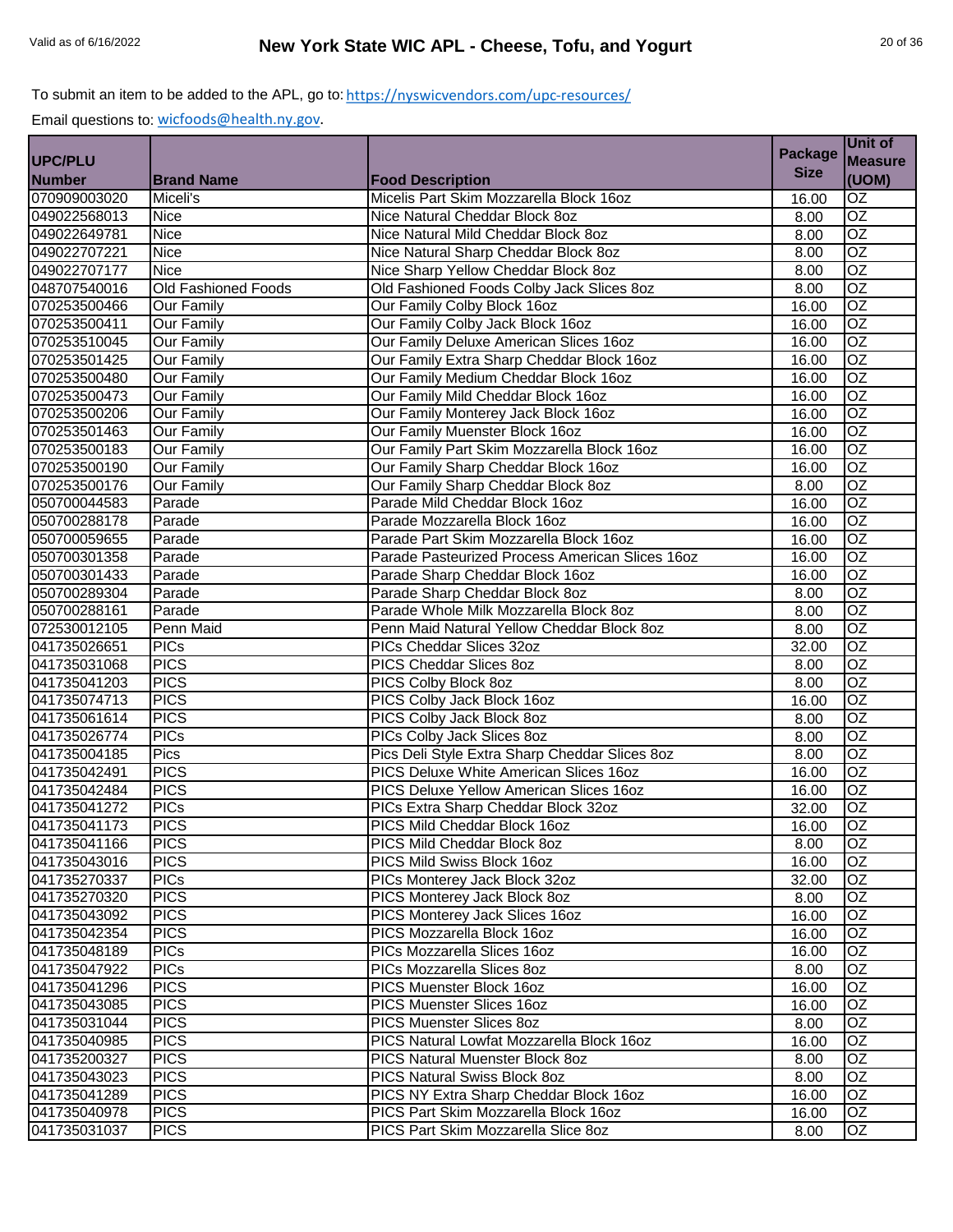To submit an item to be added to the APL, go to: https://nyswicvendors.com/upc-resources/

Email questions to: wicfoods@health.ny.gov.

| UPC/PLU Number | Brand Name | Food Description | Package Size | Unit of Measure (UOM) |
|---|---|---|---|---|
| 070909003020 | Miceli's | Micelis Part Skim Mozzarella Block 16oz | 16.00 | OZ |
| 049022568013 | Nice | Nice Natural Cheddar Block 8oz | 8.00 | OZ |
| 049022649781 | Nice | Nice Natural Mild Cheddar Block 8oz | 8.00 | OZ |
| 049022707221 | Nice | Nice Natural Sharp Cheddar Block 8oz | 8.00 | OZ |
| 049022707177 | Nice | Nice Sharp Yellow Cheddar Block 8oz | 8.00 | OZ |
| 048707540016 | Old Fashioned Foods | Old Fashioned Foods Colby Jack Slices 8oz | 8.00 | OZ |
| 070253500466 | Our Family | Our Family Colby Block 16oz | 16.00 | OZ |
| 070253500411 | Our Family | Our Family Colby Jack Block 16oz | 16.00 | OZ |
| 070253510045 | Our Family | Our Family Deluxe American Slices 16oz | 16.00 | OZ |
| 070253501425 | Our Family | Our Family Extra Sharp Cheddar Block 16oz | 16.00 | OZ |
| 070253500480 | Our Family | Our Family Medium Cheddar Block 16oz | 16.00 | OZ |
| 070253500473 | Our Family | Our Family Mild Cheddar Block 16oz | 16.00 | OZ |
| 070253500206 | Our Family | Our Family Monterey Jack Block 16oz | 16.00 | OZ |
| 070253501463 | Our Family | Our Family Muenster Block 16oz | 16.00 | OZ |
| 070253500183 | Our Family | Our Family Part Skim Mozzarella Block 16oz | 16.00 | OZ |
| 070253500190 | Our Family | Our Family Sharp Cheddar Block 16oz | 16.00 | OZ |
| 070253500176 | Our Family | Our Family Sharp Cheddar Block 8oz | 8.00 | OZ |
| 050700044583 | Parade | Parade Mild Cheddar Block 16oz | 16.00 | OZ |
| 050700288178 | Parade | Parade Mozzarella Block 16oz | 16.00 | OZ |
| 050700059655 | Parade | Parade Part Skim Mozzarella Block 16oz | 16.00 | OZ |
| 050700301358 | Parade | Parade Pasteurized Process American Slices 16oz | 16.00 | OZ |
| 050700301433 | Parade | Parade Sharp Cheddar Block 16oz | 16.00 | OZ |
| 050700289304 | Parade | Parade Sharp Cheddar Block 8oz | 8.00 | OZ |
| 050700288161 | Parade | Parade Whole Milk Mozzarella Block 8oz | 8.00 | OZ |
| 072530012105 | Penn Maid | Penn Maid Natural Yellow Cheddar Block 8oz | 8.00 | OZ |
| 041735026651 | PICs | PICs Cheddar Slices 32oz | 32.00 | OZ |
| 041735031068 | PICS | PICS Cheddar Slices 8oz | 8.00 | OZ |
| 041735041203 | PICS | PICS Colby Block 8oz | 8.00 | OZ |
| 041735074713 | PICS | PICS Colby Jack Block 16oz | 16.00 | OZ |
| 041735061614 | PICS | PICS Colby Jack Block 8oz | 8.00 | OZ |
| 041735026774 | PICs | PICs Colby Jack Slices 8oz | 8.00 | OZ |
| 041735004185 | Pics | Pics Deli Style Extra Sharp Cheddar Slices 8oz | 8.00 | OZ |
| 041735042491 | PICS | PICS Deluxe White American Slices 16oz | 16.00 | OZ |
| 041735042484 | PICS | PICS Deluxe Yellow American Slices 16oz | 16.00 | OZ |
| 041735041272 | PICs | PICs Extra Sharp Cheddar Block 32oz | 32.00 | OZ |
| 041735041173 | PICS | PICS Mild Cheddar Block 16oz | 16.00 | OZ |
| 041735041166 | PICS | PICS Mild Cheddar Block 8oz | 8.00 | OZ |
| 041735043016 | PICS | PICS Mild Swiss Block 16oz | 16.00 | OZ |
| 041735270337 | PICs | PICs Monterey Jack Block 32oz | 32.00 | OZ |
| 041735270320 | PICS | PICS Monterey Jack Block 8oz | 8.00 | OZ |
| 041735043092 | PICS | PICS Monterey Jack Slices 16oz | 16.00 | OZ |
| 041735042354 | PICS | PICS Mozzarella Block 16oz | 16.00 | OZ |
| 041735048189 | PICs | PICs Mozzarella Slices 16oz | 16.00 | OZ |
| 041735047922 | PICs | PICs Mozzarella Slices 8oz | 8.00 | OZ |
| 041735041296 | PICS | PICS Muenster Block 16oz | 16.00 | OZ |
| 041735043085 | PICS | PICS Muenster Slices 16oz | 16.00 | OZ |
| 041735031044 | PICS | PICS Muenster Slices 8oz | 8.00 | OZ |
| 041735040985 | PICS | PICS Natural Lowfat Mozzarella Block 16oz | 16.00 | OZ |
| 041735200327 | PICS | PICS Natural Muenster Block 8oz | 8.00 | OZ |
| 041735043023 | PICS | PICS Natural Swiss Block 8oz | 8.00 | OZ |
| 041735041289 | PICS | PICS NY Extra Sharp Cheddar Block 16oz | 16.00 | OZ |
| 041735040978 | PICS | PICS Part Skim Mozzarella Block 16oz | 16.00 | OZ |
| 041735031037 | PICS | PICS Part Skim Mozzarella Slice 8oz | 8.00 | OZ |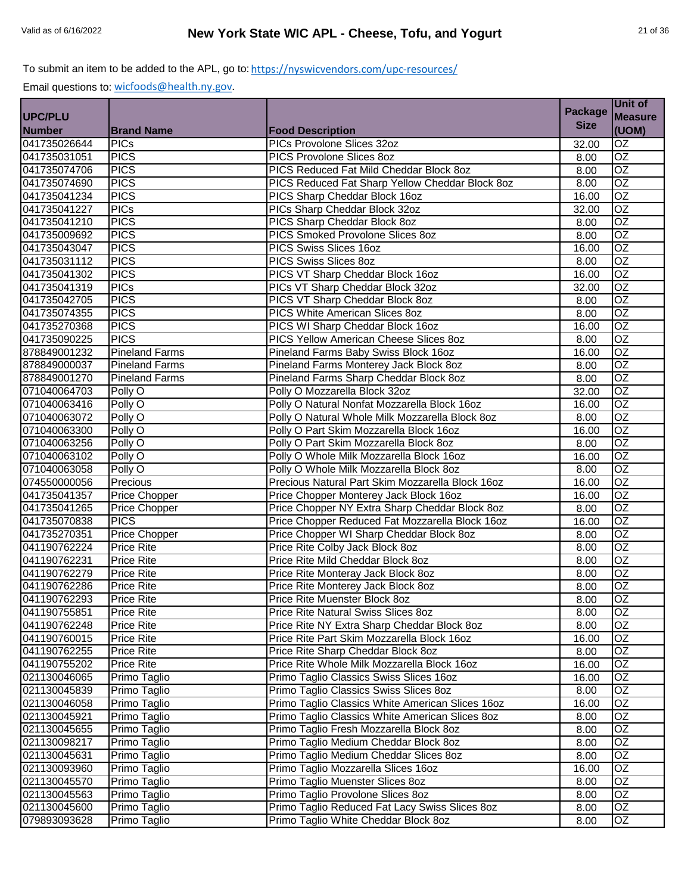To submit an item to be added to the APL, go to: https://nyswicvendors.com/upc-resources/

Email questions to: wicfoods@health.ny.gov.

| UPC/PLU Number | Brand Name | Food Description | Package Size | Unit of Measure (UOM) |
|---|---|---|---|---|
| 041735026644 | PICs | PICs Provolone Slices 32oz | 32.00 | OZ |
| 041735031051 | PICS | PICS Provolone Slices 8oz | 8.00 | OZ |
| 041735074706 | PICS | PICS Reduced Fat Mild Cheddar Block 8oz | 8.00 | OZ |
| 041735074690 | PICS | PICS Reduced Fat Sharp Yellow Cheddar Block 8oz | 8.00 | OZ |
| 041735041234 | PICS | PICS Sharp Cheddar Block 16oz | 16.00 | OZ |
| 041735041227 | PICs | PICs Sharp Cheddar Block 32oz | 32.00 | OZ |
| 041735041210 | PICS | PICS Sharp Cheddar Block 8oz | 8.00 | OZ |
| 041735009692 | PICS | PICS Smoked Provolone Slices 8oz | 8.00 | OZ |
| 041735043047 | PICS | PICS Swiss Slices 16oz | 16.00 | OZ |
| 041735031112 | PICS | PICS Swiss Slices 8oz | 8.00 | OZ |
| 041735041302 | PICS | PICS VT Sharp Cheddar Block 16oz | 16.00 | OZ |
| 041735041319 | PICs | PICs VT Sharp Cheddar Block 32oz | 32.00 | OZ |
| 041735042705 | PICS | PICS VT Sharp Cheddar Block 8oz | 8.00 | OZ |
| 041735074355 | PICS | PICS White American Slices 8oz | 8.00 | OZ |
| 041735270368 | PICS | PICS WI Sharp Cheddar Block 16oz | 16.00 | OZ |
| 041735090225 | PICS | PICS Yellow American Cheese Slices 8oz | 8.00 | OZ |
| 878849001232 | Pineland Farms | Pineland Farms Baby Swiss Block 16oz | 16.00 | OZ |
| 878849000037 | Pineland Farms | Pineland Farms Monterey Jack Block 8oz | 8.00 | OZ |
| 878849001270 | Pineland Farms | Pineland Farms Sharp Cheddar Block 8oz | 8.00 | OZ |
| 071040064703 | Polly O | Polly O Mozzarella Block 32oz | 32.00 | OZ |
| 071040063416 | Polly O | Polly O Natural Nonfat Mozzarella Block 16oz | 16.00 | OZ |
| 071040063072 | Polly O | Polly O Natural Whole Milk Mozzarella Block 8oz | 8.00 | OZ |
| 071040063300 | Polly O | Polly O Part Skim Mozzarella Block 16oz | 16.00 | OZ |
| 071040063256 | Polly O | Polly O Part Skim Mozzarella Block 8oz | 8.00 | OZ |
| 071040063102 | Polly O | Polly O Whole Milk Mozzarella Block 16oz | 16.00 | OZ |
| 071040063058 | Polly O | Polly O Whole Milk Mozzarella Block 8oz | 8.00 | OZ |
| 074550000056 | Precious | Precious Natural Part Skim Mozzarella Block 16oz | 16.00 | OZ |
| 041735041357 | Price Chopper | Price Chopper Monterey Jack Block 16oz | 16.00 | OZ |
| 041735041265 | Price Chopper | Price Chopper NY Extra Sharp Cheddar Block 8oz | 8.00 | OZ |
| 041735070838 | PICS | Price Chopper Reduced Fat Mozzarella Block 16oz | 16.00 | OZ |
| 041735270351 | Price Chopper | Price Chopper WI Sharp Cheddar Block 8oz | 8.00 | OZ |
| 041190762224 | Price Rite | Price Rite Colby Jack Block 8oz | 8.00 | OZ |
| 041190762231 | Price Rite | Price Rite Mild Cheddar Block 8oz | 8.00 | OZ |
| 041190762279 | Price Rite | Price Rite Monteray Jack Block 8oz | 8.00 | OZ |
| 041190762286 | Price Rite | Price Rite Monterey Jack Block 8oz | 8.00 | OZ |
| 041190762293 | Price Rite | Price Rite Muenster Block 8oz | 8.00 | OZ |
| 041190755851 | Price Rite | Price Rite Natural Swiss Slices 8oz | 8.00 | OZ |
| 041190762248 | Price Rite | Price Rite NY Extra Sharp Cheddar Block 8oz | 8.00 | OZ |
| 041190760015 | Price Rite | Price Rite Part Skim Mozzarella Block 16oz | 16.00 | OZ |
| 041190762255 | Price Rite | Price Rite Sharp Cheddar Block 8oz | 8.00 | OZ |
| 041190755202 | Price Rite | Price Rite Whole Milk Mozzarella Block 16oz | 16.00 | OZ |
| 021130046065 | Primo Taglio | Primo Taglio Classics Swiss Slices 16oz | 16.00 | OZ |
| 021130045839 | Primo Taglio | Primo Taglio Classics Swiss Slices 8oz | 8.00 | OZ |
| 021130046058 | Primo Taglio | Primo Taglio Classics White American Slices 16oz | 16.00 | OZ |
| 021130045921 | Primo Taglio | Primo Taglio Classics White American Slices 8oz | 8.00 | OZ |
| 021130045655 | Primo Taglio | Primo Taglio Fresh Mozzarella Block 8oz | 8.00 | OZ |
| 021130098217 | Primo Taglio | Primo Taglio Medium Cheddar Block 8oz | 8.00 | OZ |
| 021130045631 | Primo Taglio | Primo Taglio Medium Cheddar Slices 8oz | 8.00 | OZ |
| 021130093960 | Primo Taglio | Primo Taglio Mozzarella Slices 16oz | 16.00 | OZ |
| 021130045570 | Primo Taglio | Primo Taglio Muenster Slices 8oz | 8.00 | OZ |
| 021130045563 | Primo Taglio | Primo Taglio Provolone Slices 8oz | 8.00 | OZ |
| 021130045600 | Primo Taglio | Primo Taglio Reduced Fat Lacy Swiss Slices 8oz | 8.00 | OZ |
| 079893093628 | Primo Taglio | Primo Taglio White Cheddar Block 8oz | 8.00 | OZ |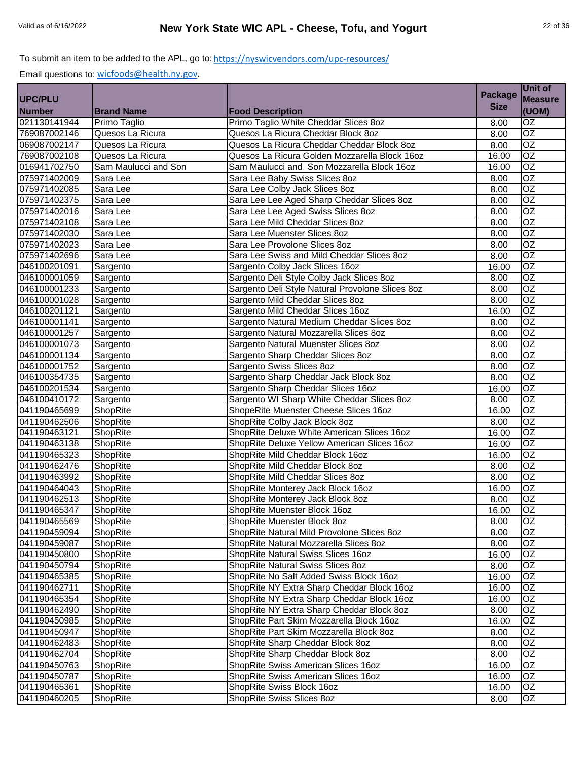To submit an item to be added to the APL, go to: https://nyswicvendors.com/upc-resources/

Email questions to: wicfoods@health.ny.gov.

| UPC/PLU Number | Brand Name | Food Description | Package Size | Unit of Measure (UOM) |
|---|---|---|---|---|
| 021130141944 | Primo Taglio | Primo Taglio White Cheddar Slices 8oz | 8.00 | OZ |
| 769087002146 | Quesos La Ricura | Quesos La Ricura Cheddar Block 8oz | 8.00 | OZ |
| 069087002147 | Quesos La Ricura | Quesos La Ricura Cheddar Cheddar Block 8oz | 8.00 | OZ |
| 769087002108 | Quesos La Ricura | Quesos La Ricura Golden Mozzarella Block 16oz | 16.00 | OZ |
| 016941702750 | Sam Maulucci and Son | Sam Maulucci and Son Mozzarella Block 16oz | 16.00 | OZ |
| 075971402009 | Sara Lee | Sara Lee Baby Swiss Slices 8oz | 8.00 | OZ |
| 075971402085 | Sara Lee | Sara Lee Colby Jack Slices 8oz | 8.00 | OZ |
| 075971402375 | Sara Lee | Sara Lee Lee Aged Sharp Cheddar Slices 8oz | 8.00 | OZ |
| 075971402016 | Sara Lee | Sara Lee Lee Aged Swiss Slices 8oz | 8.00 | OZ |
| 075971402108 | Sara Lee | Sara Lee Mild Cheddar Slices 8oz | 8.00 | OZ |
| 075971402030 | Sara Lee | Sara Lee Muenster Slices 8oz | 8.00 | OZ |
| 075971402023 | Sara Lee | Sara Lee Provolone Slices 8oz | 8.00 | OZ |
| 075971402696 | Sara Lee | Sara Lee Swiss and Mild Cheddar Slices 8oz | 8.00 | OZ |
| 046100201091 | Sargento | Sargento Colby Jack Slices 16oz | 16.00 | OZ |
| 046100001059 | Sargento | Sargento Deli Style Colby Jack Slices 8oz | 8.00 | OZ |
| 046100001233 | Sargento | Sargento Deli Style Natural Provolone Slices 8oz | 8.00 | OZ |
| 046100001028 | Sargento | Sargento Mild Cheddar Slices 8oz | 8.00 | OZ |
| 046100201121 | Sargento | Sargento Mild Cheddar Slices 16oz | 16.00 | OZ |
| 046100001141 | Sargento | Sargento Natural Medium Cheddar Slices 8oz | 8.00 | OZ |
| 046100001257 | Sargento | Sargento Natural Mozzarella Slices 8oz | 8.00 | OZ |
| 046100001073 | Sargento | Sargento Natural Muenster Slices 8oz | 8.00 | OZ |
| 046100001134 | Sargento | Sargento Sharp Cheddar Slices 8oz | 8.00 | OZ |
| 046100001752 | Sargento | Sargento Swiss Slices 8oz | 8.00 | OZ |
| 046100354735 | Sargento | Sargento Sharp Cheddar Jack Block 8oz | 8.00 | OZ |
| 046100201534 | Sargento | Sargento Sharp Cheddar Slices 16oz | 16.00 | OZ |
| 046100410172 | Sargento | Sargento WI Sharp White Cheddar Slices 8oz | 8.00 | OZ |
| 041190465699 | ShopRite | ShopeRite Muenster Cheese Slices 16oz | 16.00 | OZ |
| 041190462506 | ShopRite | ShopRite Colby Jack Block 8oz | 8.00 | OZ |
| 041190463121 | ShopRite | ShopRite Deluxe White American Slices 16oz | 16.00 | OZ |
| 041190463138 | ShopRite | ShopRite Deluxe Yellow American Slices 16oz | 16.00 | OZ |
| 041190465323 | ShopRite | ShopRite Mild Cheddar Block 16oz | 16.00 | OZ |
| 041190462476 | ShopRite | ShopRite Mild Cheddar Block 8oz | 8.00 | OZ |
| 041190463992 | ShopRite | ShopRite Mild Cheddar Slices 8oz | 8.00 | OZ |
| 041190464043 | ShopRite | ShopRite Monterey Jack Block 16oz | 16.00 | OZ |
| 041190462513 | ShopRite | ShopRite Monterey Jack Block 8oz | 8.00 | OZ |
| 041190465347 | ShopRite | ShopRite Muenster Block 16oz | 16.00 | OZ |
| 041190465569 | ShopRite | ShopRite Muenster Block 8oz | 8.00 | OZ |
| 041190459094 | ShopRite | ShopRite Natural Mild Provolone Slices 8oz | 8.00 | OZ |
| 041190459087 | ShopRite | ShopRite Natural Mozzarella Slices 8oz | 8.00 | OZ |
| 041190450800 | ShopRite | ShopRite Natural Swiss Slices 16oz | 16.00 | OZ |
| 041190450794 | ShopRite | ShopRite Natural Swiss Slices 8oz | 8.00 | OZ |
| 041190465385 | ShopRite | ShopRite No Salt Added Swiss Block 16oz | 16.00 | OZ |
| 041190462711 | ShopRite | ShopRite NY Extra Sharp Cheddar Block 16oz | 16.00 | OZ |
| 041190465354 | ShopRite | ShopRite NY Extra Sharp Cheddar Block 16oz | 16.00 | OZ |
| 041190462490 | ShopRite | ShopRite NY Extra Sharp Cheddar Block 8oz | 8.00 | OZ |
| 041190450985 | ShopRite | ShopRite Part Skim Mozzarella Block 16oz | 16.00 | OZ |
| 041190450947 | ShopRite | ShopRite Part Skim Mozzarella Block 8oz | 8.00 | OZ |
| 041190462483 | ShopRite | ShopRite Sharp Cheddar Block 8oz | 8.00 | OZ |
| 041190462704 | ShopRite | ShopRite Sharp Cheddar Block 8oz | 8.00 | OZ |
| 041190450763 | ShopRite | ShopRite Swiss American Slices 16oz | 16.00 | OZ |
| 041190450787 | ShopRite | ShopRite Swiss American Slices 16oz | 16.00 | OZ |
| 041190465361 | ShopRite | ShopRite Swiss Block 16oz | 16.00 | OZ |
| 041190460205 | ShopRite | ShopRite Swiss Slices 8oz | 8.00 | OZ |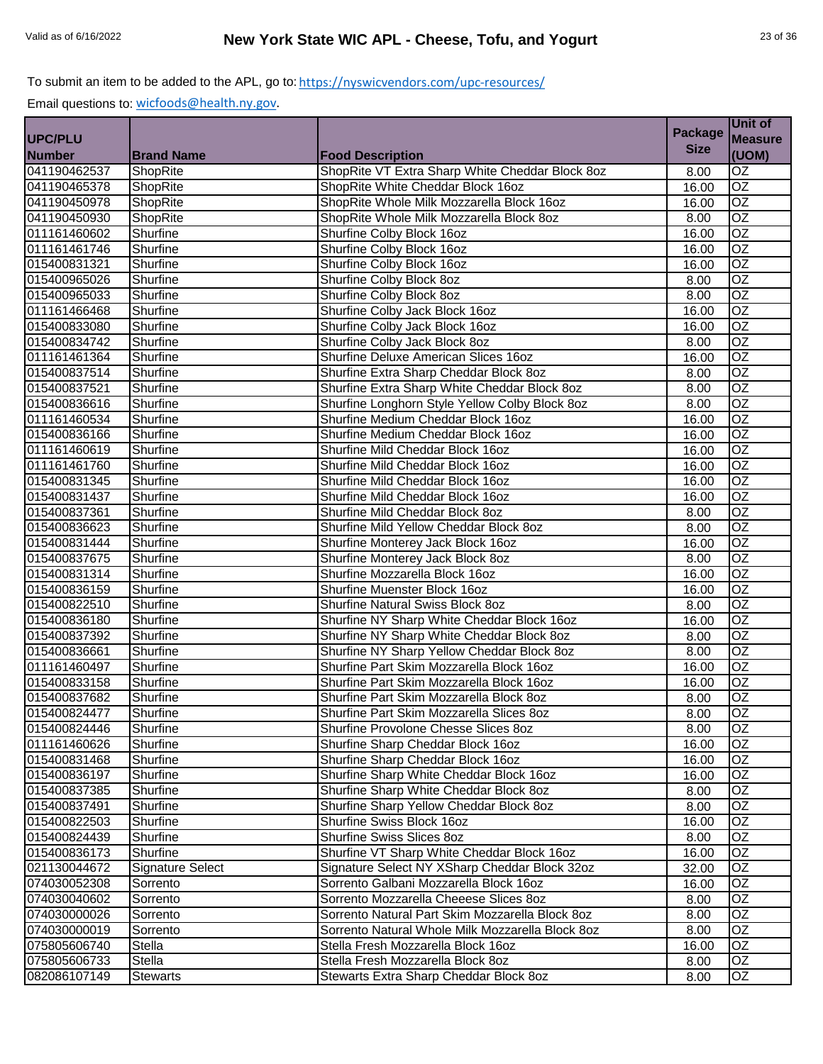To submit an item to be added to the APL, go to: https://nyswicvendors.com/upc-resources/

Email questions to: wicfoods@health.ny.gov.

| UPC/PLU Number | Brand Name | Food Description | Package Size | Unit of Measure (UOM) |
|---|---|---|---|---|
| 041190462537 | ShopRite | ShopRite VT Extra Sharp White Cheddar Block 8oz | 8.00 | OZ |
| 041190465378 | ShopRite | ShopRite White Cheddar Block 16oz | 16.00 | OZ |
| 041190450978 | ShopRite | ShopRite Whole Milk Mozzarella Block 16oz | 16.00 | OZ |
| 041190450930 | ShopRite | ShopRite Whole Milk Mozzarella Block 8oz | 8.00 | OZ |
| 011161460602 | Shurfine | Shurfine Colby Block 16oz | 16.00 | OZ |
| 011161461746 | Shurfine | Shurfine Colby Block 16oz | 16.00 | OZ |
| 015400831321 | Shurfine | Shurfine Colby Block 16oz | 16.00 | OZ |
| 015400965026 | Shurfine | Shurfine Colby Block 8oz | 8.00 | OZ |
| 015400965033 | Shurfine | Shurfine Colby Block 8oz | 8.00 | OZ |
| 011161466468 | Shurfine | Shurfine Colby Jack Block 16oz | 16.00 | OZ |
| 015400833080 | Shurfine | Shurfine Colby Jack Block 16oz | 16.00 | OZ |
| 015400834742 | Shurfine | Shurfine Colby Jack Block 8oz | 8.00 | OZ |
| 011161461364 | Shurfine | Shurfine Deluxe American Slices 16oz | 16.00 | OZ |
| 015400837514 | Shurfine | Shurfine Extra Sharp Cheddar Block 8oz | 8.00 | OZ |
| 015400837521 | Shurfine | Shurfine Extra Sharp White Cheddar Block 8oz | 8.00 | OZ |
| 015400836616 | Shurfine | Shurfine Longhorn Style Yellow Colby Block 8oz | 8.00 | OZ |
| 011161460534 | Shurfine | Shurfine Medium Cheddar Block 16oz | 16.00 | OZ |
| 015400836166 | Shurfine | Shurfine Medium Cheddar Block 16oz | 16.00 | OZ |
| 011161460619 | Shurfine | Shurfine Mild Cheddar Block 16oz | 16.00 | OZ |
| 011161461760 | Shurfine | Shurfine Mild Cheddar Block 16oz | 16.00 | OZ |
| 015400831345 | Shurfine | Shurfine Mild Cheddar Block 16oz | 16.00 | OZ |
| 015400831437 | Shurfine | Shurfine Mild Cheddar Block 16oz | 16.00 | OZ |
| 015400837361 | Shurfine | Shurfine Mild Cheddar Block 8oz | 8.00 | OZ |
| 015400836623 | Shurfine | Shurfine Mild Yellow Cheddar Block 8oz | 8.00 | OZ |
| 015400831444 | Shurfine | Shurfine Monterey Jack Block 16oz | 16.00 | OZ |
| 015400837675 | Shurfine | Shurfine Monterey Jack Block 8oz | 8.00 | OZ |
| 015400831314 | Shurfine | Shurfine Mozzarella Block 16oz | 16.00 | OZ |
| 015400836159 | Shurfine | Shurfine Muenster Block 16oz | 16.00 | OZ |
| 015400822510 | Shurfine | Shurfine Natural Swiss Block 8oz | 8.00 | OZ |
| 015400836180 | Shurfine | Shurfine NY Sharp White Cheddar Block 16oz | 16.00 | OZ |
| 015400837392 | Shurfine | Shurfine NY Sharp White Cheddar Block 8oz | 8.00 | OZ |
| 015400836661 | Shurfine | Shurfine NY Sharp Yellow Cheddar Block 8oz | 8.00 | OZ |
| 011161460497 | Shurfine | Shurfine Part Skim Mozzarella Block 16oz | 16.00 | OZ |
| 015400833158 | Shurfine | Shurfine Part Skim Mozzarella Block 16oz | 16.00 | OZ |
| 015400837682 | Shurfine | Shurfine Part Skim Mozzarella Block 8oz | 8.00 | OZ |
| 015400824477 | Shurfine | Shurfine Part Skim Mozzarella Slices 8oz | 8.00 | OZ |
| 015400824446 | Shurfine | Shurfine Provolone Chesse Slices 8oz | 8.00 | OZ |
| 011161460626 | Shurfine | Shurfine Sharp Cheddar Block 16oz | 16.00 | OZ |
| 015400831468 | Shurfine | Shurfine Sharp Cheddar Block 16oz | 16.00 | OZ |
| 015400836197 | Shurfine | Shurfine Sharp White Cheddar Block 16oz | 16.00 | OZ |
| 015400837385 | Shurfine | Shurfine Sharp White Cheddar Block 8oz | 8.00 | OZ |
| 015400837491 | Shurfine | Shurfine Sharp Yellow Cheddar Block 8oz | 8.00 | OZ |
| 015400822503 | Shurfine | Shurfine Swiss Block 16oz | 16.00 | OZ |
| 015400824439 | Shurfine | Shurfine Swiss Slices 8oz | 8.00 | OZ |
| 015400836173 | Shurfine | Shurfine VT Sharp White Cheddar Block 16oz | 16.00 | OZ |
| 021130044672 | Signature Select | Signature Select NY XSharp Cheddar Block 32oz | 32.00 | OZ |
| 074030052308 | Sorrento | Sorrento Galbani Mozzarella Block 16oz | 16.00 | OZ |
| 074030040602 | Sorrento | Sorrento Mozzarella Cheeese Slices 8oz | 8.00 | OZ |
| 074030000026 | Sorrento | Sorrento Natural Part Skim Mozzarella Block 8oz | 8.00 | OZ |
| 074030000019 | Sorrento | Sorrento Natural Whole Milk Mozzarella Block 8oz | 8.00 | OZ |
| 075805606740 | Stella | Stella Fresh Mozzarella Block 16oz | 16.00 | OZ |
| 075805606733 | Stella | Stella Fresh Mozzarella Block 8oz | 8.00 | OZ |
| 082086107149 | Stewarts | Stewarts Extra Sharp Cheddar Block 8oz | 8.00 | OZ |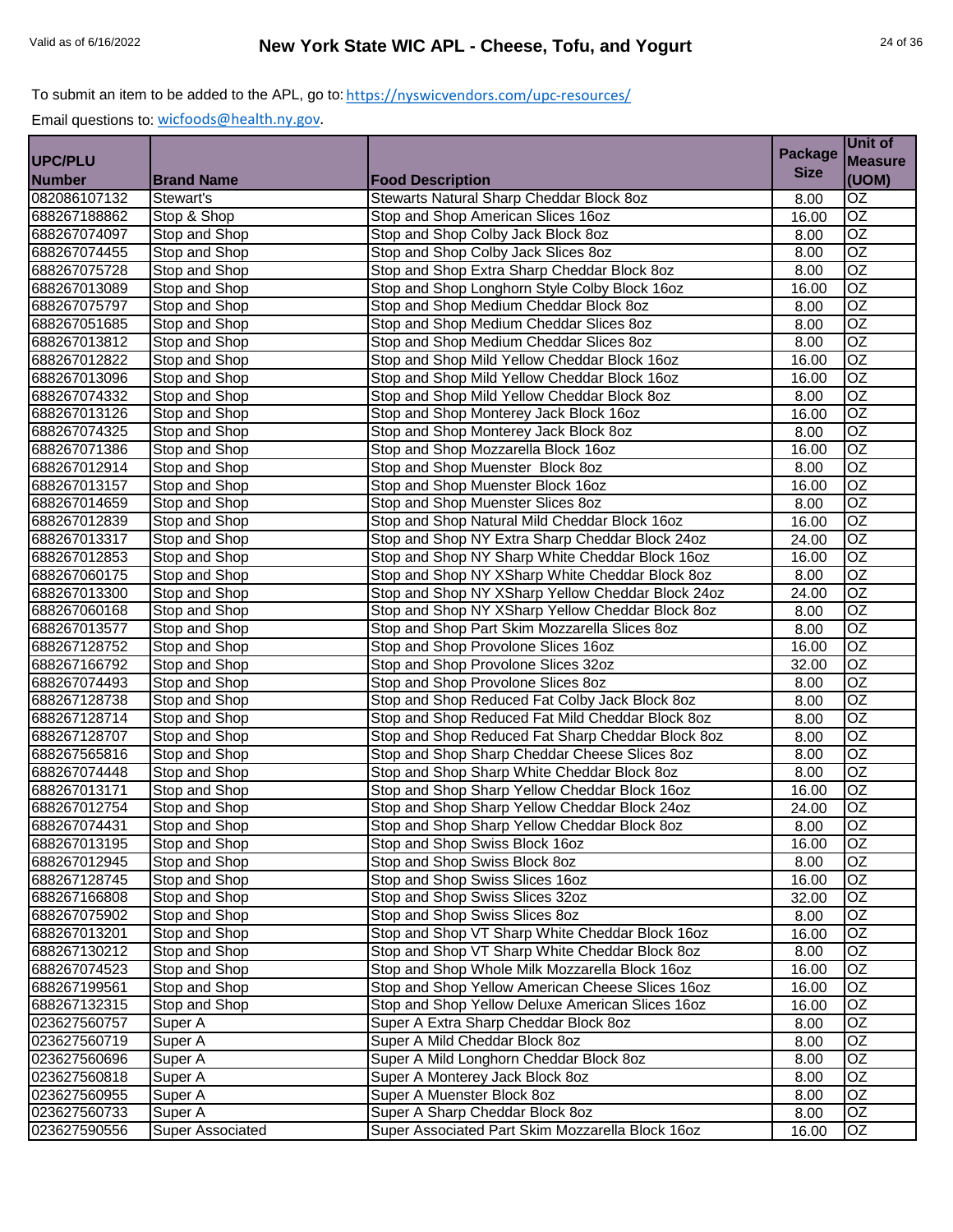## New York State WIC APL - Cheese, Tofu, and Yogurt

Valid as of 6/16/2022

To submit an item to be added to the APL, go to: https://nyswicvendors.com/upc-resources/

Email questions to: wicfoods@health.ny.gov.

| UPC/PLU Number | Brand Name | Food Description | Package Size | Unit of Measure (UOM) |
|---|---|---|---|---|
| 082086107132 | Stewart's | Stewarts Natural Sharp Cheddar Block 8oz | 8.00 | OZ |
| 688267188862 | Stop & Shop | Stop and Shop American Slices 16oz | 16.00 | OZ |
| 688267074097 | Stop and Shop | Stop and Shop Colby Jack Block 8oz | 8.00 | OZ |
| 688267074455 | Stop and Shop | Stop and Shop Colby Jack Slices 8oz | 8.00 | OZ |
| 688267075728 | Stop and Shop | Stop and Shop Extra Sharp Cheddar Block 8oz | 8.00 | OZ |
| 688267013089 | Stop and Shop | Stop and Shop Longhorn Style Colby Block 16oz | 16.00 | OZ |
| 688267075797 | Stop and Shop | Stop and Shop Medium Cheddar Block 8oz | 8.00 | OZ |
| 688267051685 | Stop and Shop | Stop and Shop Medium Cheddar Slices 8oz | 8.00 | OZ |
| 688267013812 | Stop and Shop | Stop and Shop Medium Cheddar Slices 8oz | 8.00 | OZ |
| 688267012822 | Stop and Shop | Stop and Shop Mild Yellow Cheddar Block 16oz | 16.00 | OZ |
| 688267013096 | Stop and Shop | Stop and Shop Mild Yellow Cheddar Block 16oz | 16.00 | OZ |
| 688267074332 | Stop and Shop | Stop and Shop Mild Yellow Cheddar Block 8oz | 8.00 | OZ |
| 688267013126 | Stop and Shop | Stop and Shop Monterey Jack Block 16oz | 16.00 | OZ |
| 688267074325 | Stop and Shop | Stop and Shop Monterey Jack Block 8oz | 8.00 | OZ |
| 688267071386 | Stop and Shop | Stop and Shop Mozzarella Block 16oz | 16.00 | OZ |
| 688267012914 | Stop and Shop | Stop and Shop Muenster  Block 8oz | 8.00 | OZ |
| 688267013157 | Stop and Shop | Stop and Shop Muenster Block 16oz | 16.00 | OZ |
| 688267014659 | Stop and Shop | Stop and Shop Muenster Slices 8oz | 8.00 | OZ |
| 688267012839 | Stop and Shop | Stop and Shop Natural Mild Cheddar Block 16oz | 16.00 | OZ |
| 688267013317 | Stop and Shop | Stop and Shop NY Extra Sharp Cheddar Block 24oz | 24.00 | OZ |
| 688267012853 | Stop and Shop | Stop and Shop NY Sharp White Cheddar Block 16oz | 16.00 | OZ |
| 688267060175 | Stop and Shop | Stop and Shop NY XSharp White Cheddar Block 8oz | 8.00 | OZ |
| 688267013300 | Stop and Shop | Stop and Shop NY XSharp Yellow Cheddar Block 24oz | 24.00 | OZ |
| 688267060168 | Stop and Shop | Stop and Shop NY XSharp Yellow Cheddar Block 8oz | 8.00 | OZ |
| 688267013577 | Stop and Shop | Stop and Shop Part Skim Mozzarella Slices 8oz | 8.00 | OZ |
| 688267128752 | Stop and Shop | Stop and Shop Provolone Slices 16oz | 16.00 | OZ |
| 688267166792 | Stop and Shop | Stop and Shop Provolone Slices 32oz | 32.00 | OZ |
| 688267074493 | Stop and Shop | Stop and Shop Provolone Slices 8oz | 8.00 | OZ |
| 688267128738 | Stop and Shop | Stop and Shop Reduced Fat Colby Jack Block 8oz | 8.00 | OZ |
| 688267128714 | Stop and Shop | Stop and Shop Reduced Fat Mild Cheddar Block 8oz | 8.00 | OZ |
| 688267128707 | Stop and Shop | Stop and Shop Reduced Fat Sharp Cheddar Block 8oz | 8.00 | OZ |
| 688267565816 | Stop and Shop | Stop and Shop Sharp Cheddar Cheese Slices 8oz | 8.00 | OZ |
| 688267074448 | Stop and Shop | Stop and Shop Sharp White Cheddar Block 8oz | 8.00 | OZ |
| 688267013171 | Stop and Shop | Stop and Shop Sharp Yellow Cheddar Block 16oz | 16.00 | OZ |
| 688267012754 | Stop and Shop | Stop and Shop Sharp Yellow Cheddar Block 24oz | 24.00 | OZ |
| 688267074431 | Stop and Shop | Stop and Shop Sharp Yellow Cheddar Block 8oz | 8.00 | OZ |
| 688267013195 | Stop and Shop | Stop and Shop Swiss Block 16oz | 16.00 | OZ |
| 688267012945 | Stop and Shop | Stop and Shop Swiss Block 8oz | 8.00 | OZ |
| 688267128745 | Stop and Shop | Stop and Shop Swiss Slices 16oz | 16.00 | OZ |
| 688267166808 | Stop and Shop | Stop and Shop Swiss Slices 32oz | 32.00 | OZ |
| 688267075902 | Stop and Shop | Stop and Shop Swiss Slices 8oz | 8.00 | OZ |
| 688267013201 | Stop and Shop | Stop and Shop VT Sharp White Cheddar Block 16oz | 16.00 | OZ |
| 688267130212 | Stop and Shop | Stop and Shop VT Sharp White Cheddar Block 8oz | 8.00 | OZ |
| 688267074523 | Stop and Shop | Stop and Shop Whole Milk Mozzarella Block 16oz | 16.00 | OZ |
| 688267199561 | Stop and Shop | Stop and Shop Yellow American Cheese Slices 16oz | 16.00 | OZ |
| 688267132315 | Stop and Shop | Stop and Shop Yellow Deluxe American Slices 16oz | 16.00 | OZ |
| 023627560757 | Super A | Super A Extra Sharp Cheddar Block 8oz | 8.00 | OZ |
| 023627560719 | Super A | Super A Mild Cheddar Block 8oz | 8.00 | OZ |
| 023627560696 | Super A | Super A Mild Longhorn Cheddar Block 8oz | 8.00 | OZ |
| 023627560818 | Super A | Super A Monterey Jack Block 8oz | 8.00 | OZ |
| 023627560955 | Super A | Super A Muenster Block 8oz | 8.00 | OZ |
| 023627560733 | Super A | Super A Sharp Cheddar Block 8oz | 8.00 | OZ |
| 023627590556 | Super Associated | Super Associated Part Skim Mozzarella Block 16oz | 16.00 | OZ |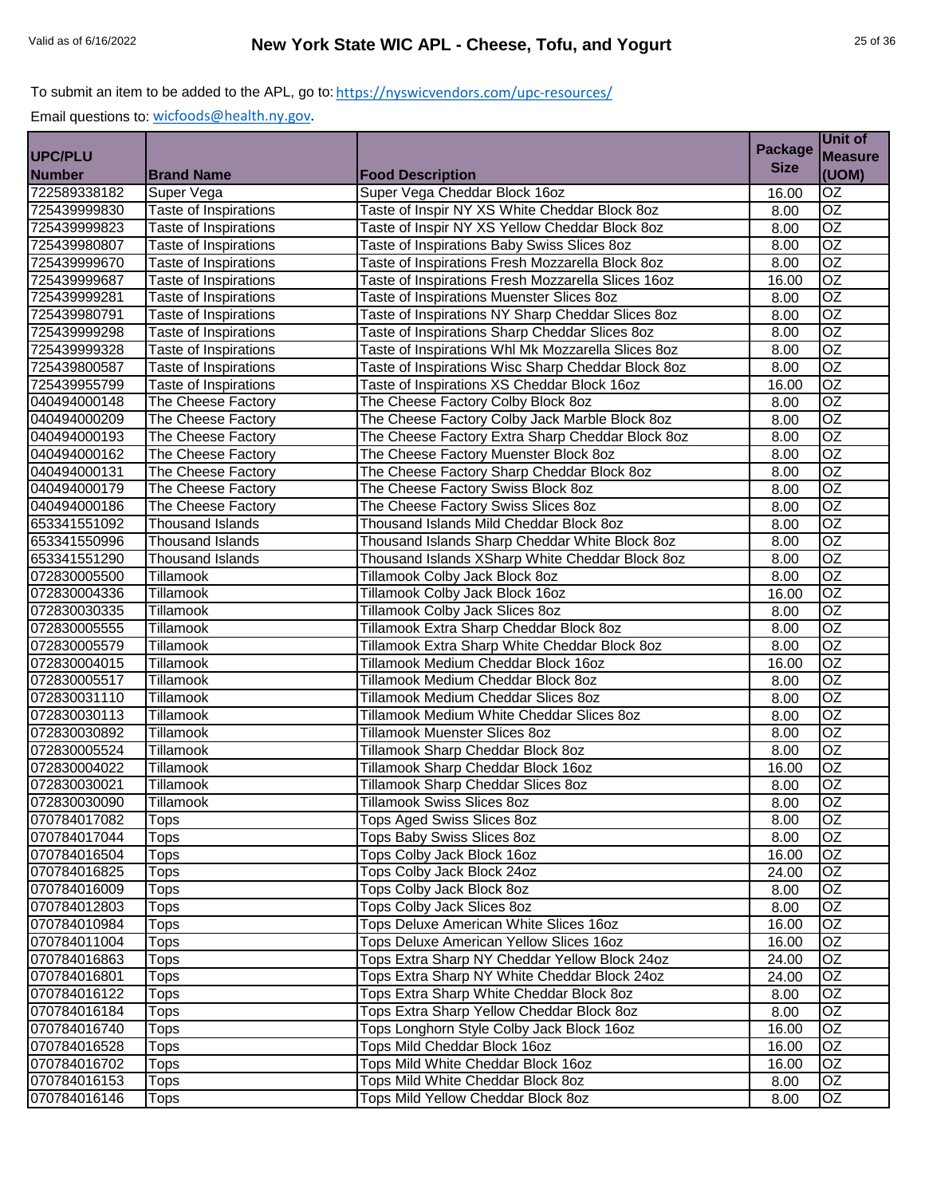To submit an item to be added to the APL, go to: https://nyswicvendors.com/upc-resources/

Email questions to: wicfoods@health.ny.gov.

| UPC/PLU Number | Brand Name | Food Description | Package Size | Unit of Measure (UOM) |
|---|---|---|---|---|
| 722589338182 | Super Vega | Super Vega Cheddar Block 16oz | 16.00 | OZ |
| 725439999830 | Taste of Inspirations | Taste of Inspir NY XS White Cheddar Block 8oz | 8.00 | OZ |
| 725439999823 | Taste of Inspirations | Taste of Inspir NY XS Yellow Cheddar Block 8oz | 8.00 | OZ |
| 725439980807 | Taste of Inspirations | Taste of Inspirations Baby Swiss Slices 8oz | 8.00 | OZ |
| 725439999670 | Taste of Inspirations | Taste of Inspirations Fresh Mozzarella Block 8oz | 8.00 | OZ |
| 725439999687 | Taste of Inspirations | Taste of Inspirations Fresh Mozzarella Slices 16oz | 16.00 | OZ |
| 725439999281 | Taste of Inspirations | Taste of Inspirations Muenster Slices 8oz | 8.00 | OZ |
| 725439980791 | Taste of Inspirations | Taste of Inspirations NY Sharp Cheddar Slices 8oz | 8.00 | OZ |
| 725439999298 | Taste of Inspirations | Taste of Inspirations Sharp Cheddar Slices 8oz | 8.00 | OZ |
| 725439999328 | Taste of Inspirations | Taste of Inspirations Whl Mk Mozzarella Slices 8oz | 8.00 | OZ |
| 725439800587 | Taste of Inspirations | Taste of Inspirations Wisc Sharp Cheddar Block 8oz | 8.00 | OZ |
| 725439955799 | Taste of Inspirations | Taste of Inspirations XS Cheddar Block 16oz | 16.00 | OZ |
| 040494000148 | The Cheese Factory | The Cheese Factory Colby Block 8oz | 8.00 | OZ |
| 040494000209 | The Cheese Factory | The Cheese Factory Colby Jack Marble Block 8oz | 8.00 | OZ |
| 040494000193 | The Cheese Factory | The Cheese Factory Extra Sharp Cheddar Block 8oz | 8.00 | OZ |
| 040494000162 | The Cheese Factory | The Cheese Factory Muenster Block 8oz | 8.00 | OZ |
| 040494000131 | The Cheese Factory | The Cheese Factory Sharp Cheddar Block 8oz | 8.00 | OZ |
| 040494000179 | The Cheese Factory | The Cheese Factory Swiss Block 8oz | 8.00 | OZ |
| 040494000186 | The Cheese Factory | The Cheese Factory Swiss Slices 8oz | 8.00 | OZ |
| 653341551092 | Thousand Islands | Thousand Islands Mild Cheddar Block 8oz | 8.00 | OZ |
| 653341550996 | Thousand Islands | Thousand Islands Sharp Cheddar White Block 8oz | 8.00 | OZ |
| 653341551290 | Thousand Islands | Thousand Islands XSharp White Cheddar Block 8oz | 8.00 | OZ |
| 072830005500 | Tillamook | Tillamook Colby Jack Block 8oz | 8.00 | OZ |
| 072830004336 | Tillamook | Tillamook Colby Jack Block 16oz | 16.00 | OZ |
| 072830030335 | Tillamook | Tillamook Colby Jack Slices 8oz | 8.00 | OZ |
| 072830005555 | Tillamook | Tillamook Extra Sharp Cheddar Block 8oz | 8.00 | OZ |
| 072830005579 | Tillamook | Tillamook Extra Sharp White Cheddar Block 8oz | 8.00 | OZ |
| 072830004015 | Tillamook | Tillamook Medium Cheddar Block 16oz | 16.00 | OZ |
| 072830005517 | Tillamook | Tillamook Medium Cheddar Block 8oz | 8.00 | OZ |
| 072830031110 | Tillamook | Tillamook Medium Cheddar Slices 8oz | 8.00 | OZ |
| 072830030113 | Tillamook | Tillamook Medium White Cheddar Slices 8oz | 8.00 | OZ |
| 072830030892 | Tillamook | Tillamook Muenster Slices 8oz | 8.00 | OZ |
| 072830005524 | Tillamook | Tillamook Sharp Cheddar Block 8oz | 8.00 | OZ |
| 072830004022 | Tillamook | Tillamook Sharp Cheddar Block 16oz | 16.00 | OZ |
| 072830030021 | Tillamook | Tillamook Sharp Cheddar Slices 8oz | 8.00 | OZ |
| 072830030090 | Tillamook | Tillamook Swiss Slices 8oz | 8.00 | OZ |
| 070784017082 | Tops | Tops Aged Swiss Slices 8oz | 8.00 | OZ |
| 070784017044 | Tops | Tops Baby Swiss Slices 8oz | 8.00 | OZ |
| 070784016504 | Tops | Tops Colby Jack Block 16oz | 16.00 | OZ |
| 070784016825 | Tops | Tops Colby Jack Block 24oz | 24.00 | OZ |
| 070784016009 | Tops | Tops Colby Jack Block 8oz | 8.00 | OZ |
| 070784012803 | Tops | Tops Colby Jack Slices 8oz | 8.00 | OZ |
| 070784010984 | Tops | Tops Deluxe American White Slices 16oz | 16.00 | OZ |
| 070784011004 | Tops | Tops Deluxe American Yellow Slices 16oz | 16.00 | OZ |
| 070784016863 | Tops | Tops Extra Sharp NY Cheddar Yellow Block 24oz | 24.00 | OZ |
| 070784016801 | Tops | Tops Extra Sharp NY White Cheddar Block 24oz | 24.00 | OZ |
| 070784016122 | Tops | Tops Extra Sharp White Cheddar Block 8oz | 8.00 | OZ |
| 070784016184 | Tops | Tops Extra Sharp Yellow Cheddar Block 8oz | 8.00 | OZ |
| 070784016740 | Tops | Tops Longhorn Style Colby Jack Block 16oz | 16.00 | OZ |
| 070784016528 | Tops | Tops Mild Cheddar Block 16oz | 16.00 | OZ |
| 070784016702 | Tops | Tops Mild White Cheddar Block 16oz | 16.00 | OZ |
| 070784016153 | Tops | Tops Mild White Cheddar Block 8oz | 8.00 | OZ |
| 070784016146 | Tops | Tops Mild Yellow Cheddar Block 8oz | 8.00 | OZ |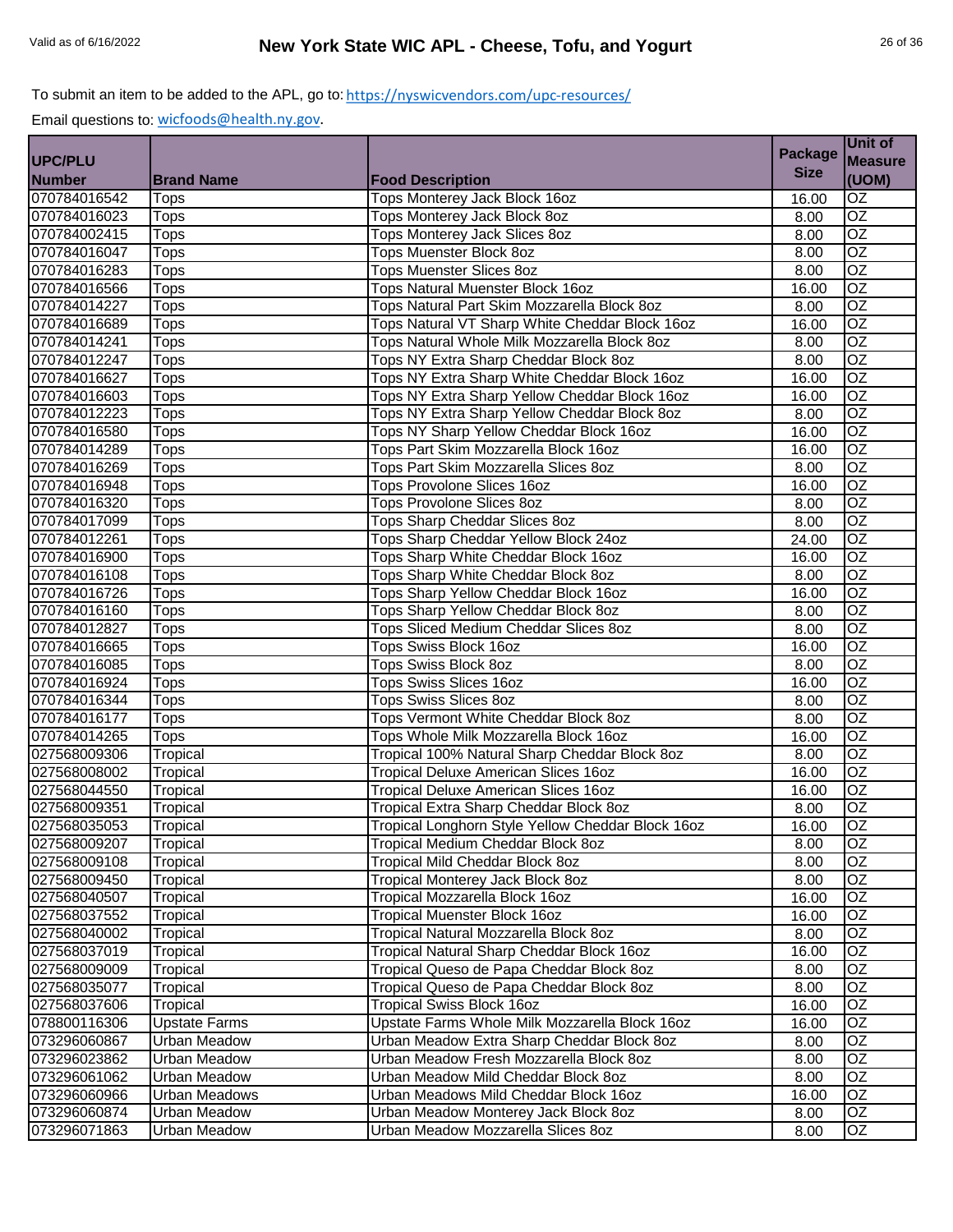To submit an item to be added to the APL, go to: https://nyswicvendors.com/upc-resources/

Email questions to: wicfoods@health.ny.gov.

| UPC/PLU Number | Brand Name | Food Description | Package Size | Unit of Measure (UOM) |
|---|---|---|---|---|
| 070784016542 | Tops | Tops Monterey Jack Block 16oz | 16.00 | OZ |
| 070784016023 | Tops | Tops Monterey Jack Block 8oz | 8.00 | OZ |
| 070784002415 | Tops | Tops Monterey Jack Slices 8oz | 8.00 | OZ |
| 070784016047 | Tops | Tops Muenster Block 8oz | 8.00 | OZ |
| 070784016283 | Tops | Tops Muenster Slices 8oz | 8.00 | OZ |
| 070784016566 | Tops | Tops Natural Muenster Block 16oz | 16.00 | OZ |
| 070784014227 | Tops | Tops Natural Part Skim Mozzarella Block 8oz | 8.00 | OZ |
| 070784016689 | Tops | Tops Natural VT Sharp White Cheddar Block 16oz | 16.00 | OZ |
| 070784014241 | Tops | Tops Natural Whole Milk Mozzarella Block 8oz | 8.00 | OZ |
| 070784012247 | Tops | Tops NY Extra Sharp Cheddar Block 8oz | 8.00 | OZ |
| 070784016627 | Tops | Tops NY Extra Sharp White Cheddar Block 16oz | 16.00 | OZ |
| 070784016603 | Tops | Tops NY Extra Sharp Yellow Cheddar Block 16oz | 16.00 | OZ |
| 070784012223 | Tops | Tops NY Extra Sharp Yellow Cheddar Block 8oz | 8.00 | OZ |
| 070784016580 | Tops | Tops NY Sharp Yellow Cheddar Block 16oz | 16.00 | OZ |
| 070784014289 | Tops | Tops Part Skim Mozzarella Block 16oz | 16.00 | OZ |
| 070784016269 | Tops | Tops Part Skim Mozzarella Slices 8oz | 8.00 | OZ |
| 070784016948 | Tops | Tops Provolone Slices 16oz | 16.00 | OZ |
| 070784016320 | Tops | Tops Provolone Slices 8oz | 8.00 | OZ |
| 070784017099 | Tops | Tops Sharp Cheddar Slices 8oz | 8.00 | OZ |
| 070784012261 | Tops | Tops Sharp Cheddar Yellow Block 24oz | 24.00 | OZ |
| 070784016900 | Tops | Tops Sharp White Cheddar Block 16oz | 16.00 | OZ |
| 070784016108 | Tops | Tops Sharp White Cheddar Block 8oz | 8.00 | OZ |
| 070784016726 | Tops | Tops Sharp Yellow Cheddar Block 16oz | 16.00 | OZ |
| 070784016160 | Tops | Tops Sharp Yellow Cheddar Block 8oz | 8.00 | OZ |
| 070784012827 | Tops | Tops Sliced Medium Cheddar Slices 8oz | 8.00 | OZ |
| 070784016665 | Tops | Tops Swiss Block 16oz | 16.00 | OZ |
| 070784016085 | Tops | Tops Swiss Block 8oz | 8.00 | OZ |
| 070784016924 | Tops | Tops Swiss Slices 16oz | 16.00 | OZ |
| 070784016344 | Tops | Tops Swiss Slices 8oz | 8.00 | OZ |
| 070784016177 | Tops | Tops Vermont White Cheddar Block 8oz | 8.00 | OZ |
| 070784014265 | Tops | Tops Whole Milk Mozzarella Block 16oz | 16.00 | OZ |
| 027568009306 | Tropical | Tropical 100% Natural Sharp Cheddar Block 8oz | 8.00 | OZ |
| 027568008002 | Tropical | Tropical Deluxe American Slices 16oz | 16.00 | OZ |
| 027568044550 | Tropical | Tropical Deluxe American Slices 16oz | 16.00 | OZ |
| 027568009351 | Tropical | Tropical Extra Sharp Cheddar Block 8oz | 8.00 | OZ |
| 027568035053 | Tropical | Tropical Longhorn Style Yellow Cheddar Block 16oz | 16.00 | OZ |
| 027568009207 | Tropical | Tropical Medium Cheddar Block 8oz | 8.00 | OZ |
| 027568009108 | Tropical | Tropical Mild Cheddar Block 8oz | 8.00 | OZ |
| 027568009450 | Tropical | Tropical Monterey Jack Block 8oz | 8.00 | OZ |
| 027568040507 | Tropical | Tropical Mozzarella Block 16oz | 16.00 | OZ |
| 027568037552 | Tropical | Tropical Muenster Block 16oz | 16.00 | OZ |
| 027568040002 | Tropical | Tropical Natural Mozzarella Block 8oz | 8.00 | OZ |
| 027568037019 | Tropical | Tropical Natural Sharp Cheddar Block 16oz | 16.00 | OZ |
| 027568009009 | Tropical | Tropical Queso de Papa Cheddar Block 8oz | 8.00 | OZ |
| 027568035077 | Tropical | Tropical Queso de Papa Cheddar Block 8oz | 8.00 | OZ |
| 027568037606 | Tropical | Tropical Swiss Block 16oz | 16.00 | OZ |
| 078800116306 | Upstate Farms | Upstate Farms Whole Milk Mozzarella Block 16oz | 16.00 | OZ |
| 073296060867 | Urban Meadow | Urban Meadow Extra Sharp Cheddar Block 8oz | 8.00 | OZ |
| 073296023862 | Urban Meadow | Urban Meadow Fresh Mozzarella Block 8oz | 8.00 | OZ |
| 073296061062 | Urban Meadow | Urban Meadow Mild Cheddar Block 8oz | 8.00 | OZ |
| 073296060966 | Urban Meadows | Urban Meadows Mild Cheddar Block 16oz | 16.00 | OZ |
| 073296060874 | Urban Meadow | Urban Meadow Monterey Jack Block 8oz | 8.00 | OZ |
| 073296071863 | Urban Meadow | Urban Meadow Mozzarella Slices 8oz | 8.00 | OZ |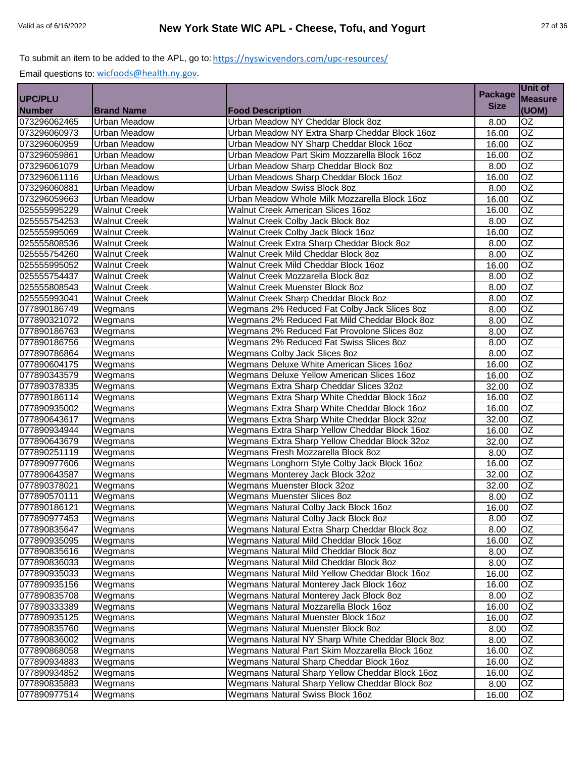To submit an item to be added to the APL, go to: https://nyswicvendors.com/upc-resources/

Email questions to: wicfoods@health.ny.gov.

| UPC/PLU Number | Brand Name | Food Description | Package Size | Unit of Measure (UOM) |
|---|---|---|---|---|
| 073296062465 | Urban Meadow | Urban Meadow NY Cheddar Block 8oz | 8.00 | OZ |
| 073296060973 | Urban Meadow | Urban Meadow NY Extra Sharp Cheddar Block 16oz | 16.00 | OZ |
| 073296060959 | Urban Meadow | Urban Meadow NY Sharp Cheddar Block 16oz | 16.00 | OZ |
| 073296059861 | Urban Meadow | Urban Meadow Part Skim Mozzarella Block 16oz | 16.00 | OZ |
| 073296061079 | Urban Meadow | Urban Meadow Sharp Cheddar Block 8oz | 8.00 | OZ |
| 073296061116 | Urban Meadows | Urban Meadows Sharp Cheddar Block 16oz | 16.00 | OZ |
| 073296060881 | Urban Meadow | Urban Meadow Swiss Block 8oz | 8.00 | OZ |
| 073296059663 | Urban Meadow | Urban Meadow Whole Milk Mozzarella Block 16oz | 16.00 | OZ |
| 025555995229 | Walnut Creek | Walnut Creek American Slices 16oz | 16.00 | OZ |
| 025555754253 | Walnut Creek | Walnut Creek Colby Jack Block 8oz | 8.00 | OZ |
| 025555995069 | Walnut Creek | Walnut Creek Colby Jack Block 16oz | 16.00 | OZ |
| 025555808536 | Walnut Creek | Walnut Creek Extra Sharp Cheddar Block 8oz | 8.00 | OZ |
| 025555754260 | Walnut Creek | Walnut Creek Mild Cheddar Block 8oz | 8.00 | OZ |
| 025555995052 | Walnut Creek | Walnut Creek Mild Cheddar Block 16oz | 16.00 | OZ |
| 025555754437 | Walnut Creek | Walnut Creek Mozzarella Block 8oz | 8.00 | OZ |
| 025555808543 | Walnut Creek | Walnut Creek Muenster Block 8oz | 8.00 | OZ |
| 025555993041 | Walnut Creek | Walnut Creek Sharp Cheddar Block 8oz | 8.00 | OZ |
| 077890186749 | Wegmans | Wegmans 2% Reduced Fat Colby Jack Slices 8oz | 8.00 | OZ |
| 077890321072 | Wegmans | Wegmans 2% Reduced Fat Mild Cheddar Block 8oz | 8.00 | OZ |
| 077890186763 | Wegmans | Wegmans 2% Reduced Fat Provolone Slices 8oz | 8.00 | OZ |
| 077890186756 | Wegmans | Wegmans 2% Reduced Fat Swiss Slices 8oz | 8.00 | OZ |
| 077890786864 | Wegmans | Wegmans Colby Jack Slices 8oz | 8.00 | OZ |
| 077890604175 | Wegmans | Wegmans Deluxe White American Slices 16oz | 16.00 | OZ |
| 077890343579 | Wegmans | Wegmans Deluxe Yellow American Slices 16oz | 16.00 | OZ |
| 077890378335 | Wegmans | Wegmans Extra Sharp Cheddar Slices 32oz | 32.00 | OZ |
| 077890186114 | Wegmans | Wegmans Extra Sharp White Cheddar Block 16oz | 16.00 | OZ |
| 077890935002 | Wegmans | Wegmans Extra Sharp White Cheddar Block 16oz | 16.00 | OZ |
| 077890643617 | Wegmans | Wegmans Extra Sharp White Cheddar Block 32oz | 32.00 | OZ |
| 077890934944 | Wegmans | Wegmans Extra Sharp Yellow Cheddar Block 16oz | 16.00 | OZ |
| 077890643679 | Wegmans | Wegmans Extra Sharp Yellow Cheddar Block 32oz | 32.00 | OZ |
| 077890251119 | Wegmans | Wegmans Fresh Mozzarella Block 8oz | 8.00 | OZ |
| 077890977606 | Wegmans | Wegmans Longhorn Style Colby Jack Block 16oz | 16.00 | OZ |
| 077890643587 | Wegmans | Wegmans Monterey Jack Block 32oz | 32.00 | OZ |
| 077890378021 | Wegmans | Wegmans Muenster Block 32oz | 32.00 | OZ |
| 077890570111 | Wegmans | Wegmans Muenster Slices 8oz | 8.00 | OZ |
| 077890186121 | Wegmans | Wegmans Natural Colby Jack Block 16oz | 16.00 | OZ |
| 077890977453 | Wegmans | Wegmans Natural Colby Jack Block 8oz | 8.00 | OZ |
| 077890835647 | Wegmans | Wegmans Natural Extra Sharp Cheddar Block 8oz | 8.00 | OZ |
| 077890935095 | Wegmans | Wegmans Natural Mild Cheddar Block 16oz | 16.00 | OZ |
| 077890835616 | Wegmans | Wegmans Natural Mild Cheddar Block 8oz | 8.00 | OZ |
| 077890836033 | Wegmans | Wegmans Natural Mild Cheddar Block 8oz | 8.00 | OZ |
| 077890935033 | Wegmans | Wegmans Natural Mild Yellow Cheddar Block 16oz | 16.00 | OZ |
| 077890935156 | Wegmans | Wegmans Natural Monterey Jack Block 16oz | 16.00 | OZ |
| 077890835708 | Wegmans | Wegmans Natural Monterey Jack Block 8oz | 8.00 | OZ |
| 077890333389 | Wegmans | Wegmans Natural Mozzarella Block 16oz | 16.00 | OZ |
| 077890935125 | Wegmans | Wegmans Natural Muenster Block 16oz | 16.00 | OZ |
| 077890835760 | Wegmans | Wegmans Natural Muenster Block 8oz | 8.00 | OZ |
| 077890836002 | Wegmans | Wegmans Natural NY Sharp White Cheddar Block 8oz | 8.00 | OZ |
| 077890868058 | Wegmans | Wegmans Natural Part Skim Mozzarella Block 16oz | 16.00 | OZ |
| 077890934883 | Wegmans | Wegmans Natural Sharp Cheddar Block 16oz | 16.00 | OZ |
| 077890934852 | Wegmans | Wegmans Natural Sharp Yellow Cheddar Block 16oz | 16.00 | OZ |
| 077890835883 | Wegmans | Wegmans Natural Sharp Yellow Cheddar Block 8oz | 8.00 | OZ |
| 077890977514 | Wegmans | Wegmans Natural Swiss Block 16oz | 16.00 | OZ |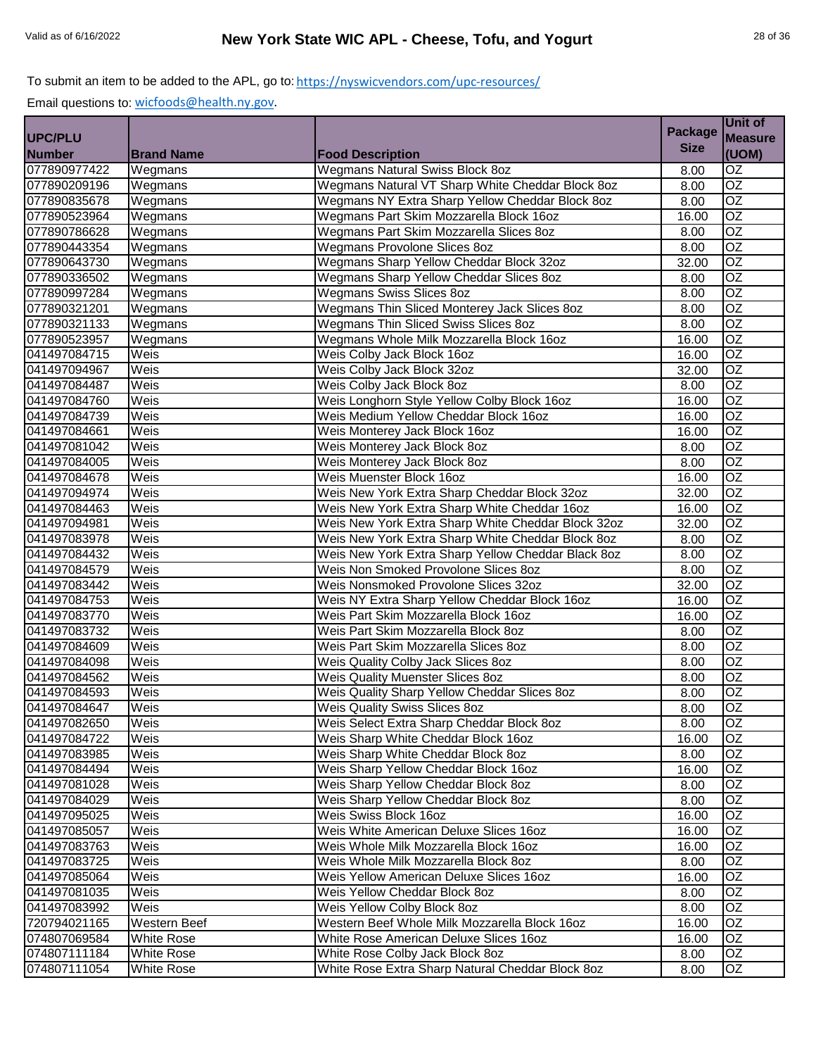To submit an item to be added to the APL, go to: https://nyswicvendors.com/upc-resources/

Email questions to: wicfoods@health.ny.gov.

| UPC/PLU Number | Brand Name | Food Description | Package Size | Unit of Measure (UOM) |
|---|---|---|---|---|
| 077890977422 | Wegmans | Wegmans Natural Swiss Block 8oz | 8.00 | OZ |
| 077890209196 | Wegmans | Wegmans Natural VT Sharp White Cheddar Block 8oz | 8.00 | OZ |
| 077890835678 | Wegmans | Wegmans NY Extra Sharp Yellow Cheddar Block 8oz | 8.00 | OZ |
| 077890523964 | Wegmans | Wegmans Part Skim Mozzarella Block 16oz | 16.00 | OZ |
| 077890786628 | Wegmans | Wegmans Part Skim Mozzarella Slices 8oz | 8.00 | OZ |
| 077890443354 | Wegmans | Wegmans Provolone Slices 8oz | 8.00 | OZ |
| 077890643730 | Wegmans | Wegmans Sharp Yellow Cheddar Block 32oz | 32.00 | OZ |
| 077890336502 | Wegmans | Wegmans Sharp Yellow Cheddar Slices 8oz | 8.00 | OZ |
| 077890997284 | Wegmans | Wegmans Swiss Slices 8oz | 8.00 | OZ |
| 077890321201 | Wegmans | Wegmans Thin Sliced Monterey Jack Slices 8oz | 8.00 | OZ |
| 077890321133 | Wegmans | Wegmans Thin Sliced Swiss Slices 8oz | 8.00 | OZ |
| 077890523957 | Wegmans | Wegmans Whole Milk Mozzarella Block 16oz | 16.00 | OZ |
| 041497084715 | Weis | Weis Colby Jack Block 16oz | 16.00 | OZ |
| 041497094967 | Weis | Weis Colby Jack Block 32oz | 32.00 | OZ |
| 041497084487 | Weis | Weis Colby Jack Block 8oz | 8.00 | OZ |
| 041497084760 | Weis | Weis Longhorn Style Yellow Colby Block 16oz | 16.00 | OZ |
| 041497084739 | Weis | Weis Medium Yellow Cheddar Block 16oz | 16.00 | OZ |
| 041497084661 | Weis | Weis Monterey Jack Block 16oz | 16.00 | OZ |
| 041497081042 | Weis | Weis Monterey Jack Block 8oz | 8.00 | OZ |
| 041497084005 | Weis | Weis Monterey Jack Block 8oz | 8.00 | OZ |
| 041497084678 | Weis | Weis Muenster Block 16oz | 16.00 | OZ |
| 041497094974 | Weis | Weis New York Extra Sharp Cheddar Block 32oz | 32.00 | OZ |
| 041497084463 | Weis | Weis New York Extra Sharp White Cheddar 16oz | 16.00 | OZ |
| 041497094981 | Weis | Weis New York Extra Sharp White Cheddar Block 32oz | 32.00 | OZ |
| 041497083978 | Weis | Weis New York Extra Sharp White Cheddar Block 8oz | 8.00 | OZ |
| 041497084432 | Weis | Weis New York Extra Sharp Yellow Cheddar Black 8oz | 8.00 | OZ |
| 041497084579 | Weis | Weis Non Smoked Provolone Slices 8oz | 8.00 | OZ |
| 041497083442 | Weis | Weis Nonsmoked Provolone Slices 32oz | 32.00 | OZ |
| 041497084753 | Weis | Weis NY Extra Sharp Yellow Cheddar Block 16oz | 16.00 | OZ |
| 041497083770 | Weis | Weis Part Skim Mozzarella Block 16oz | 16.00 | OZ |
| 041497083732 | Weis | Weis Part Skim Mozzarella Block 8oz | 8.00 | OZ |
| 041497084609 | Weis | Weis Part Skim Mozzarella Slices 8oz | 8.00 | OZ |
| 041497084098 | Weis | Weis Quality Colby Jack Slices 8oz | 8.00 | OZ |
| 041497084562 | Weis | Weis Quality Muenster Slices 8oz | 8.00 | OZ |
| 041497084593 | Weis | Weis Quality Sharp Yellow Cheddar Slices 8oz | 8.00 | OZ |
| 041497084647 | Weis | Weis Quality Swiss Slices 8oz | 8.00 | OZ |
| 041497082650 | Weis | Weis Select Extra Sharp Cheddar Block 8oz | 8.00 | OZ |
| 041497084722 | Weis | Weis Sharp White Cheddar Block 16oz | 16.00 | OZ |
| 041497083985 | Weis | Weis Sharp White Cheddar Block 8oz | 8.00 | OZ |
| 041497084494 | Weis | Weis Sharp Yellow Cheddar Block 16oz | 16.00 | OZ |
| 041497081028 | Weis | Weis Sharp Yellow Cheddar Block 8oz | 8.00 | OZ |
| 041497084029 | Weis | Weis Sharp Yellow Cheddar Block 8oz | 8.00 | OZ |
| 041497095025 | Weis | Weis Swiss Block 16oz | 16.00 | OZ |
| 041497085057 | Weis | Weis White American Deluxe Slices 16oz | 16.00 | OZ |
| 041497083763 | Weis | Weis Whole Milk Mozzarella Block 16oz | 16.00 | OZ |
| 041497083725 | Weis | Weis Whole Milk Mozzarella Block 8oz | 8.00 | OZ |
| 041497085064 | Weis | Weis Yellow American Deluxe Slices 16oz | 16.00 | OZ |
| 041497081035 | Weis | Weis Yellow Cheddar Block 8oz | 8.00 | OZ |
| 041497083992 | Weis | Weis Yellow Colby Block 8oz | 8.00 | OZ |
| 720794021165 | Western Beef | Western Beef Whole Milk Mozzarella Block 16oz | 16.00 | OZ |
| 074807069584 | White Rose | White Rose American Deluxe Slices 16oz | 16.00 | OZ |
| 074807111184 | White Rose | White Rose Colby Jack Block 8oz | 8.00 | OZ |
| 074807111054 | White Rose | White Rose Extra Sharp Natural Cheddar Block 8oz | 8.00 | OZ |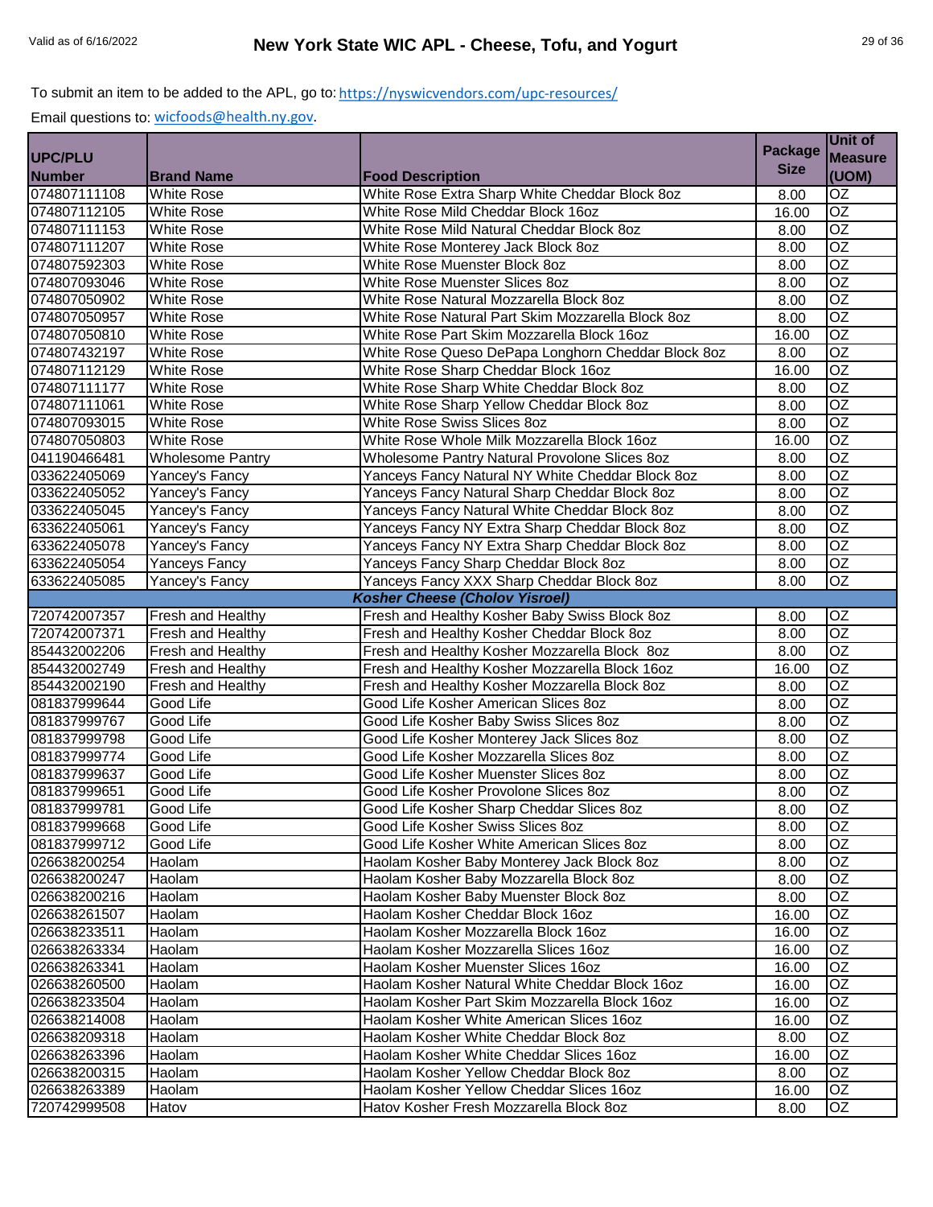To submit an item to be added to the APL, go to: https://nyswicvendors.com/upc-resources/

Email questions to: wicfoods@health.ny.gov.

| UPC/PLU Number | Brand Name | Food Description | Package Size | Unit of Measure (UOM) |
|---|---|---|---|---|
| 074807111108 | White Rose | White Rose Extra Sharp White Cheddar Block 8oz | 8.00 | OZ |
| 074807112105 | White Rose | White Rose Mild Cheddar Block 16oz | 16.00 | OZ |
| 074807111153 | White Rose | White Rose Mild Natural Cheddar Block 8oz | 8.00 | OZ |
| 074807111207 | White Rose | White Rose Monterey Jack Block 8oz | 8.00 | OZ |
| 074807592303 | White Rose | White Rose Muenster Block 8oz | 8.00 | OZ |
| 074807093046 | White Rose | White Rose Muenster Slices 8oz | 8.00 | OZ |
| 074807050902 | White Rose | White Rose Natural Mozzarella Block 8oz | 8.00 | OZ |
| 074807050957 | White Rose | White Rose Natural Part Skim Mozzarella Block 8oz | 8.00 | OZ |
| 074807050810 | White Rose | White Rose Part Skim Mozzarella Block 16oz | 16.00 | OZ |
| 074807432197 | White Rose | White Rose Queso DePapa Longhorn Cheddar Block 8oz | 8.00 | OZ |
| 074807112129 | White Rose | White Rose Sharp Cheddar Block 16oz | 16.00 | OZ |
| 074807111177 | White Rose | White Rose Sharp White Cheddar Block 8oz | 8.00 | OZ |
| 074807111061 | White Rose | White Rose Sharp Yellow Cheddar Block 8oz | 8.00 | OZ |
| 074807093015 | White Rose | White Rose Swiss Slices 8oz | 8.00 | OZ |
| 074807050803 | White Rose | White Rose Whole Milk Mozzarella Block 16oz | 16.00 | OZ |
| 041190466481 | Wholesome Pantry | Wholesome Pantry Natural Provolone Slices 8oz | 8.00 | OZ |
| 033622405069 | Yancey's Fancy | Yanceys Fancy Natural NY White Cheddar Block 8oz | 8.00 | OZ |
| 033622405052 | Yancey's Fancy | Yanceys Fancy Natural Sharp Cheddar Block 8oz | 8.00 | OZ |
| 033622405045 | Yancey's Fancy | Yanceys Fancy Natural White Cheddar Block 8oz | 8.00 | OZ |
| 633622405061 | Yancey's Fancy | Yanceys Fancy NY Extra Sharp Cheddar Block 8oz | 8.00 | OZ |
| 633622405078 | Yancey's Fancy | Yanceys Fancy NY Extra Sharp Cheddar Block 8oz | 8.00 | OZ |
| 633622405054 | Yanceys Fancy | Yanceys Fancy Sharp Cheddar Block 8oz | 8.00 | OZ |
| 633622405085 | Yancey's Fancy | Yanceys Fancy XXX Sharp Cheddar Block 8oz | 8.00 | OZ |
| | | ***Kosher Cheese (Cholov Yisroel)*** | | |
| 720742007357 | Fresh and Healthy | Fresh and Healthy Kosher Baby Swiss Block 8oz | 8.00 | OZ |
| 720742007371 | Fresh and Healthy | Fresh and Healthy Kosher Cheddar Block 8oz | 8.00 | OZ |
| 854432002206 | Fresh and Healthy | Fresh and Healthy Kosher Mozzarella Block 8oz | 8.00 | OZ |
| 854432002749 | Fresh and Healthy | Fresh and Healthy Kosher Mozzarella Block 16oz | 16.00 | OZ |
| 854432002190 | Fresh and Healthy | Fresh and Healthy Kosher Mozzarella Block 8oz | 8.00 | OZ |
| 081837999644 | Good Life | Good Life Kosher American Slices 8oz | 8.00 | OZ |
| 081837999767 | Good Life | Good Life Kosher Baby Swiss Slices 8oz | 8.00 | OZ |
| 081837999798 | Good Life | Good Life Kosher Monterey Jack Slices 8oz | 8.00 | OZ |
| 081837999774 | Good Life | Good Life Kosher Mozzarella Slices 8oz | 8.00 | OZ |
| 081837999637 | Good Life | Good Life Kosher Muenster Slices 8oz | 8.00 | OZ |
| 081837999651 | Good Life | Good Life Kosher Provolone Slices 8oz | 8.00 | OZ |
| 081837999781 | Good Life | Good Life Kosher Sharp Cheddar Slices 8oz | 8.00 | OZ |
| 081837999668 | Good Life | Good Life Kosher Swiss Slices 8oz | 8.00 | OZ |
| 081837999712 | Good Life | Good Life Kosher White American Slices 8oz | 8.00 | OZ |
| 026638200254 | Haolam | Haolam Kosher Baby Monterey Jack Block 8oz | 8.00 | OZ |
| 026638200247 | Haolam | Haolam Kosher Baby Mozzarella Block 8oz | 8.00 | OZ |
| 026638200216 | Haolam | Haolam Kosher Baby Muenster Block 8oz | 8.00 | OZ |
| 026638261507 | Haolam | Haolam Kosher Cheddar Block 16oz | 16.00 | OZ |
| 026638233511 | Haolam | Haolam Kosher Mozzarella Block 16oz | 16.00 | OZ |
| 026638263334 | Haolam | Haolam Kosher Mozzarella Slices 16oz | 16.00 | OZ |
| 026638263341 | Haolam | Haolam Kosher Muenster Slices 16oz | 16.00 | OZ |
| 026638260500 | Haolam | Haolam Kosher Natural White Cheddar Block 16oz | 16.00 | OZ |
| 026638233504 | Haolam | Haolam Kosher Part Skim Mozzarella Block 16oz | 16.00 | OZ |
| 026638214008 | Haolam | Haolam Kosher White American Slices 16oz | 16.00 | OZ |
| 026638209318 | Haolam | Haolam Kosher White Cheddar Block 8oz | 8.00 | OZ |
| 026638263396 | Haolam | Haolam Kosher White Cheddar Slices 16oz | 16.00 | OZ |
| 026638200315 | Haolam | Haolam Kosher Yellow Cheddar Block 8oz | 8.00 | OZ |
| 026638263389 | Haolam | Haolam Kosher Yellow Cheddar Slices 16oz | 16.00 | OZ |
| 720742999508 | Hatov | Hatov Kosher Fresh Mozzarella Block 8oz | 8.00 | OZ |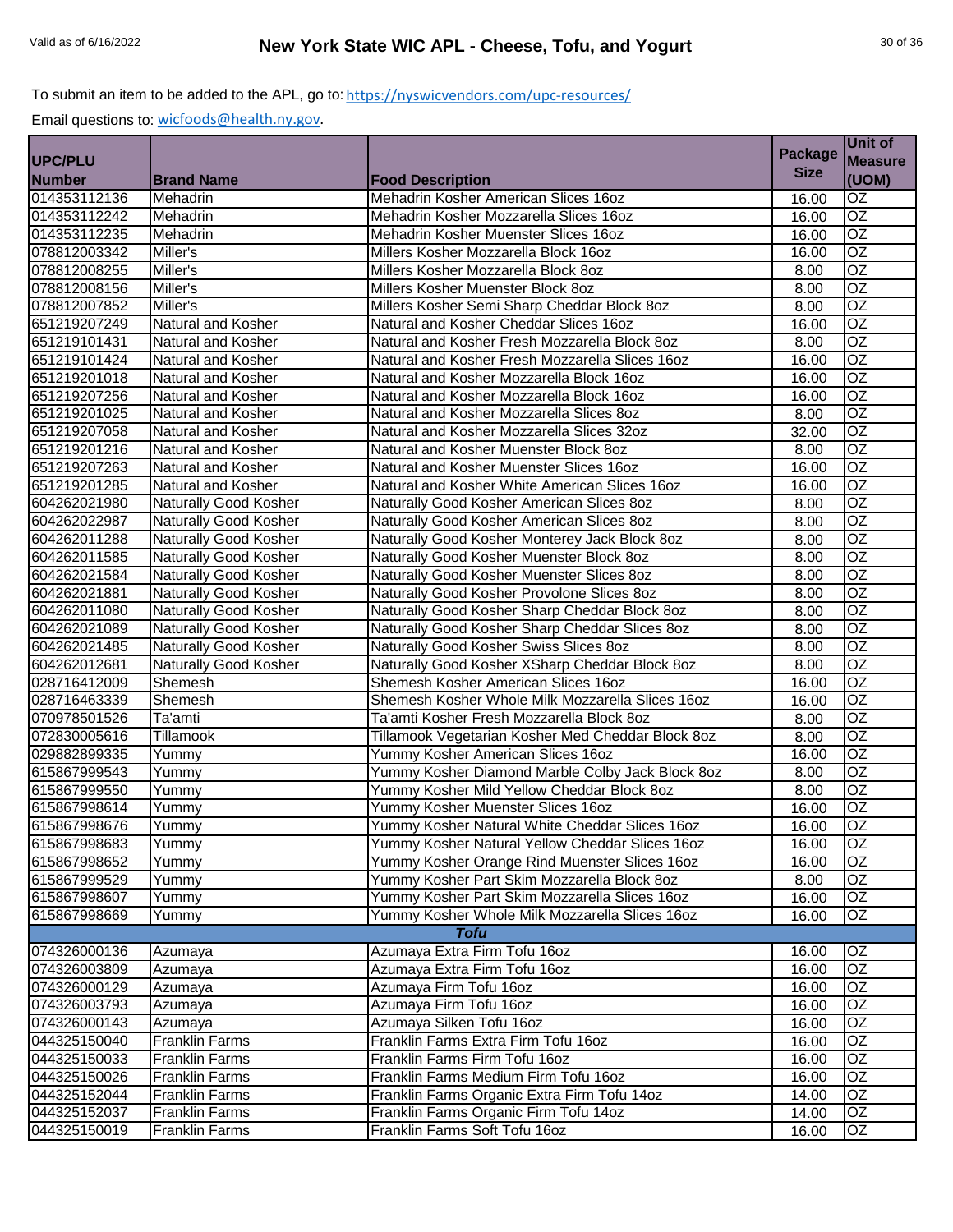To submit an item to be added to the APL, go to: https://nyswicvendors.com/upc-resources/

Email questions to: wicfoods@health.ny.gov.

| UPC/PLU Number | Brand Name | Food Description | Package Size | Unit of Measure (UOM) |
|---|---|---|---|---|
| 014353112136 | Mehadrin | Mehadrin Kosher American Slices 16oz | 16.00 | OZ |
| 014353112242 | Mehadrin | Mehadrin Kosher Mozzarella Slices 16oz | 16.00 | OZ |
| 014353112235 | Mehadrin | Mehadrin Kosher Muenster Slices 16oz | 16.00 | OZ |
| 078812003342 | Miller's | Millers Kosher Mozzarella Block 16oz | 16.00 | OZ |
| 078812008255 | Miller's | Millers Kosher Mozzarella Block 8oz | 8.00 | OZ |
| 078812008156 | Miller's | Millers Kosher Muenster Block 8oz | 8.00 | OZ |
| 078812007852 | Miller's | Millers Kosher Semi Sharp Cheddar Block 8oz | 8.00 | OZ |
| 651219207249 | Natural and Kosher | Natural and Kosher Cheddar Slices 16oz | 16.00 | OZ |
| 651219101431 | Natural and Kosher | Natural and Kosher Fresh Mozzarella Block 8oz | 8.00 | OZ |
| 651219101424 | Natural and Kosher | Natural and Kosher Fresh Mozzarella Slices 16oz | 16.00 | OZ |
| 651219201018 | Natural and Kosher | Natural and Kosher Mozzarella Block 16oz | 16.00 | OZ |
| 651219207256 | Natural and Kosher | Natural and Kosher Mozzarella Block 16oz | 16.00 | OZ |
| 651219201025 | Natural and Kosher | Natural and Kosher Mozzarella Slices 8oz | 8.00 | OZ |
| 651219207058 | Natural and Kosher | Natural and Kosher Mozzarella Slices 32oz | 32.00 | OZ |
| 651219201216 | Natural and Kosher | Natural and Kosher Muenster Block 8oz | 8.00 | OZ |
| 651219207263 | Natural and Kosher | Natural and Kosher Muenster Slices 16oz | 16.00 | OZ |
| 651219201285 | Natural and Kosher | Natural and Kosher White American Slices 16oz | 16.00 | OZ |
| 604262021980 | Naturally Good Kosher | Naturally Good Kosher American Slices 8oz | 8.00 | OZ |
| 604262022987 | Naturally Good Kosher | Naturally Good Kosher American Slices 8oz | 8.00 | OZ |
| 604262011288 | Naturally Good Kosher | Naturally Good Kosher Monterey Jack Block 8oz | 8.00 | OZ |
| 604262011585 | Naturally Good Kosher | Naturally Good Kosher Muenster Block 8oz | 8.00 | OZ |
| 604262021584 | Naturally Good Kosher | Naturally Good Kosher Muenster Slices 8oz | 8.00 | OZ |
| 604262021881 | Naturally Good Kosher | Naturally Good Kosher Provolone Slices 8oz | 8.00 | OZ |
| 604262011080 | Naturally Good Kosher | Naturally Good Kosher Sharp Cheddar Block 8oz | 8.00 | OZ |
| 604262021089 | Naturally Good Kosher | Naturally Good Kosher Sharp Cheddar Slices 8oz | 8.00 | OZ |
| 604262021485 | Naturally Good Kosher | Naturally Good Kosher Swiss Slices 8oz | 8.00 | OZ |
| 604262012681 | Naturally Good Kosher | Naturally Good Kosher XSharp Cheddar Block 8oz | 8.00 | OZ |
| 028716412009 | Shemesh | Shemesh Kosher American Slices 16oz | 16.00 | OZ |
| 028716463339 | Shemesh | Shemesh Kosher Whole Milk Mozzarella Slices 16oz | 16.00 | OZ |
| 070978501526 | Ta'amti | Ta'amti Kosher Fresh Mozzarella Block 8oz | 8.00 | OZ |
| 072830005616 | Tillamook | Tillamook Vegetarian Kosher Med Cheddar Block 8oz | 8.00 | OZ |
| 029882899335 | Yummy | Yummy Kosher American Slices 16oz | 16.00 | OZ |
| 615867999543 | Yummy | Yummy Kosher Diamond Marble Colby Jack Block 8oz | 8.00 | OZ |
| 615867999550 | Yummy | Yummy Kosher Mild Yellow Cheddar Block 8oz | 8.00 | OZ |
| 615867998614 | Yummy | Yummy Kosher Muenster Slices 16oz | 16.00 | OZ |
| 615867998676 | Yummy | Yummy Kosher Natural White Cheddar Slices 16oz | 16.00 | OZ |
| 615867998683 | Yummy | Yummy Kosher Natural Yellow Cheddar Slices 16oz | 16.00 | OZ |
| 615867998652 | Yummy | Yummy Kosher Orange Rind Muenster Slices 16oz | 16.00 | OZ |
| 615867999529 | Yummy | Yummy Kosher Part Skim Mozzarella Block 8oz | 8.00 | OZ |
| 615867998607 | Yummy | Yummy Kosher Part Skim Mozzarella Slices 16oz | 16.00 | OZ |
| 615867998669 | Yummy | Yummy Kosher Whole Milk Mozzarella Slices 16oz | 16.00 | OZ |
| | | ***Tofu*** | | |
| 074326000136 | Azumaya | Azumaya Extra Firm Tofu 16oz | 16.00 | OZ |
| 074326003809 | Azumaya | Azumaya Extra Firm Tofu 16oz | 16.00 | OZ |
| 074326000129 | Azumaya | Azumaya Firm Tofu 16oz | 16.00 | OZ |
| 074326003793 | Azumaya | Azumaya Firm Tofu 16oz | 16.00 | OZ |
| 074326000143 | Azumaya | Azumaya Silken Tofu 16oz | 16.00 | OZ |
| 044325150040 | Franklin Farms | Franklin Farms Extra Firm Tofu 16oz | 16.00 | OZ |
| 044325150033 | Franklin Farms | Franklin Farms Firm Tofu 16oz | 16.00 | OZ |
| 044325150026 | Franklin Farms | Franklin Farms Medium Firm Tofu 16oz | 16.00 | OZ |
| 044325152044 | Franklin Farms | Franklin Farms Organic Extra Firm Tofu 14oz | 14.00 | OZ |
| 044325152037 | Franklin Farms | Franklin Farms Organic Firm Tofu 14oz | 14.00 | OZ |
| 044325150019 | Franklin Farms | Franklin Farms Soft Tofu 16oz | 16.00 | OZ |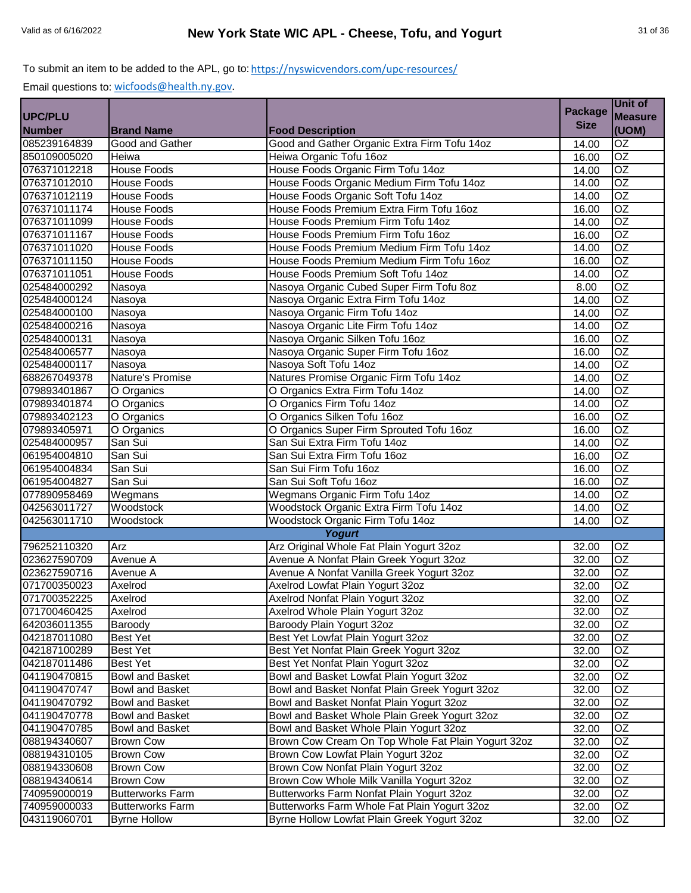To submit an item to be added to the APL, go to: https://nyswicvendors.com/upc-resources/

Email questions to: wicfoods@health.ny.gov.

| UPC/PLU Number | Brand Name | Food Description | Package Size | Unit of Measure (UOM) |
|---|---|---|---|---|
| 085239164839 | Good and Gather | Good and Gather Organic Extra Firm Tofu 14oz | 14.00 | OZ |
| 850109005020 | Heiwa | Heiwa Organic Tofu 16oz | 16.00 | OZ |
| 076371012218 | House Foods | House Foods Organic Firm Tofu 14oz | 14.00 | OZ |
| 076371012010 | House Foods | House Foods Organic Medium Firm Tofu 14oz | 14.00 | OZ |
| 076371012119 | House Foods | House Foods Organic Soft Tofu 14oz | 14.00 | OZ |
| 076371011174 | House Foods | House Foods Premium Extra Firm Tofu 16oz | 16.00 | OZ |
| 076371011099 | House Foods | House Foods Premium Firm Tofu 14oz | 14.00 | OZ |
| 076371011167 | House Foods | House Foods Premium Firm Tofu 16oz | 16.00 | OZ |
| 076371011020 | House Foods | House Foods Premium Medium Firm Tofu 14oz | 14.00 | OZ |
| 076371011150 | House Foods | House Foods Premium Medium Firm Tofu 16oz | 16.00 | OZ |
| 076371011051 | House Foods | House Foods Premium Soft Tofu 14oz | 14.00 | OZ |
| 025484000292 | Nasoya | Nasoya Organic Cubed Super Firm Tofu 8oz | 8.00 | OZ |
| 025484000124 | Nasoya | Nasoya Organic Extra Firm Tofu 14oz | 14.00 | OZ |
| 025484000100 | Nasoya | Nasoya Organic Firm Tofu 14oz | 14.00 | OZ |
| 025484000216 | Nasoya | Nasoya Organic Lite Firm Tofu 14oz | 14.00 | OZ |
| 025484000131 | Nasoya | Nasoya Organic Silken Tofu 16oz | 16.00 | OZ |
| 025484006577 | Nasoya | Nasoya Organic Super Firm Tofu 16oz | 16.00 | OZ |
| 025484000117 | Nasoya | Nasoya Soft Tofu 14oz | 14.00 | OZ |
| 688267049378 | Nature's Promise | Natures Promise Organic Firm Tofu 14oz | 14.00 | OZ |
| 079893401867 | O Organics | O Organics Extra Firm Tofu 14oz | 14.00 | OZ |
| 079893401874 | O Organics | O Organics Firm Tofu 14oz | 14.00 | OZ |
| 079893402123 | O Organics | O Organics Silken Tofu 16oz | 16.00 | OZ |
| 079893405971 | O Organics | O Organics Super Firm Sprouted Tofu 16oz | 16.00 | OZ |
| 025484000957 | San Sui | San Sui Extra Firm Tofu 14oz | 14.00 | OZ |
| 061954004810 | San Sui | San Sui Extra Firm Tofu 16oz | 16.00 | OZ |
| 061954004834 | San Sui | San Sui Firm Tofu 16oz | 16.00 | OZ |
| 061954004827 | San Sui | San Sui Soft Tofu 16oz | 16.00 | OZ |
| 077890958469 | Wegmans | Wegmans Organic Firm Tofu 14oz | 14.00 | OZ |
| 042563011727 | Woodstock | Woodstock Organic Extra Firm Tofu 14oz | 14.00 | OZ |
| 042563011710 | Woodstock | Woodstock Organic Firm Tofu 14oz | 14.00 | OZ |
| | | ***Yogurt*** | | |
| 796252110320 | Arz | Arz Original Whole Fat Plain Yogurt 32oz | 32.00 | OZ |
| 023627590709 | Avenue A | Avenue A Nonfat Plain Greek Yogurt 32oz | 32.00 | OZ |
| 023627590716 | Avenue A | Avenue A Nonfat Vanilla Greek Yogurt 32oz | 32.00 | OZ |
| 071700350023 | Axelrod | Axelrod Lowfat Plain Yogurt 32oz | 32.00 | OZ |
| 071700352225 | Axelrod | Axelrod Nonfat Plain Yogurt 32oz | 32.00 | OZ |
| 071700460425 | Axelrod | Axelrod Whole Plain Yogurt 32oz | 32.00 | OZ |
| 642036011355 | Baroody | Baroody Plain Yogurt 32oz | 32.00 | OZ |
| 042187011080 | Best Yet | Best Yet Lowfat Plain Yogurt 32oz | 32.00 | OZ |
| 042187100289 | Best Yet | Best Yet Nonfat Plain Greek Yogurt 32oz | 32.00 | OZ |
| 042187011486 | Best Yet | Best Yet Nonfat Plain Yogurt 32oz | 32.00 | OZ |
| 041190470815 | Bowl and Basket | Bowl and Basket Lowfat Plain Yogurt 32oz | 32.00 | OZ |
| 041190470747 | Bowl and Basket | Bowl and Basket Nonfat Plain Greek Yogurt 32oz | 32.00 | OZ |
| 041190470792 | Bowl and Basket | Bowl and Basket Nonfat Plain Yogurt 32oz | 32.00 | OZ |
| 041190470778 | Bowl and Basket | Bowl and Basket Whole Plain Greek Yogurt 32oz | 32.00 | OZ |
| 041190470785 | Bowl and Basket | Bowl and Basket Whole Plain Yogurt 32oz | 32.00 | OZ |
| 088194340607 | Brown Cow | Brown Cow Cream On Top Whole Fat Plain Yogurt 32oz | 32.00 | OZ |
| 088194310105 | Brown Cow | Brown Cow Lowfat Plain Yogurt 32oz | 32.00 | OZ |
| 088194330608 | Brown Cow | Brown Cow Nonfat Plain Yogurt 32oz | 32.00 | OZ |
| 088194340614 | Brown Cow | Brown Cow Whole Milk Vanilla Yogurt 32oz | 32.00 | OZ |
| 740959000019 | Butterworks Farm | Butterworks Farm Nonfat Plain Yogurt 32oz | 32.00 | OZ |
| 740959000033 | Butterworks Farm | Butterworks Farm Whole Fat Plain Yogurt 32oz | 32.00 | OZ |
| 043119060701 | Byrne Hollow | Byrne Hollow Lowfat Plain Greek Yogurt 32oz | 32.00 | OZ |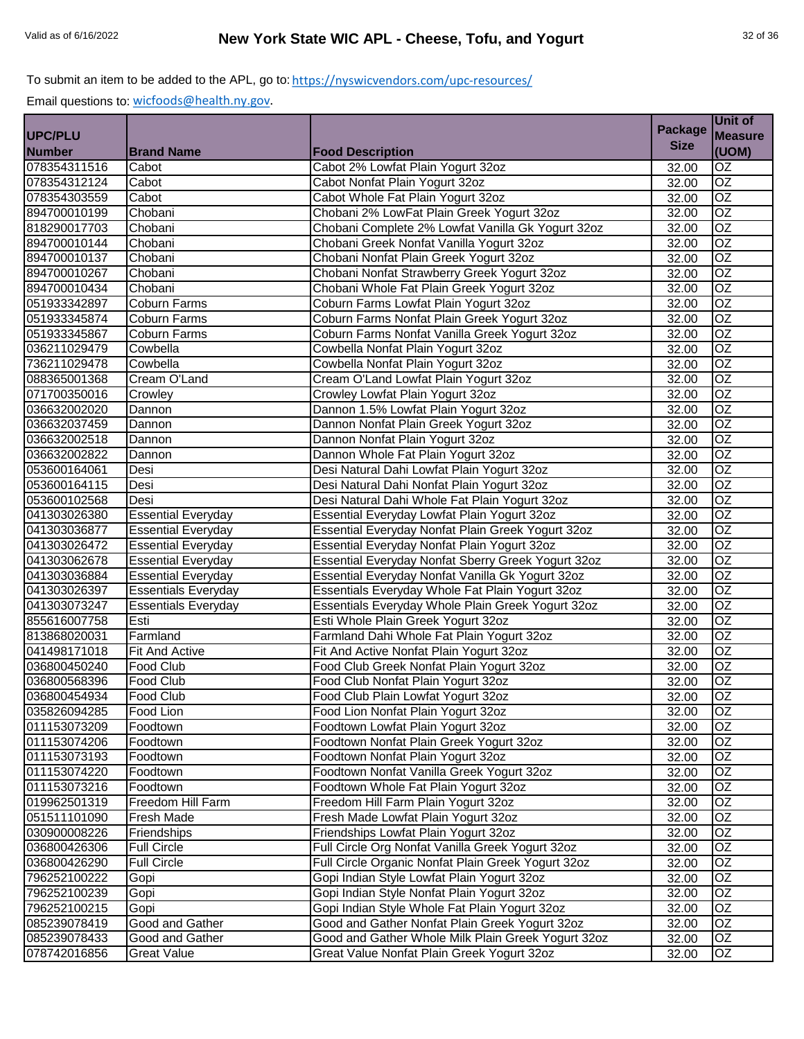To submit an item to be added to the APL, go to: https://nyswicvendors.com/upc-resources/

Email questions to: wicfoods@health.ny.gov.

| UPC/PLU Number | Brand Name | Food Description | Package Size | Unit of Measure (UOM) |
|---|---|---|---|---|
| 078354311516 | Cabot | Cabot 2% Lowfat Plain Yogurt 32oz | 32.00 | OZ |
| 078354312124 | Cabot | Cabot Nonfat Plain Yogurt 32oz | 32.00 | OZ |
| 078354303559 | Cabot | Cabot Whole Fat Plain Yogurt 32oz | 32.00 | OZ |
| 894700010199 | Chobani | Chobani 2% LowFat Plain Greek Yogurt 32oz | 32.00 | OZ |
| 818290017703 | Chobani | Chobani Complete 2% Lowfat Vanilla Gk Yogurt 32oz | 32.00 | OZ |
| 894700010144 | Chobani | Chobani Greek Nonfat Vanilla Yogurt 32oz | 32.00 | OZ |
| 894700010137 | Chobani | Chobani Nonfat Plain Greek Yogurt 32oz | 32.00 | OZ |
| 894700010267 | Chobani | Chobani Nonfat Strawberry Greek Yogurt 32oz | 32.00 | OZ |
| 894700010434 | Chobani | Chobani Whole Fat Plain Greek Yogurt 32oz | 32.00 | OZ |
| 051933342897 | Coburn Farms | Coburn Farms Lowfat Plain Yogurt 32oz | 32.00 | OZ |
| 051933345874 | Coburn Farms | Coburn Farms Nonfat Plain Greek Yogurt 32oz | 32.00 | OZ |
| 051933345867 | Coburn Farms | Coburn Farms Nonfat Vanilla Greek Yogurt 32oz | 32.00 | OZ |
| 036211029479 | Cowbella | Cowbella Nonfat Plain Yogurt 32oz | 32.00 | OZ |
| 736211029478 | Cowbella | Cowbella Nonfat Plain Yogurt 32oz | 32.00 | OZ |
| 088365001368 | Cream O'Land | Cream O'Land Lowfat Plain Yogurt 32oz | 32.00 | OZ |
| 071700350016 | Crowley | Crowley Lowfat Plain Yogurt 32oz | 32.00 | OZ |
| 036632002020 | Dannon | Dannon 1.5% Lowfat Plain Yogurt 32oz | 32.00 | OZ |
| 036632037459 | Dannon | Dannon Nonfat Plain Greek Yogurt 32oz | 32.00 | OZ |
| 036632002518 | Dannon | Dannon Nonfat Plain Yogurt 32oz | 32.00 | OZ |
| 036632002822 | Dannon | Dannon Whole Fat Plain Yogurt 32oz | 32.00 | OZ |
| 053600164061 | Desi | Desi Natural Dahi Lowfat Plain Yogurt 32oz | 32.00 | OZ |
| 053600164115 | Desi | Desi Natural Dahi Nonfat Plain Yogurt 32oz | 32.00 | OZ |
| 053600102568 | Desi | Desi Natural Dahi Whole Fat Plain Yogurt 32oz | 32.00 | OZ |
| 041303026380 | Essential Everyday | Essential Everyday Lowfat Plain Yogurt 32oz | 32.00 | OZ |
| 041303036877 | Essential Everyday | Essential Everyday Nonfat Plain Greek Yogurt 32oz | 32.00 | OZ |
| 041303026472 | Essential Everyday | Essential Everyday Nonfat Plain Yogurt 32oz | 32.00 | OZ |
| 041303062678 | Essential Everyday | Essential Everyday Nonfat Sberry Greek Yogurt 32oz | 32.00 | OZ |
| 041303036884 | Essential Everyday | Essential Everyday Nonfat Vanilla Gk Yogurt 32oz | 32.00 | OZ |
| 041303026397 | Essentials Everyday | Essentials Everyday Whole Fat Plain Yogurt 32oz | 32.00 | OZ |
| 041303073247 | Essentials Everyday | Essentials Everyday Whole Plain Greek Yogurt 32oz | 32.00 | OZ |
| 855616007758 | Esti | Esti Whole Plain Greek Yogurt 32oz | 32.00 | OZ |
| 813868020031 | Farmland | Farmland Dahi Whole Fat Plain Yogurt 32oz | 32.00 | OZ |
| 041498171018 | Fit And Active | Fit And Active Nonfat Plain Yogurt 32oz | 32.00 | OZ |
| 036800450240 | Food Club | Food Club Greek Nonfat Plain Yogurt 32oz | 32.00 | OZ |
| 036800568396 | Food Club | Food Club Nonfat Plain Yogurt 32oz | 32.00 | OZ |
| 036800454934 | Food Club | Food Club Plain Lowfat Yogurt 32oz | 32.00 | OZ |
| 035826094285 | Food Lion | Food Lion Nonfat Plain Yogurt 32oz | 32.00 | OZ |
| 011153073209 | Foodtown | Foodtown Lowfat Plain Yogurt 32oz | 32.00 | OZ |
| 011153074206 | Foodtown | Foodtown Nonfat Plain Greek Yogurt 32oz | 32.00 | OZ |
| 011153073193 | Foodtown | Foodtown Nonfat Plain Yogurt 32oz | 32.00 | OZ |
| 011153074220 | Foodtown | Foodtown Nonfat Vanilla Greek Yogurt 32oz | 32.00 | OZ |
| 011153073216 | Foodtown | Foodtown Whole Fat Plain Yogurt 32oz | 32.00 | OZ |
| 019962501319 | Freedom Hill Farm | Freedom Hill Farm Plain Yogurt 32oz | 32.00 | OZ |
| 051511101090 | Fresh Made | Fresh Made Lowfat Plain Yogurt 32oz | 32.00 | OZ |
| 030900008226 | Friendships | Friendships Lowfat Plain Yogurt 32oz | 32.00 | OZ |
| 036800426306 | Full Circle | Full Circle Org Nonfat Vanilla Greek Yogurt 32oz | 32.00 | OZ |
| 036800426290 | Full Circle | Full Circle Organic Nonfat Plain Greek Yogurt 32oz | 32.00 | OZ |
| 796252100222 | Gopi | Gopi Indian Style Lowfat Plain Yogurt 32oz | 32.00 | OZ |
| 796252100239 | Gopi | Gopi Indian Style Nonfat Plain Yogurt 32oz | 32.00 | OZ |
| 796252100215 | Gopi | Gopi Indian Style Whole Fat Plain Yogurt 32oz | 32.00 | OZ |
| 085239078419 | Good and Gather | Good and Gather Nonfat Plain Greek Yogurt 32oz | 32.00 | OZ |
| 085239078433 | Good and Gather | Good and Gather Whole Milk Plain Greek Yogurt 32oz | 32.00 | OZ |
| 078742016856 | Great Value | Great Value Nonfat Plain Greek Yogurt 32oz | 32.00 | OZ |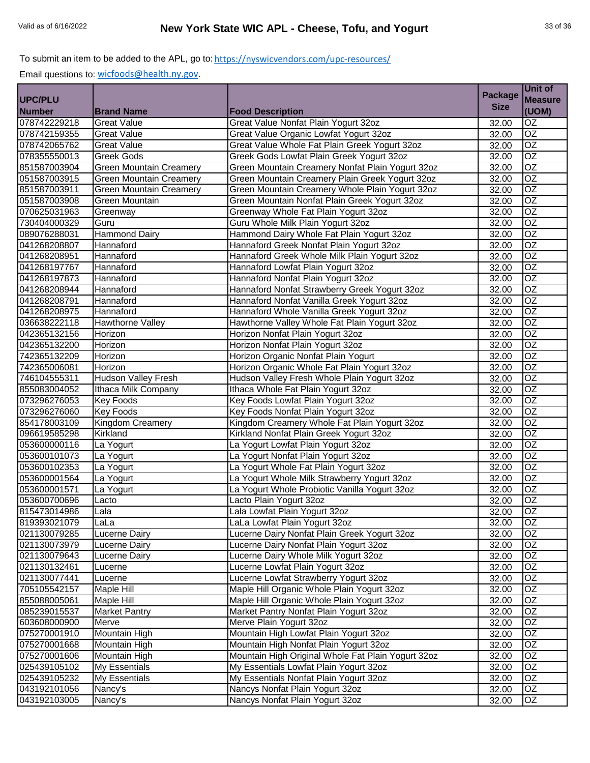To submit an item to be added to the APL, go to: https://nyswicvendors.com/upc-resources/

Email questions to: wicfoods@health.ny.gov.

| UPC/PLU Number | Brand Name | Food Description | Package Size | Unit of Measure (UOM) |
|---|---|---|---|---|
| 078742229218 | Great Value | Great Value Nonfat Plain Yogurt 32oz | 32.00 | OZ |
| 078742159355 | Great Value | Great Value Organic Lowfat Yogurt 32oz | 32.00 | OZ |
| 078742065762 | Great Value | Great Value Whole Fat Plain Greek Yogurt 32oz | 32.00 | OZ |
| 078355550013 | Greek Gods | Greek Gods Lowfat Plain Greek Yogurt 32oz | 32.00 | OZ |
| 851587003904 | Green Mountain Creamery | Green Mountain Creamery Nonfat Plain Yogurt 32oz | 32.00 | OZ |
| 051587003915 | Green Mountain Creamery | Green Mountain Creamery Plain Greek Yogurt 32oz | 32.00 | OZ |
| 851587003911 | Green Mountain Creamery | Green Mountain Creamery Whole Plain Yogurt 32oz | 32.00 | OZ |
| 051587003908 | Green Mountain | Green Mountain Nonfat Plain Greek Yogurt 32oz | 32.00 | OZ |
| 070625031963 | Greenway | Greenway Whole Fat Plain Yogurt 32oz | 32.00 | OZ |
| 730404000329 | Guru | Guru Whole Milk Plain Yogurt 32oz | 32.00 | OZ |
| 089076288031 | Hammond Dairy | Hammond Dairy Whole Fat Plain Yogurt 32oz | 32.00 | OZ |
| 041268208807 | Hannaford | Hannaford Greek Nonfat Plain Yogurt 32oz | 32.00 | OZ |
| 041268208951 | Hannaford | Hannaford Greek Whole Milk Plain Yogurt 32oz | 32.00 | OZ |
| 041268197767 | Hannaford | Hannaford Lowfat Plain Yogurt 32oz | 32.00 | OZ |
| 041268197873 | Hannaford | Hannaford Nonfat Plain Yogurt 32oz | 32.00 | OZ |
| 041268208944 | Hannaford | Hannaford Nonfat Strawberry Greek Yogurt 32oz | 32.00 | OZ |
| 041268208791 | Hannaford | Hannaford Nonfat Vanilla Greek Yogurt 32oz | 32.00 | OZ |
| 041268208975 | Hannaford | Hannaford Whole Vanilla Greek Yogurt 32oz | 32.00 | OZ |
| 036638222118 | Hawthorne Valley | Hawthorne Valley Whole Fat Plain Yogurt 32oz | 32.00 | OZ |
| 042365132156 | Horizon | Horizon Nonfat Plain Yogurt 32oz | 32.00 | OZ |
| 042365132200 | Horizon | Horizon Nonfat Plain Yogurt 32oz | 32.00 | OZ |
| 742365132209 | Horizon | Horizon Organic Nonfat Plain Yogurt | 32.00 | OZ |
| 742365006081 | Horizon | Horizon Organic Whole Fat Plain Yogurt 32oz | 32.00 | OZ |
| 746104555311 | Hudson Valley Fresh | Hudson Valley Fresh Whole Plain Yogurt 32oz | 32.00 | OZ |
| 855083004052 | Ithaca Milk Company | Ithaca Whole Fat Plain Yogurt 32oz | 32.00 | OZ |
| 073296276053 | Key Foods | Key Foods Lowfat Plain Yogurt 32oz | 32.00 | OZ |
| 073296276060 | Key Foods | Key Foods Nonfat Plain Yogurt 32oz | 32.00 | OZ |
| 854178003109 | Kingdom Creamery | Kingdom Creamery Whole Fat Plain Yogurt 32oz | 32.00 | OZ |
| 096619585298 | Kirkland | Kirkland Nonfat Plain Greek Yogurt 32oz | 32.00 | OZ |
| 053600000116 | La Yogurt | La Yogurt Lowfat Plain Yogurt 32oz | 32.00 | OZ |
| 053600101073 | La Yogurt | La Yogurt Nonfat Plain Yogurt 32oz | 32.00 | OZ |
| 053600102353 | La Yogurt | La Yogurt Whole Fat Plain Yogurt 32oz | 32.00 | OZ |
| 053600001564 | La Yogurt | La Yogurt Whole Milk Strawberry Yogurt 32oz | 32.00 | OZ |
| 053600001571 | La Yogurt | La Yogurt Whole Probiotic Vanilla Yogurt 32oz | 32.00 | OZ |
| 053600700696 | Lacto | Lacto Plain Yogurt 32oz | 32.00 | OZ |
| 815473014986 | Lala | Lala Lowfat Plain Yogurt 32oz | 32.00 | OZ |
| 819393021079 | LaLa | LaLa Lowfat Plain Yogurt 32oz | 32.00 | OZ |
| 021130079285 | Lucerne Dairy | Lucerne Dairy Nonfat Plain Greek Yogurt 32oz | 32.00 | OZ |
| 021130073979 | Lucerne Dairy | Lucerne Dairy Nonfat Plain Yogurt 32oz | 32.00 | OZ |
| 021130079643 | Lucerne Dairy | Lucerne Dairy Whole Milk Yogurt 32oz | 32.00 | OZ |
| 021130132461 | Lucerne | Lucerne Lowfat Plain Yogurt 32oz | 32.00 | OZ |
| 021130077441 | Lucerne | Lucerne Lowfat Strawberry Yogurt 32oz | 32.00 | OZ |
| 705105542157 | Maple Hill | Maple Hill Organic Whole Plain Yogurt 32oz | 32.00 | OZ |
| 855088005061 | Maple Hill | Maple Hill Organic Whole Plain Yogurt 32oz | 32.00 | OZ |
| 085239015537 | Market Pantry | Market Pantry Nonfat Plain Yogurt 32oz | 32.00 | OZ |
| 603608000900 | Merve | Merve Plain Yogurt 32oz | 32.00 | OZ |
| 075270001910 | Mountain High | Mountain High Lowfat Plain Yogurt 32oz | 32.00 | OZ |
| 075270001668 | Mountain High | Mountain High Nonfat Plain Yogurt 32oz | 32.00 | OZ |
| 075270001606 | Mountain High | Mountain High Original Whole Fat Plain Yogurt 32oz | 32.00 | OZ |
| 025439105102 | My Essentials | My Essentials Lowfat Plain Yogurt 32oz | 32.00 | OZ |
| 025439105232 | My Essentials | My Essentials Nonfat Plain Yogurt 32oz | 32.00 | OZ |
| 043192101056 | Nancy's | Nancys Nonfat Plain Yogurt 32oz | 32.00 | OZ |
| 043192103005 | Nancy's | Nancys Nonfat Plain Yogurt 32oz | 32.00 | OZ |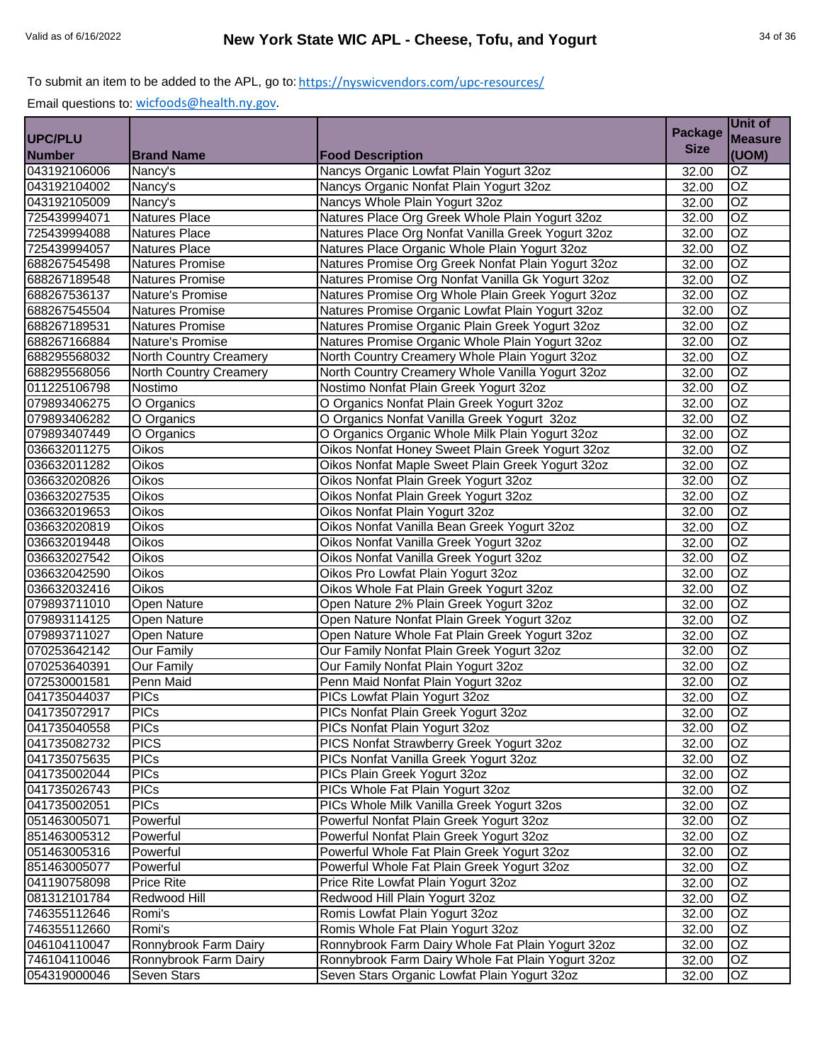To submit an item to be added to the APL, go to: https://nyswicvendors.com/upc-resources/

Email questions to: wicfoods@health.ny.gov.

| UPC/PLU Number | Brand Name | Food Description | Package Size | Unit of Measure (UOM) |
|---|---|---|---|---|
| 043192106006 | Nancy's | Nancys Organic Lowfat Plain Yogurt 32oz | 32.00 | OZ |
| 043192104002 | Nancy's | Nancys Organic Nonfat Plain Yogurt 32oz | 32.00 | OZ |
| 043192105009 | Nancy's | Nancys Whole Plain Yogurt 32oz | 32.00 | OZ |
| 725439994071 | Natures Place | Natures Place Org Greek Whole Plain Yogurt 32oz | 32.00 | OZ |
| 725439994088 | Natures Place | Natures Place Org Nonfat Vanilla Greek Yogurt 32oz | 32.00 | OZ |
| 725439994057 | Natures Place | Natures Place Organic Whole Plain Yogurt 32oz | 32.00 | OZ |
| 688267545498 | Natures Promise | Natures Promise Org Greek Nonfat Plain Yogurt 32oz | 32.00 | OZ |
| 688267189548 | Natures Promise | Natures Promise Org Nonfat Vanilla Gk Yogurt 32oz | 32.00 | OZ |
| 688267536137 | Nature's Promise | Natures Promise Org Whole Plain Greek Yogurt 32oz | 32.00 | OZ |
| 688267545504 | Natures Promise | Natures Promise Organic Lowfat Plain Yogurt 32oz | 32.00 | OZ |
| 688267189531 | Natures Promise | Natures Promise Organic Plain Greek Yogurt 32oz | 32.00 | OZ |
| 688267166884 | Nature's Promise | Natures Promise Organic Whole Plain Yogurt 32oz | 32.00 | OZ |
| 688295568032 | North Country Creamery | North Country Creamery Whole Plain Yogurt 32oz | 32.00 | OZ |
| 688295568056 | North Country Creamery | North Country Creamery Whole Vanilla Yogurt 32oz | 32.00 | OZ |
| 011225106798 | Nostimo | Nostimo Nonfat Plain Greek Yogurt 32oz | 32.00 | OZ |
| 079893406275 | O Organics | O Organics Nonfat Plain Greek Yogurt 32oz | 32.00 | OZ |
| 079893406282 | O Organics | O Organics Nonfat Vanilla Greek Yogurt  32oz | 32.00 | OZ |
| 079893407449 | O Organics | O Organics Organic Whole Milk Plain Yogurt 32oz | 32.00 | OZ |
| 036632011275 | Oikos | Oikos Nonfat Honey Sweet Plain Greek Yogurt 32oz | 32.00 | OZ |
| 036632011282 | Oikos | Oikos Nonfat Maple Sweet Plain Greek Yogurt 32oz | 32.00 | OZ |
| 036632020826 | Oikos | Oikos Nonfat Plain Greek Yogurt 32oz | 32.00 | OZ |
| 036632027535 | Oikos | Oikos Nonfat Plain Greek Yogurt 32oz | 32.00 | OZ |
| 036632019653 | Oikos | Oikos Nonfat Plain Yogurt 32oz | 32.00 | OZ |
| 036632020819 | Oikos | Oikos Nonfat Vanilla Bean Greek Yogurt 32oz | 32.00 | OZ |
| 036632019448 | Oikos | Oikos Nonfat Vanilla Greek Yogurt 32oz | 32.00 | OZ |
| 036632027542 | Oikos | Oikos Nonfat Vanilla Greek Yogurt 32oz | 32.00 | OZ |
| 036632042590 | Oikos | Oikos Pro Lowfat Plain Yogurt 32oz | 32.00 | OZ |
| 036632032416 | Oikos | Oikos Whole Fat Plain Greek Yogurt 32oz | 32.00 | OZ |
| 079893711010 | Open Nature | Open Nature 2% Plain Greek Yogurt 32oz | 32.00 | OZ |
| 079893114125 | Open Nature | Open Nature Nonfat Plain Greek Yogurt 32oz | 32.00 | OZ |
| 079893711027 | Open Nature | Open Nature Whole Fat Plain Greek Yogurt 32oz | 32.00 | OZ |
| 070253642142 | Our Family | Our Family Nonfat Plain Greek Yogurt 32oz | 32.00 | OZ |
| 070253640391 | Our Family | Our Family Nonfat Plain Yogurt 32oz | 32.00 | OZ |
| 072530001581 | Penn Maid | Penn Maid Nonfat Plain Yogurt 32oz | 32.00 | OZ |
| 041735044037 | PICs | PICs Lowfat Plain Yogurt 32oz | 32.00 | OZ |
| 041735072917 | PICs | PICs Nonfat Plain Greek Yogurt 32oz | 32.00 | OZ |
| 041735040558 | PICs | PICs Nonfat Plain Yogurt 32oz | 32.00 | OZ |
| 041735082732 | PICS | PICS Nonfat Strawberry Greek Yogurt 32oz | 32.00 | OZ |
| 041735075635 | PICs | PICs Nonfat Vanilla Greek Yogurt 32oz | 32.00 | OZ |
| 041735002044 | PICs | PICs Plain Greek Yogurt 32oz | 32.00 | OZ |
| 041735026743 | PICs | PICs Whole Fat Plain Yogurt 32oz | 32.00 | OZ |
| 041735002051 | PICs | PICs Whole Milk Vanilla Greek Yogurt 32os | 32.00 | OZ |
| 051463005071 | Powerful | Powerful Nonfat Plain Greek Yogurt 32oz | 32.00 | OZ |
| 851463005312 | Powerful | Powerful Nonfat Plain Greek Yogurt 32oz | 32.00 | OZ |
| 051463005316 | Powerful | Powerful Whole Fat Plain Greek Yogurt 32oz | 32.00 | OZ |
| 851463005077 | Powerful | Powerful Whole Fat Plain Greek Yogurt 32oz | 32.00 | OZ |
| 041190758098 | Price Rite | Price Rite Lowfat Plain Yogurt 32oz | 32.00 | OZ |
| 081312101784 | Redwood Hill | Redwood Hill Plain Yogurt 32oz | 32.00 | OZ |
| 746355112646 | Romi's | Romis Lowfat Plain Yogurt 32oz | 32.00 | OZ |
| 746355112660 | Romi's | Romis Whole Fat Plain Yogurt 32oz | 32.00 | OZ |
| 046104110047 | Ronnybrook Farm Dairy | Ronnybrook Farm Dairy Whole Fat Plain Yogurt 32oz | 32.00 | OZ |
| 746104110046 | Ronnybrook Farm Dairy | Ronnybrook Farm Dairy Whole Fat Plain Yogurt 32oz | 32.00 | OZ |
| 054319000046 | Seven Stars | Seven Stars Organic Lowfat Plain Yogurt 32oz | 32.00 | OZ |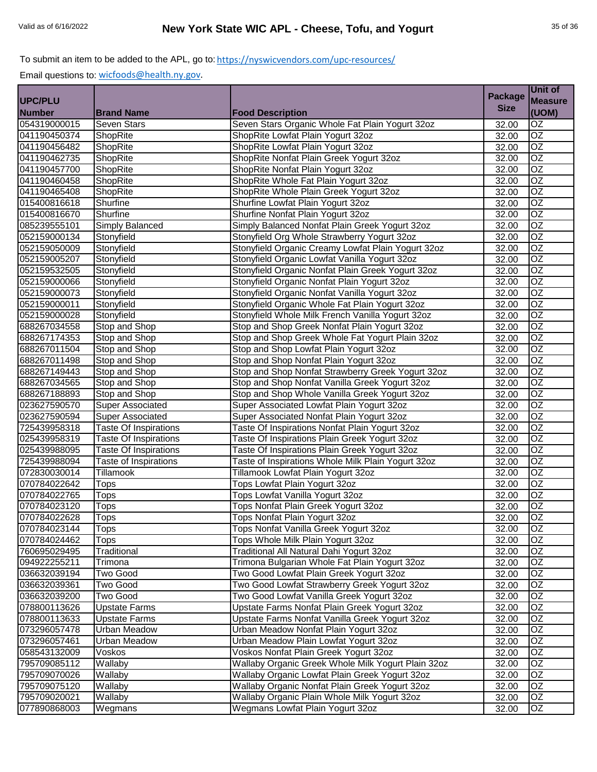To submit an item to be added to the APL, go to: https://nyswicvendors.com/upc-resources/

Email questions to: wicfoods@health.ny.gov.

| UPC/PLU Number | Brand Name | Food Description | Package Size | Unit of Measure (UOM) |
|---|---|---|---|---|
| 054319000015 | Seven Stars | Seven Stars Organic Whole Fat Plain Yogurt 32oz | 32.00 | OZ |
| 041190450374 | ShopRite | ShopRite Lowfat Plain Yogurt 32oz | 32.00 | OZ |
| 041190456482 | ShopRite | ShopRite Lowfat Plain Yogurt 32oz | 32.00 | OZ |
| 041190462735 | ShopRite | ShopRite Nonfat Plain Greek Yogurt 32oz | 32.00 | OZ |
| 041190457700 | ShopRite | ShopRite Nonfat Plain Yogurt 32oz | 32.00 | OZ |
| 041190460458 | ShopRite | ShopRite Whole Fat Plain Yogurt 32oz | 32.00 | OZ |
| 041190465408 | ShopRite | ShopRite Whole Plain Greek Yogurt 32oz | 32.00 | OZ |
| 015400816618 | Shurfine | Shurfine Lowfat Plain Yogurt 32oz | 32.00 | OZ |
| 015400816670 | Shurfine | Shurfine Nonfat Plain Yogurt 32oz | 32.00 | OZ |
| 085239555101 | Simply Balanced | Simply Balanced Nonfat Plain Greek Yogurt 32oz | 32.00 | OZ |
| 052159000134 | Stonyfield | Stonyfield Org Whole Strawberry Yogurt 32oz | 32.00 | OZ |
| 052159050009 | Stonyfield | Stonyfield Organic Creamy Lowfat Plain Yogurt 32oz | 32.00 | OZ |
| 052159005207 | Stonyfield | Stonyfield Organic Lowfat Vanilla Yogurt 32oz | 32.00 | OZ |
| 052159532505 | Stonyfield | Stonyfield Organic Nonfat Plain Greek Yogurt 32oz | 32.00 | OZ |
| 052159000066 | Stonyfield | Stonyfield Organic Nonfat Plain Yogurt 32oz | 32.00 | OZ |
| 052159000073 | Stonyfield | Stonyfield Organic Nonfat Vanilla Yogurt 32oz | 32.00 | OZ |
| 052159000011 | Stonyfield | Stonyfield Organic Whole Fat Plain Yogurt 32oz | 32.00 | OZ |
| 052159000028 | Stonyfield | Stonyfield Whole Milk French Vanilla Yogurt 32oz | 32.00 | OZ |
| 688267034558 | Stop and Shop | Stop and Shop Greek Nonfat Plain Yogurt 32oz | 32.00 | OZ |
| 688267174353 | Stop and Shop | Stop and Shop Greek Whole Fat Yogurt Plain 32oz | 32.00 | OZ |
| 688267011504 | Stop and Shop | Stop and Shop Lowfat Plain Yogurt 32oz | 32.00 | OZ |
| 688267011498 | Stop and Shop | Stop and Shop Nonfat Plain Yogurt 32oz | 32.00 | OZ |
| 688267149443 | Stop and Shop | Stop and Shop Nonfat Strawberry Greek Yogurt 32oz | 32.00 | OZ |
| 688267034565 | Stop and Shop | Stop and Shop Nonfat Vanilla Greek Yogurt 32oz | 32.00 | OZ |
| 688267188893 | Stop and Shop | Stop and Shop Whole Vanilla Greek Yogurt 32oz | 32.00 | OZ |
| 023627590570 | Super Associated | Super Associated Lowfat Plain Yogurt 32oz | 32.00 | OZ |
| 023627590594 | Super Associated | Super Associated Nonfat Plain Yogurt 32oz | 32.00 | OZ |
| 725439958318 | Taste Of Inspirations | Taste Of Inspirations Nonfat Plain Yogurt 32oz | 32.00 | OZ |
| 025439958319 | Taste Of Inspirations | Taste Of Inspirations Plain Greek Yogurt 32oz | 32.00 | OZ |
| 025439988095 | Taste Of Inspirations | Taste Of Inspirations Plain Greek Yogurt 32oz | 32.00 | OZ |
| 725439988094 | Taste of Inspirations | Taste of Inspirations Whole Milk Plain Yogurt 32oz | 32.00 | OZ |
| 072830030014 | Tillamook | Tillamook Lowfat Plain Yogurt 32oz | 32.00 | OZ |
| 070784022642 | Tops | Tops Lowfat Plain Yogurt 32oz | 32.00 | OZ |
| 070784022765 | Tops | Tops Lowfat Vanilla Yogurt 32oz | 32.00 | OZ |
| 070784023120 | Tops | Tops Nonfat Plain Greek Yogurt 32oz | 32.00 | OZ |
| 070784022628 | Tops | Tops Nonfat Plain Yogurt 32oz | 32.00 | OZ |
| 070784023144 | Tops | Tops Nonfat Vanilla Greek Yogurt 32oz | 32.00 | OZ |
| 070784024462 | Tops | Tops Whole Milk Plain Yogurt 32oz | 32.00 | OZ |
| 760695029495 | Traditional | Traditional All Natural Dahi Yogurt 32oz | 32.00 | OZ |
| 094922255211 | Trimona | Trimona Bulgarian Whole Fat Plain Yogurt 32oz | 32.00 | OZ |
| 036632039194 | Two Good | Two Good Lowfat Plain Greek Yogurt 32oz | 32.00 | OZ |
| 036632039361 | Two Good | Two Good Lowfat Strawberry Greek Yogurt 32oz | 32.00 | OZ |
| 036632039200 | Two Good | Two Good Lowfat Vanilla Greek Yogurt 32oz | 32.00 | OZ |
| 078800113626 | Upstate Farms | Upstate Farms Nonfat Plain Greek Yogurt 32oz | 32.00 | OZ |
| 078800113633 | Upstate Farms | Upstate Farms Nonfat Vanilla Greek Yogurt 32oz | 32.00 | OZ |
| 073296057478 | Urban Meadow | Urban Meadow Nonfat Plain Yogurt 32oz | 32.00 | OZ |
| 073296057461 | Urban Meadow | Urban Meadow Plain Lowfat Yogurt 32oz | 32.00 | OZ |
| 058543132009 | Voskos | Voskos Nonfat Plain Greek Yogurt 32oz | 32.00 | OZ |
| 795709085112 | Wallaby | Wallaby Organic Greek Whole Milk Yogurt Plain 32oz | 32.00 | OZ |
| 795709070026 | Wallaby | Wallaby Organic Lowfat Plain Greek Yogurt 32oz | 32.00 | OZ |
| 795709075120 | Wallaby | Wallaby Organic Nonfat Plain Greek Yogurt 32oz | 32.00 | OZ |
| 795709020021 | Wallaby | Wallaby Organic Plain Whole Milk Yogurt 32oz | 32.00 | OZ |
| 077890868003 | Wegmans | Wegmans Lowfat Plain Yogurt 32oz | 32.00 | OZ |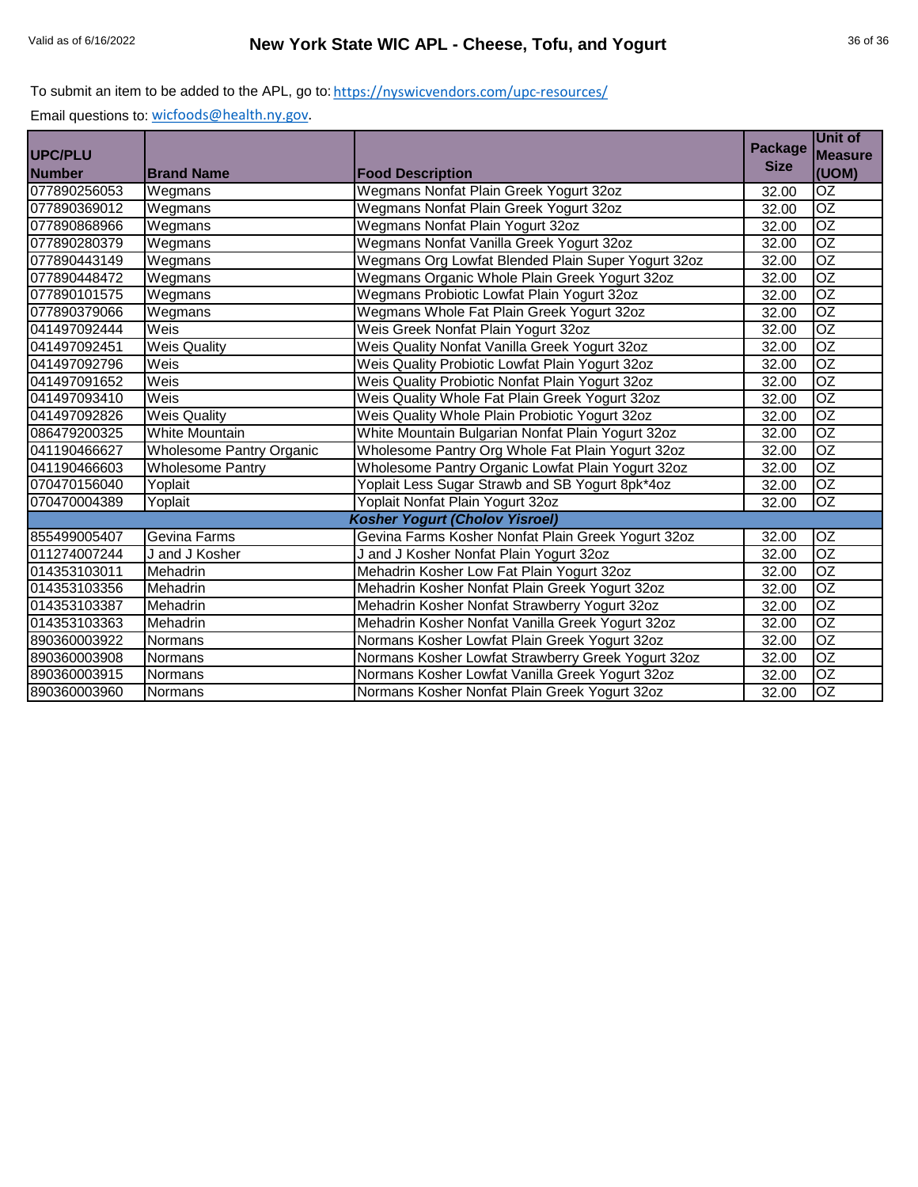To submit an item to be added to the APL, go to: https://nyswicvendors.com/upc-resources/

Email questions to: wicfoods@health.ny.gov.

| UPC/PLU Number | Brand Name | Food Description | Package Size | Unit of Measure (UOM) |
|---|---|---|---|---|
| 077890256053 | Wegmans | Wegmans Nonfat Plain Greek Yogurt 32oz | 32.00 | OZ |
| 077890369012 | Wegmans | Wegmans Nonfat Plain Greek Yogurt 32oz | 32.00 | OZ |
| 077890868966 | Wegmans | Wegmans Nonfat Plain Yogurt 32oz | 32.00 | OZ |
| 077890280379 | Wegmans | Wegmans Nonfat Vanilla Greek Yogurt 32oz | 32.00 | OZ |
| 077890443149 | Wegmans | Wegmans Org Lowfat Blended Plain Super Yogurt 32oz | 32.00 | OZ |
| 077890448472 | Wegmans | Wegmans Organic Whole Plain Greek Yogurt 32oz | 32.00 | OZ |
| 077890101575 | Wegmans | Wegmans Probiotic Lowfat Plain Yogurt 32oz | 32.00 | OZ |
| 077890379066 | Wegmans | Wegmans Whole Fat Plain Greek Yogurt 32oz | 32.00 | OZ |
| 041497092444 | Weis | Weis Greek Nonfat Plain Yogurt 32oz | 32.00 | OZ |
| 041497092451 | Weis Quality | Weis Quality Nonfat Vanilla Greek Yogurt 32oz | 32.00 | OZ |
| 041497092796 | Weis | Weis Quality Probiotic Lowfat Plain Yogurt 32oz | 32.00 | OZ |
| 041497091652 | Weis | Weis Quality Probiotic Nonfat Plain Yogurt 32oz | 32.00 | OZ |
| 041497093410 | Weis | Weis Quality Whole Fat Plain Greek Yogurt 32oz | 32.00 | OZ |
| 041497092826 | Weis Quality | Weis Quality Whole Plain Probiotic Yogurt 32oz | 32.00 | OZ |
| 086479200325 | White Mountain | White Mountain Bulgarian Nonfat Plain Yogurt 32oz | 32.00 | OZ |
| 041190466627 | Wholesome Pantry Organic | Wholesome Pantry Org Whole Fat Plain Yogurt 32oz | 32.00 | OZ |
| 041190466603 | Wholesome Pantry | Wholesome Pantry Organic Lowfat Plain Yogurt 32oz | 32.00 | OZ |
| 070470156040 | Yoplait | Yoplait Less Sugar Strawb and SB Yogurt 8pk*4oz | 32.00 | OZ |
| 070470004389 | Yoplait | Yoplait Nonfat Plain Yogurt 32oz | 32.00 | OZ |
| | | ***Kosher Yogurt (Cholov Yisroel)*** | | |
| 855499005407 | Gevina Farms | Gevina Farms Kosher Nonfat Plain Greek Yogurt 32oz | 32.00 | OZ |
| 011274007244 | J and J Kosher | J and J Kosher Nonfat Plain Yogurt 32oz | 32.00 | OZ |
| 014353103011 | Mehadrin | Mehadrin Kosher Low Fat Plain Yogurt 32oz | 32.00 | OZ |
| 014353103356 | Mehadrin | Mehadrin Kosher Nonfat Plain Greek Yogurt 32oz | 32.00 | OZ |
| 014353103387 | Mehadrin | Mehadrin Kosher Nonfat Strawberry Yogurt 32oz | 32.00 | OZ |
| 014353103363 | Mehadrin | Mehadrin Kosher Nonfat Vanilla Greek Yogurt 32oz | 32.00 | OZ |
| 890360003922 | Normans | Normans Kosher Lowfat Plain Greek Yogurt 32oz | 32.00 | OZ |
| 890360003908 | Normans | Normans Kosher Lowfat Strawberry Greek Yogurt 32oz | 32.00 | OZ |
| 890360003915 | Normans | Normans Kosher Lowfat Vanilla Greek Yogurt 32oz | 32.00 | OZ |
| 890360003960 | Normans | Normans Kosher Nonfat Plain Greek Yogurt 32oz | 32.00 | OZ |